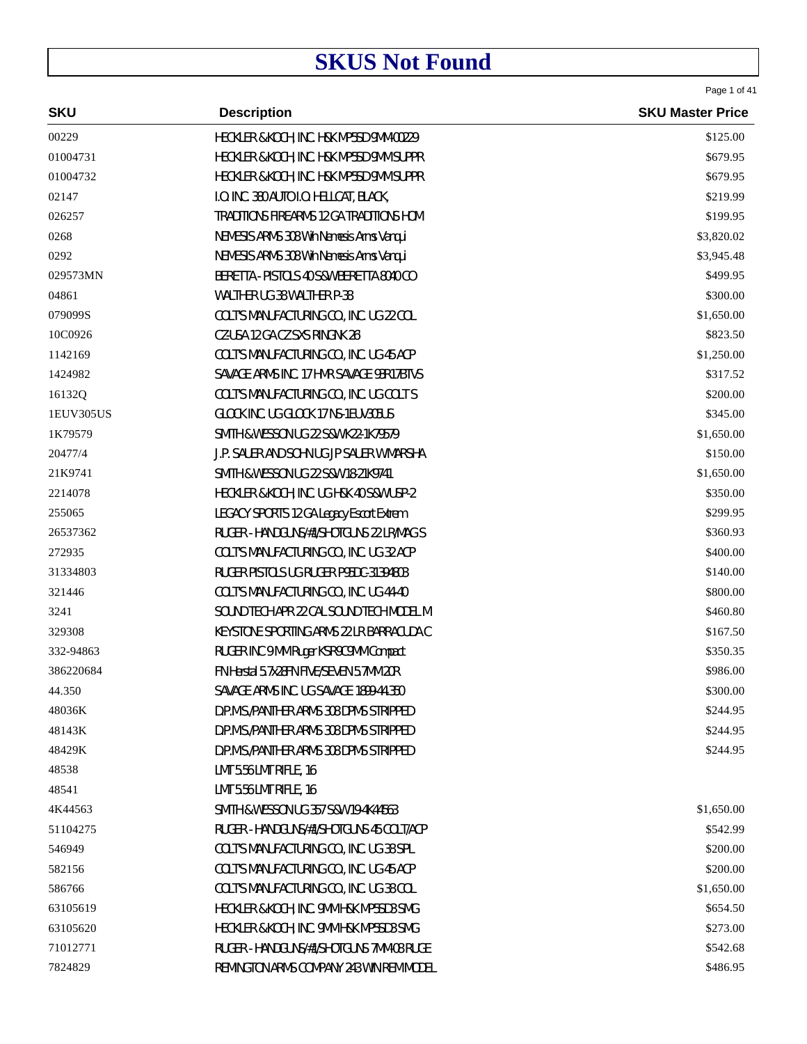# SKUS Not Found

| SKU | Description | SKU Master Price |
|---|---|---|
| 00229 | HECKLER & KOCH, INC. H&K MP5SD 9MM 00229 | $125.00 |
| 01004731 | HECKLER & KOCH, INC. H&K MP5SD 9MM SUPPR | $679.95 |
| 01004732 | HECKLER & KOCH, INC. H&K MP5SD 9MM SUPPR | $679.95 |
| 02147 | I.O. INC. 380 AUTO I.O. HELLCAT, BLACK, | $219.99 |
| 026257 | TRADITIONS FIREARMS 12 GA TRADITIONS HOM | $199.95 |
| 0268 | NEMESIS ARMS 308 Win Nemesis Arms Vanqui | $3,820.02 |
| 0292 | NEMESIS ARMS 308 Win Nemesis Arms Vanqui | $3,945.48 |
| 029573MN | BERETTA - PISTOLS 40 S&W BERETTA 8040 CO | $499.95 |
| 04861 | WALTHER UG 38 WALTHER P-38 | $300.00 |
| 079099S | COLT'S MANUFACTURING CO., INC. UG 22 COL | $1,650.00 |
| 10C0926 | CZ-USA 12 GA CZ SXS RINGNK 28 | $823.50 |
| 1142169 | COLT'S MANUFACTURING CO., INC. UG 45 ACP | $1,250.00 |
| 1424982 | SAVAGE ARMS INC. 17 HMR SAVAGE 93R17BTVS | $317.52 |
| 16132Q | COLT'S MANUFACTURING CO., INC. UG COLT'S | $200.00 |
| 1EUV305US | GLOCK INC. UG GLOCK 17 NS-1EUV305US | $345.00 |
| 1K79579 | SMITH & WESSON UG 22 S&W K22-1K79579 | $1,650.00 |
| 20477/4 | J.P. SAUER AND SOHN UG JP SAUER W MARSHA | $150.00 |
| 21K9741 | SMITH & WESSON UG 22 S&W 18-21K9741 | $1,650.00 |
| 2214078 | HECKLER & KOCH, INC. UG H&K 40 S&W USP-2 | $350.00 |
| 255065 | LEGACY SPORTS 12 GA Legacy Escort Extrem | $299.95 |
| 26537362 | RUGER - HANDGUNS/#1/SHOTGUNS 22 LR/MAG S | $360.93 |
| 272935 | COLT'S MANUFACTURING CO., INC. UG 32 ACP | $400.00 |
| 31334803 | RUGER PISTOLS UG RUGER P95DC-31334803 | $140.00 |
| 321446 | COLT'S MANUFACTURING CO., INC. UG 44-40 | $800.00 |
| 3241 | SOUND TECH APR 22 CAL SOUND TECH MODEL M | $460.80 |
| 329308 | KEYSTONE SPORTING ARMS 22 LR BARRACUDA C | $167.50 |
| 332-94863 | RUGER INC 9 MM Ruger KSR9C 9MM Compact | $350.35 |
| 386220684 | FN Herstal 5.7x28 FN FIVE/SEVEN 5.7MM 20R | $986.00 |
| 44.350 | SAVAGE ARMS INC. UG SAVAGE 1899-44.350 | $300.00 |
| 48036K | D.P.M.S./PANTHER ARMS 308 DPMS STRIPPED | $244.95 |
| 48143K | D.P.M.S./PANTHER ARMS 308 DPMS STRIPPED | $244.95 |
| 48429K | D.P.M.S./PANTHER ARMS 308 DPMS STRIPPED | $244.95 |
| 48538 | LMT 5.56 LMT RIFLE, 16 | |
| 48541 | LMT 5.56 LMT RIFLE, 16 | |
| 4K44563 | SMITH & WESSON UG 357 S&W 19-4K44563 | $1,650.00 |
| 51104275 | RUGER - HANDGUNS/#1/SHOTGUNS 45 COLT/ACP | $542.99 |
| 546949 | COLT'S MANUFACTURING CO., INC. UG 38 SPL | $200.00 |
| 582156 | COLT'S MANUFACTURING CO., INC. UG 45 ACP | $200.00 |
| 586766 | COLT'S MANUFACTURING CO., INC. UG 38 COL | $1,650.00 |
| 63105619 | HECKLER & KOCH, INC. 9MM H&K MP5SD3 SMG | $654.50 |
| 63105620 | HECKLER & KOCH, INC. 9MM H&K MP5SD3 SMG | $273.00 |
| 71012771 | RUGER - HANDGUNS/#1/SHOTGUNS 7MM-08 RUGE | $542.68 |
| 7824829 | REMINGTON ARMS COMPANY 243 WIN REM MODEL | $486.95 |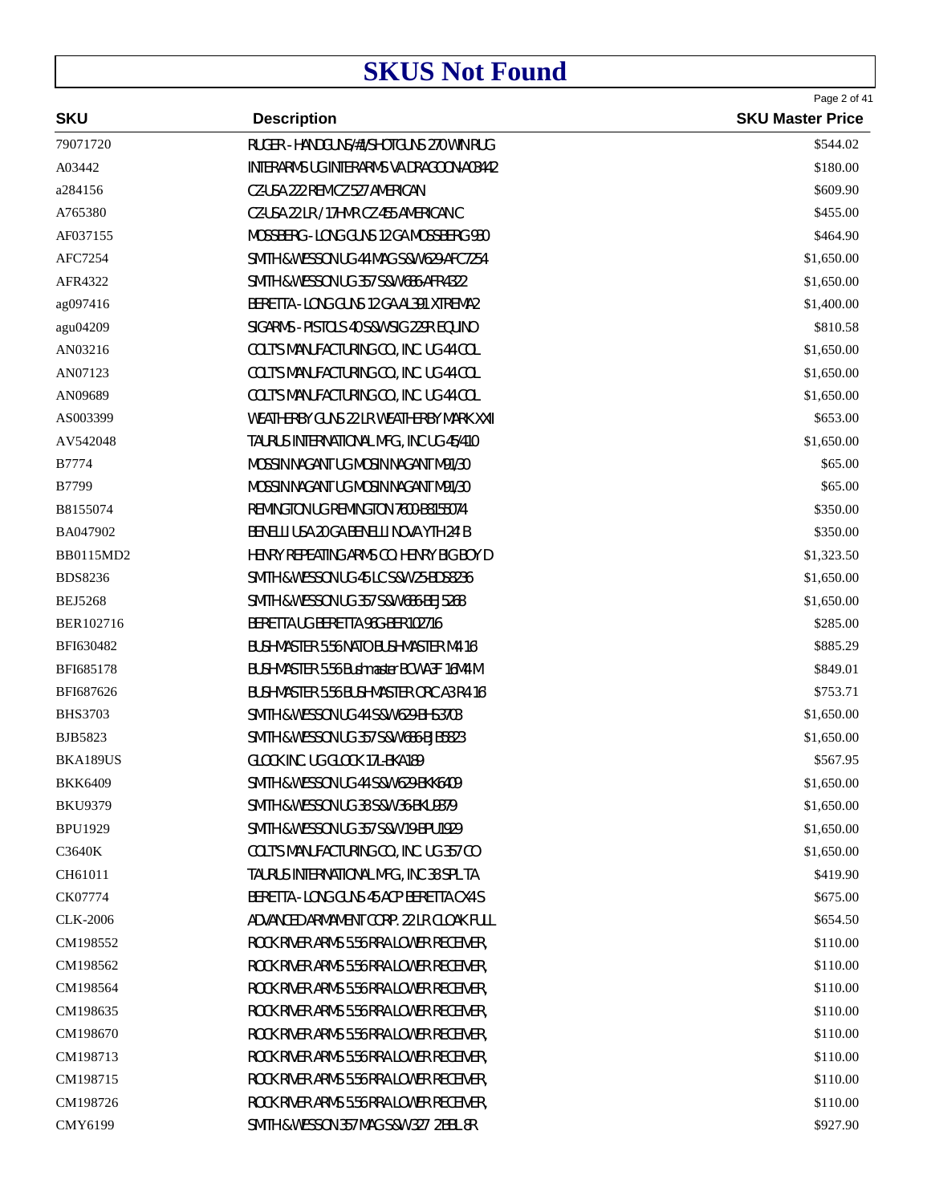# SKUS Not Found

| SKU | Description | SKU Master Price |
|---|---|---|
| 79071720 | RUGER - HANDGUNS/#1/SHOTGUNS 270 WIN RUG | $544.02 |
| A03442 | INTERARMS UG INTERARMS VA DRAGOON-A03442 | $180.00 |
| a284156 | CZ-USA 222 REM CZ 527 AMERICAN | $609.90 |
| A765380 | CZ-USA 22 LR / 17 HMR CZ 455 AMERICAN C | $455.00 |
| AF037155 | MOSSBERG - LONG GUNS 12 GA MOSSBERG 930 | $464.90 |
| AFC7254 | SMITH & WESSON UG 44 MAG S&W 629-AFC7254 | $1,650.00 |
| AFR4322 | SMITH & WESSON UG 357 S&W 686-AFR4322 | $1,650.00 |
| ag097416 | BERETTA - LONG GUNS 12 GA AL391 XTREMA2 | $1,400.00 |
| agu04209 | SIGARMS - PISTOLS 40 S&W SIG 229R EQUINO | $810.58 |
| AN03216 | COLT'S MANUFACTURING CO., INC. UG 44 COL | $1,650.00 |
| AN07123 | COLT'S MANUFACTURING CO., INC. UG 44 COL | $1,650.00 |
| AN09689 | COLT'S MANUFACTURING CO., INC. UG 44 COL | $1,650.00 |
| AS003399 | WEATHERBY GUNS 22 LR WEATHERBY MARK XXII | $653.00 |
| AV542048 | TAURUS INTERNATIONAL MFG., INC UG 45/410 | $1,650.00 |
| B7774 | MOSSIN NAGANT UG MOSIN NAGANT M91/30 | $65.00 |
| B7799 | MOSSIN NAGANT UG MOSIN NAGANT M91/30 | $65.00 |
| B8155074 | REMINGTON UG REMINGTON 7600-B8155074 | $350.00 |
| BA047902 | BENELLI USA 20 GA BENELLI NOVA YTH 24 B | $350.00 |
| BB0115MD2 | HENRY REPEATING ARMS CO. HENRY BIG BOY D | $1,323.50 |
| BDS8236 | SMITH & WESSON UG 45 LC S&W 25-BDS8236 | $1,650.00 |
| BEJ5268 | SMITH & WESSON UG 357 S&W 686-BEJ5268 | $1,650.00 |
| BER102716 | BERETTA UG BERETTA 96G-BER102716 | $285.00 |
| BFI630482 | BUSHMASTER 5.56 NATO BUSHMASTER M4 16 | $885.29 |
| BFI685178 | BUSHMASTER 5.56 Bushmaster BCWA3F 16M4 M | $849.01 |
| BFI687626 | BUSHMASTER 5.56 BUSHMASTER ORC A3 R4 16 | $753.71 |
| BHS3703 | SMITH & WESSON UG 44 S&W 629-BHS3703 | $1,650.00 |
| BJB5823 | SMITH & WESSON UG 357 S&W 686-BJB5823 | $1,650.00 |
| BKA189US | GLOCK INC. UG GLOCK 17L-BKA189 | $567.95 |
| BKK6409 | SMITH & WESSON UG 44 S&W 629-BKK6409 | $1,650.00 |
| BKU9379 | SMITH & WESSON UG 38 S&W 36-BKU9379 | $1,650.00 |
| BPU1929 | SMITH & WESSON UG 357 S&W 19-BPU1929 | $1,650.00 |
| C3640K | COLT'S MANUFACTURING CO., INC. UG 357 CO | $1,650.00 |
| CH61011 | TAURUS INTERNATIONAL MFG., INC 38 SPL TA | $419.90 |
| CK07774 | BERETTA - LONG GUNS 45 ACP BERETTA CX4 S | $675.00 |
| CLK-2006 | ADVANCED ARMAMENT CORP. 22 LR CLOAK FULL | $654.50 |
| CM198552 | ROCK RIVER ARMS 5.56 RRA LOWER RECEIVER, | $110.00 |
| CM198562 | ROCK RIVER ARMS 5.56 RRA LOWER RECEIVER, | $110.00 |
| CM198564 | ROCK RIVER ARMS 5.56 RRA LOWER RECEIVER, | $110.00 |
| CM198635 | ROCK RIVER ARMS 5.56 RRA LOWER RECEIVER, | $110.00 |
| CM198670 | ROCK RIVER ARMS 5.56 RRA LOWER RECEIVER, | $110.00 |
| CM198713 | ROCK RIVER ARMS 5.56 RRA LOWER RECEIVER, | $110.00 |
| CM198715 | ROCK RIVER ARMS 5.56 RRA LOWER RECEIVER, | $110.00 |
| CM198726 | ROCK RIVER ARMS 5.56 RRA LOWER RECEIVER, | $110.00 |
| CMY6199 | SMITH & WESSON 357 MAG S&W 327 2 BBL 8R | $927.90 |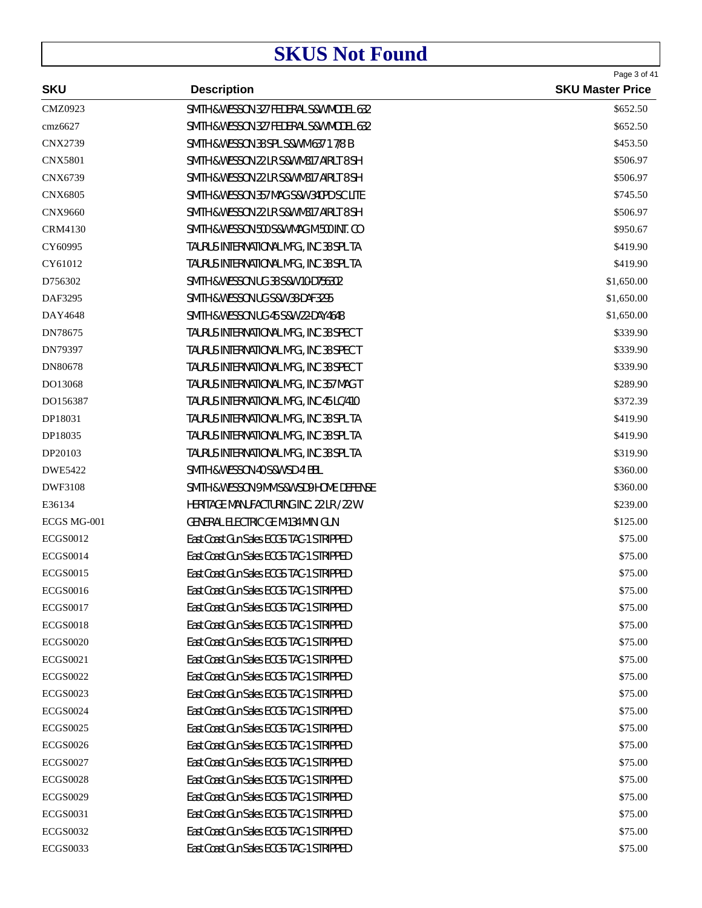# SKUS Not Found

| SKU | Description | SKU Master Price |
|---|---|---|
| CMZ0923 | SMITH & WESSON 327 FEDERAL S&W MODEL 632 | $652.50 |
| cmz6627 | SMITH & WESSON 327 FEDERAL S&W MODEL 632 | $652.50 |
| CNX2739 | SMITH & WESSON 38 SPL S&W M637 1 7/8 B | $453.50 |
| CNX5801 | SMITH & WESSON 22 LR S&W M317 AIRLT 8 SH | $506.97 |
| CNX6739 | SMITH & WESSON 22 LR S&W M317 AIRLT 8 SH | $506.97 |
| CNX6805 | SMITH & WESSON 357 MAG S&W 340PD SC LITE | $745.50 |
| CNX9660 | SMITH & WESSON 22 LR S&W M317 AIRLT 8 SH | $506.97 |
| CRM4130 | SMITH & WESSON 500 S&W MAG M500 INT. CO | $950.67 |
| CY60995 | TAURUS INTERNATIONAL MFG, INC 38 SPL TA | $419.90 |
| CY61012 | TAURUS INTERNATIONAL MFG, INC 38 SPL TA | $419.90 |
| D756302 | SMITH & WESSON UG 38 S&W 10-D756302 | $1,650.00 |
| DAF3295 | SMITH & WESSON UG S&W 38-DAF3295 | $1,650.00 |
| DAY4648 | SMITH & WESSON UG 45 S&W 22-DAY4648 | $1,650.00 |
| DN78675 | TAURUS INTERNATIONAL MFG, INC 38 SPEC T | $339.90 |
| DN79397 | TAURUS INTERNATIONAL MFG, INC 38 SPEC T | $339.90 |
| DN80678 | TAURUS INTERNATIONAL MFG, INC 38 SPEC T | $339.90 |
| DO13068 | TAURUS INTERNATIONAL MFG, INC 357 MAG T | $289.90 |
| DO156387 | TAURUS INTERNATIONAL MFG, INC 45 LC/410 | $372.39 |
| DP18031 | TAURUS INTERNATIONAL MFG, INC 38 SPL TA | $419.90 |
| DP18035 | TAURUS INTERNATIONAL MFG, INC 38 SPL TA | $419.90 |
| DP20103 | TAURUS INTERNATIONAL MFG, INC 38 SPL TA | $319.90 |
| DWE5422 | SMITH & WESSON 40 S&W SD 4 BBL | $360.00 |
| DWF3108 | SMITH & WESSON 9 MM S&W SD9 HOME DEFENSE | $360.00 |
| E36134 | HERITAGE MANUFACTURING INC. 22 LR / 22 W | $239.00 |
| ECGS MG-001 | GENERAL ELECTRIC GE M-134 MINI GUN | $125.00 |
| ECGS0012 | East Coast Gun Sales ECGS TAC-1 STRIPPED | $75.00 |
| ECGS0014 | East Coast Gun Sales ECGS TAC-1 STRIPPED | $75.00 |
| ECGS0015 | East Coast Gun Sales ECGS TAC-1 STRIPPED | $75.00 |
| ECGS0016 | East Coast Gun Sales ECGS TAC-1 STRIPPED | $75.00 |
| ECGS0017 | East Coast Gun Sales ECGS TAC-1 STRIPPED | $75.00 |
| ECGS0018 | East Coast Gun Sales ECGS TAC-1 STRIPPED | $75.00 |
| ECGS0020 | East Coast Gun Sales ECGS TAC-1 STRIPPED | $75.00 |
| ECGS0021 | East Coast Gun Sales ECGS TAC-1 STRIPPED | $75.00 |
| ECGS0022 | East Coast Gun Sales ECGS TAC-1 STRIPPED | $75.00 |
| ECGS0023 | East Coast Gun Sales ECGS TAC-1 STRIPPED | $75.00 |
| ECGS0024 | East Coast Gun Sales ECGS TAC-1 STRIPPED | $75.00 |
| ECGS0025 | East Coast Gun Sales ECGS TAC-1 STRIPPED | $75.00 |
| ECGS0026 | East Coast Gun Sales ECGS TAC-1 STRIPPED | $75.00 |
| ECGS0027 | East Coast Gun Sales ECGS TAC-1 STRIPPED | $75.00 |
| ECGS0028 | East Coast Gun Sales ECGS TAC-1 STRIPPED | $75.00 |
| ECGS0029 | East Coast Gun Sales ECGS TAC-1 STRIPPED | $75.00 |
| ECGS0031 | East Coast Gun Sales ECGS TAC-1 STRIPPED | $75.00 |
| ECGS0032 | East Coast Gun Sales ECGS TAC-1 STRIPPED | $75.00 |
| ECGS0033 | East Coast Gun Sales ECGS TAC-1 STRIPPED | $75.00 |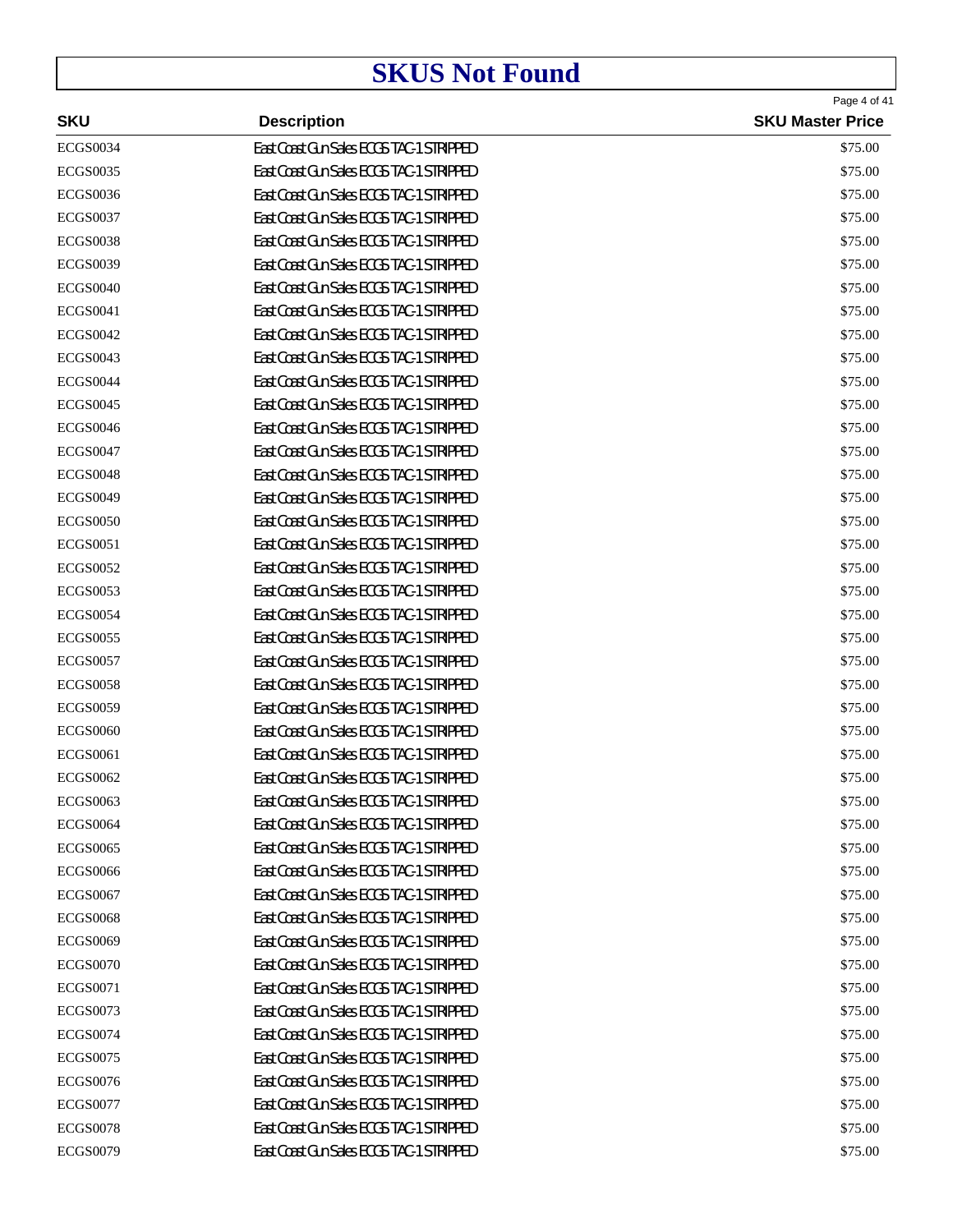# SKUS Not Found

| SKU | Description | SKU Master Price |
|---|---|---|
| ECGS0034 | East Coast Gun Sales ECGS TAC-1 STRIPPED | $75.00 |
| ECGS0035 | East Coast Gun Sales ECGS TAC-1 STRIPPED | $75.00 |
| ECGS0036 | East Coast Gun Sales ECGS TAC-1 STRIPPED | $75.00 |
| ECGS0037 | East Coast Gun Sales ECGS TAC-1 STRIPPED | $75.00 |
| ECGS0038 | East Coast Gun Sales ECGS TAC-1 STRIPPED | $75.00 |
| ECGS0039 | East Coast Gun Sales ECGS TAC-1 STRIPPED | $75.00 |
| ECGS0040 | East Coast Gun Sales ECGS TAC-1 STRIPPED | $75.00 |
| ECGS0041 | East Coast Gun Sales ECGS TAC-1 STRIPPED | $75.00 |
| ECGS0042 | East Coast Gun Sales ECGS TAC-1 STRIPPED | $75.00 |
| ECGS0043 | East Coast Gun Sales ECGS TAC-1 STRIPPED | $75.00 |
| ECGS0044 | East Coast Gun Sales ECGS TAC-1 STRIPPED | $75.00 |
| ECGS0045 | East Coast Gun Sales ECGS TAC-1 STRIPPED | $75.00 |
| ECGS0046 | East Coast Gun Sales ECGS TAC-1 STRIPPED | $75.00 |
| ECGS0047 | East Coast Gun Sales ECGS TAC-1 STRIPPED | $75.00 |
| ECGS0048 | East Coast Gun Sales ECGS TAC-1 STRIPPED | $75.00 |
| ECGS0049 | East Coast Gun Sales ECGS TAC-1 STRIPPED | $75.00 |
| ECGS0050 | East Coast Gun Sales ECGS TAC-1 STRIPPED | $75.00 |
| ECGS0051 | East Coast Gun Sales ECGS TAC-1 STRIPPED | $75.00 |
| ECGS0052 | East Coast Gun Sales ECGS TAC-1 STRIPPED | $75.00 |
| ECGS0053 | East Coast Gun Sales ECGS TAC-1 STRIPPED | $75.00 |
| ECGS0054 | East Coast Gun Sales ECGS TAC-1 STRIPPED | $75.00 |
| ECGS0055 | East Coast Gun Sales ECGS TAC-1 STRIPPED | $75.00 |
| ECGS0057 | East Coast Gun Sales ECGS TAC-1 STRIPPED | $75.00 |
| ECGS0058 | East Coast Gun Sales ECGS TAC-1 STRIPPED | $75.00 |
| ECGS0059 | East Coast Gun Sales ECGS TAC-1 STRIPPED | $75.00 |
| ECGS0060 | East Coast Gun Sales ECGS TAC-1 STRIPPED | $75.00 |
| ECGS0061 | East Coast Gun Sales ECGS TAC-1 STRIPPED | $75.00 |
| ECGS0062 | East Coast Gun Sales ECGS TAC-1 STRIPPED | $75.00 |
| ECGS0063 | East Coast Gun Sales ECGS TAC-1 STRIPPED | $75.00 |
| ECGS0064 | East Coast Gun Sales ECGS TAC-1 STRIPPED | $75.00 |
| ECGS0065 | East Coast Gun Sales ECGS TAC-1 STRIPPED | $75.00 |
| ECGS0066 | East Coast Gun Sales ECGS TAC-1 STRIPPED | $75.00 |
| ECGS0067 | East Coast Gun Sales ECGS TAC-1 STRIPPED | $75.00 |
| ECGS0068 | East Coast Gun Sales ECGS TAC-1 STRIPPED | $75.00 |
| ECGS0069 | East Coast Gun Sales ECGS TAC-1 STRIPPED | $75.00 |
| ECGS0070 | East Coast Gun Sales ECGS TAC-1 STRIPPED | $75.00 |
| ECGS0071 | East Coast Gun Sales ECGS TAC-1 STRIPPED | $75.00 |
| ECGS0073 | East Coast Gun Sales ECGS TAC-1 STRIPPED | $75.00 |
| ECGS0074 | East Coast Gun Sales ECGS TAC-1 STRIPPED | $75.00 |
| ECGS0075 | East Coast Gun Sales ECGS TAC-1 STRIPPED | $75.00 |
| ECGS0076 | East Coast Gun Sales ECGS TAC-1 STRIPPED | $75.00 |
| ECGS0077 | East Coast Gun Sales ECGS TAC-1 STRIPPED | $75.00 |
| ECGS0078 | East Coast Gun Sales ECGS TAC-1 STRIPPED | $75.00 |
| ECGS0079 | East Coast Gun Sales ECGS TAC-1 STRIPPED | $75.00 |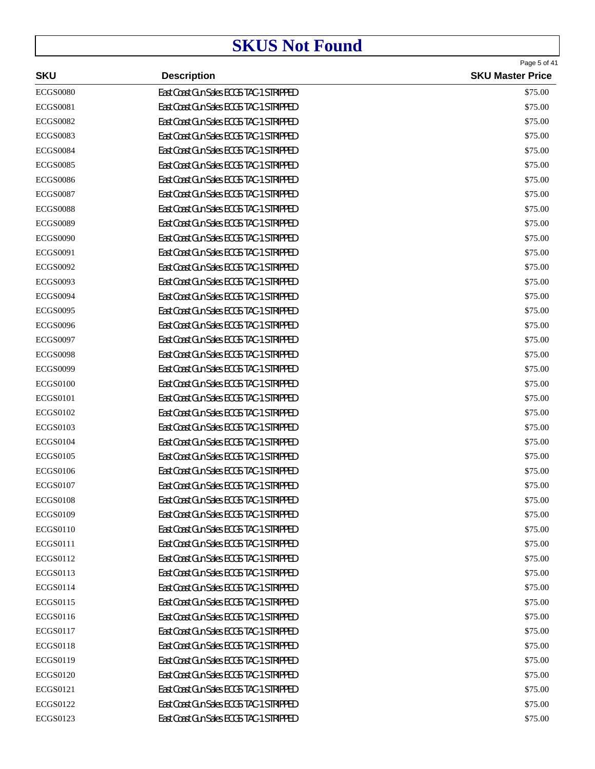# SKUS Not Found

| SKU | Description | SKU Master Price |
|---|---|---|
| ECGS0080 | East Coast Gun Sales ECGS TAC-1 STRIPPED | $75.00 |
| ECGS0081 | East Coast Gun Sales ECGS TAC-1 STRIPPED | $75.00 |
| ECGS0082 | East Coast Gun Sales ECGS TAC-1 STRIPPED | $75.00 |
| ECGS0083 | East Coast Gun Sales ECGS TAC-1 STRIPPED | $75.00 |
| ECGS0084 | East Coast Gun Sales ECGS TAC-1 STRIPPED | $75.00 |
| ECGS0085 | East Coast Gun Sales ECGS TAC-1 STRIPPED | $75.00 |
| ECGS0086 | East Coast Gun Sales ECGS TAC-1 STRIPPED | $75.00 |
| ECGS0087 | East Coast Gun Sales ECGS TAC-1 STRIPPED | $75.00 |
| ECGS0088 | East Coast Gun Sales ECGS TAC-1 STRIPPED | $75.00 |
| ECGS0089 | East Coast Gun Sales ECGS TAC-1 STRIPPED | $75.00 |
| ECGS0090 | East Coast Gun Sales ECGS TAC-1 STRIPPED | $75.00 |
| ECGS0091 | East Coast Gun Sales ECGS TAC-1 STRIPPED | $75.00 |
| ECGS0092 | East Coast Gun Sales ECGS TAC-1 STRIPPED | $75.00 |
| ECGS0093 | East Coast Gun Sales ECGS TAC-1 STRIPPED | $75.00 |
| ECGS0094 | East Coast Gun Sales ECGS TAC-1 STRIPPED | $75.00 |
| ECGS0095 | East Coast Gun Sales ECGS TAC-1 STRIPPED | $75.00 |
| ECGS0096 | East Coast Gun Sales ECGS TAC-1 STRIPPED | $75.00 |
| ECGS0097 | East Coast Gun Sales ECGS TAC-1 STRIPPED | $75.00 |
| ECGS0098 | East Coast Gun Sales ECGS TAC-1 STRIPPED | $75.00 |
| ECGS0099 | East Coast Gun Sales ECGS TAC-1 STRIPPED | $75.00 |
| ECGS0100 | East Coast Gun Sales ECGS TAC-1 STRIPPED | $75.00 |
| ECGS0101 | East Coast Gun Sales ECGS TAC-1 STRIPPED | $75.00 |
| ECGS0102 | East Coast Gun Sales ECGS TAC-1 STRIPPED | $75.00 |
| ECGS0103 | East Coast Gun Sales ECGS TAC-1 STRIPPED | $75.00 |
| ECGS0104 | East Coast Gun Sales ECGS TAC-1 STRIPPED | $75.00 |
| ECGS0105 | East Coast Gun Sales ECGS TAC-1 STRIPPED | $75.00 |
| ECGS0106 | East Coast Gun Sales ECGS TAC-1 STRIPPED | $75.00 |
| ECGS0107 | East Coast Gun Sales ECGS TAC-1 STRIPPED | $75.00 |
| ECGS0108 | East Coast Gun Sales ECGS TAC-1 STRIPPED | $75.00 |
| ECGS0109 | East Coast Gun Sales ECGS TAC-1 STRIPPED | $75.00 |
| ECGS0110 | East Coast Gun Sales ECGS TAC-1 STRIPPED | $75.00 |
| ECGS0111 | East Coast Gun Sales ECGS TAC-1 STRIPPED | $75.00 |
| ECGS0112 | East Coast Gun Sales ECGS TAC-1 STRIPPED | $75.00 |
| ECGS0113 | East Coast Gun Sales ECGS TAC-1 STRIPPED | $75.00 |
| ECGS0114 | East Coast Gun Sales ECGS TAC-1 STRIPPED | $75.00 |
| ECGS0115 | East Coast Gun Sales ECGS TAC-1 STRIPPED | $75.00 |
| ECGS0116 | East Coast Gun Sales ECGS TAC-1 STRIPPED | $75.00 |
| ECGS0117 | East Coast Gun Sales ECGS TAC-1 STRIPPED | $75.00 |
| ECGS0118 | East Coast Gun Sales ECGS TAC-1 STRIPPED | $75.00 |
| ECGS0119 | East Coast Gun Sales ECGS TAC-1 STRIPPED | $75.00 |
| ECGS0120 | East Coast Gun Sales ECGS TAC-1 STRIPPED | $75.00 |
| ECGS0121 | East Coast Gun Sales ECGS TAC-1 STRIPPED | $75.00 |
| ECGS0122 | East Coast Gun Sales ECGS TAC-1 STRIPPED | $75.00 |
| ECGS0123 | East Coast Gun Sales ECGS TAC-1 STRIPPED | $75.00 |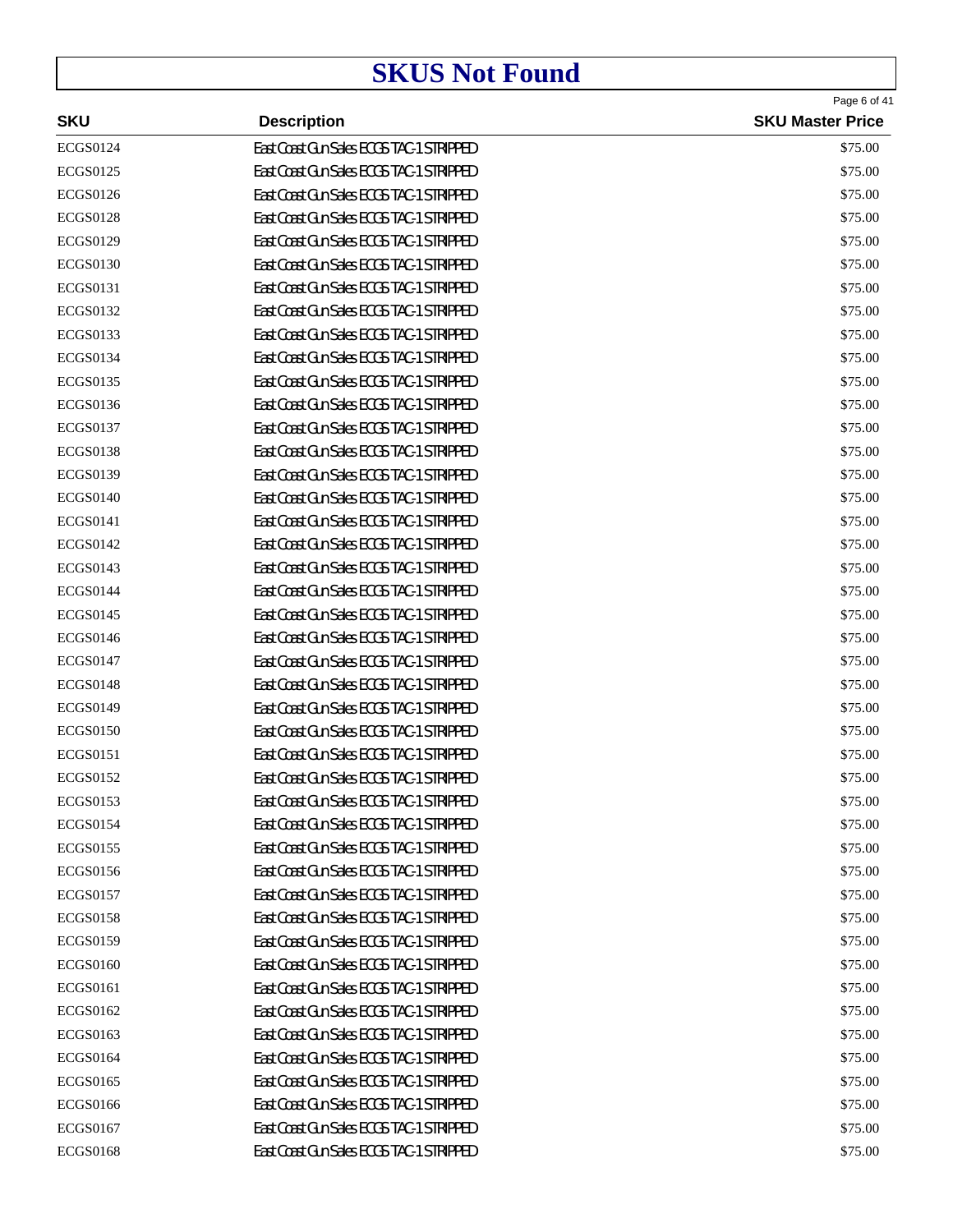# SKUS Not Found

| SKU | Description | SKU Master Price |
|---|---|---|
| ECGS0124 | East Coast Gun Sales ECGS TAC-1 STRIPPED | $75.00 |
| ECGS0125 | East Coast Gun Sales ECGS TAC-1 STRIPPED | $75.00 |
| ECGS0126 | East Coast Gun Sales ECGS TAC-1 STRIPPED | $75.00 |
| ECGS0128 | East Coast Gun Sales ECGS TAC-1 STRIPPED | $75.00 |
| ECGS0129 | East Coast Gun Sales ECGS TAC-1 STRIPPED | $75.00 |
| ECGS0130 | East Coast Gun Sales ECGS TAC-1 STRIPPED | $75.00 |
| ECGS0131 | East Coast Gun Sales ECGS TAC-1 STRIPPED | $75.00 |
| ECGS0132 | East Coast Gun Sales ECGS TAC-1 STRIPPED | $75.00 |
| ECGS0133 | East Coast Gun Sales ECGS TAC-1 STRIPPED | $75.00 |
| ECGS0134 | East Coast Gun Sales ECGS TAC-1 STRIPPED | $75.00 |
| ECGS0135 | East Coast Gun Sales ECGS TAC-1 STRIPPED | $75.00 |
| ECGS0136 | East Coast Gun Sales ECGS TAC-1 STRIPPED | $75.00 |
| ECGS0137 | East Coast Gun Sales ECGS TAC-1 STRIPPED | $75.00 |
| ECGS0138 | East Coast Gun Sales ECGS TAC-1 STRIPPED | $75.00 |
| ECGS0139 | East Coast Gun Sales ECGS TAC-1 STRIPPED | $75.00 |
| ECGS0140 | East Coast Gun Sales ECGS TAC-1 STRIPPED | $75.00 |
| ECGS0141 | East Coast Gun Sales ECGS TAC-1 STRIPPED | $75.00 |
| ECGS0142 | East Coast Gun Sales ECGS TAC-1 STRIPPED | $75.00 |
| ECGS0143 | East Coast Gun Sales ECGS TAC-1 STRIPPED | $75.00 |
| ECGS0144 | East Coast Gun Sales ECGS TAC-1 STRIPPED | $75.00 |
| ECGS0145 | East Coast Gun Sales ECGS TAC-1 STRIPPED | $75.00 |
| ECGS0146 | East Coast Gun Sales ECGS TAC-1 STRIPPED | $75.00 |
| ECGS0147 | East Coast Gun Sales ECGS TAC-1 STRIPPED | $75.00 |
| ECGS0148 | East Coast Gun Sales ECGS TAC-1 STRIPPED | $75.00 |
| ECGS0149 | East Coast Gun Sales ECGS TAC-1 STRIPPED | $75.00 |
| ECGS0150 | East Coast Gun Sales ECGS TAC-1 STRIPPED | $75.00 |
| ECGS0151 | East Coast Gun Sales ECGS TAC-1 STRIPPED | $75.00 |
| ECGS0152 | East Coast Gun Sales ECGS TAC-1 STRIPPED | $75.00 |
| ECGS0153 | East Coast Gun Sales ECGS TAC-1 STRIPPED | $75.00 |
| ECGS0154 | East Coast Gun Sales ECGS TAC-1 STRIPPED | $75.00 |
| ECGS0155 | East Coast Gun Sales ECGS TAC-1 STRIPPED | $75.00 |
| ECGS0156 | East Coast Gun Sales ECGS TAC-1 STRIPPED | $75.00 |
| ECGS0157 | East Coast Gun Sales ECGS TAC-1 STRIPPED | $75.00 |
| ECGS0158 | East Coast Gun Sales ECGS TAC-1 STRIPPED | $75.00 |
| ECGS0159 | East Coast Gun Sales ECGS TAC-1 STRIPPED | $75.00 |
| ECGS0160 | East Coast Gun Sales ECGS TAC-1 STRIPPED | $75.00 |
| ECGS0161 | East Coast Gun Sales ECGS TAC-1 STRIPPED | $75.00 |
| ECGS0162 | East Coast Gun Sales ECGS TAC-1 STRIPPED | $75.00 |
| ECGS0163 | East Coast Gun Sales ECGS TAC-1 STRIPPED | $75.00 |
| ECGS0164 | East Coast Gun Sales ECGS TAC-1 STRIPPED | $75.00 |
| ECGS0165 | East Coast Gun Sales ECGS TAC-1 STRIPPED | $75.00 |
| ECGS0166 | East Coast Gun Sales ECGS TAC-1 STRIPPED | $75.00 |
| ECGS0167 | East Coast Gun Sales ECGS TAC-1 STRIPPED | $75.00 |
| ECGS0168 | East Coast Gun Sales ECGS TAC-1 STRIPPED | $75.00 |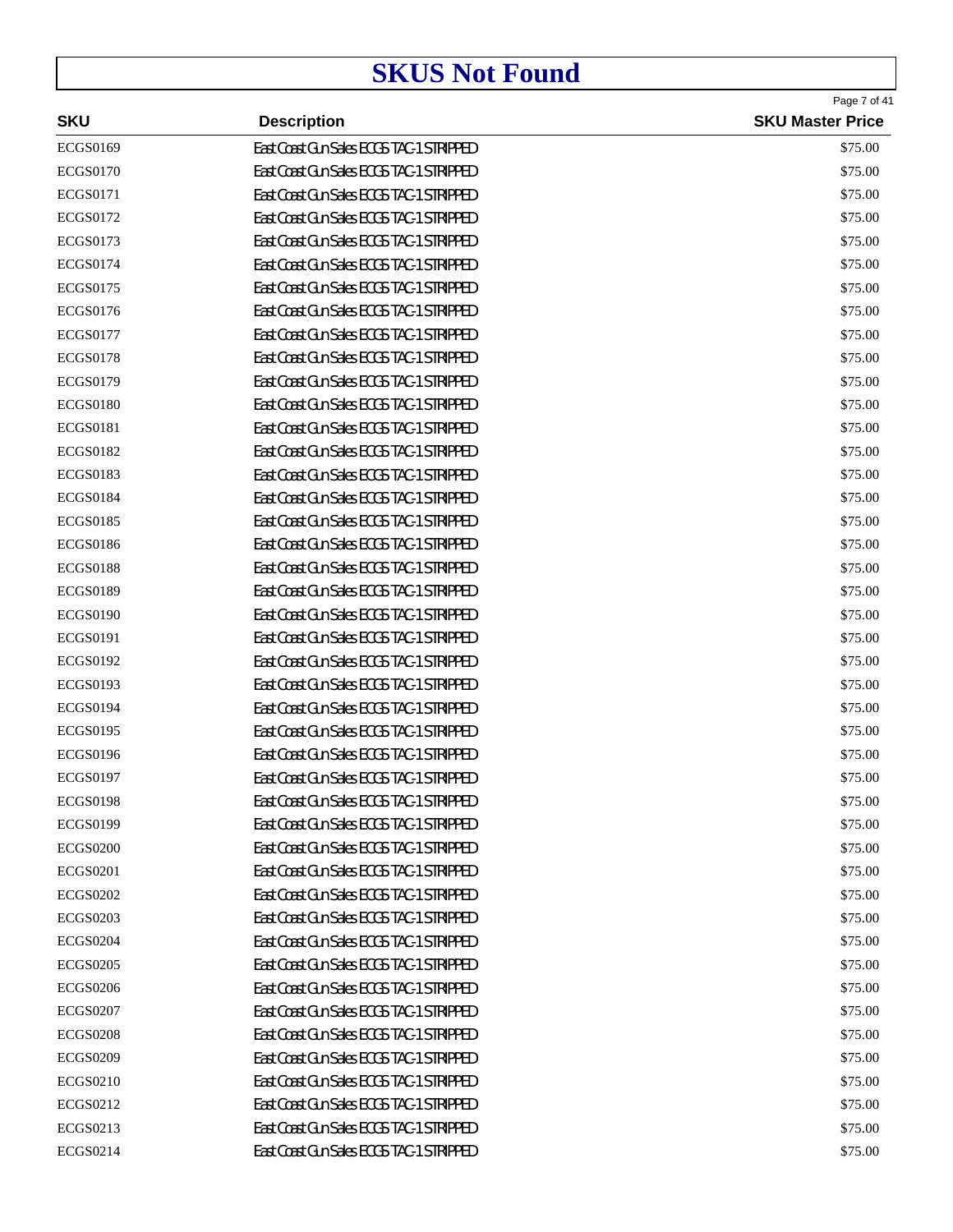# SKUS Not Found

| SKU | Description | SKU Master Price |
|---|---|---|
| ECGS0169 | East Coast Gun Sales ECGS TAC-1 STRIPPED | $75.00 |
| ECGS0170 | East Coast Gun Sales ECGS TAC-1 STRIPPED | $75.00 |
| ECGS0171 | East Coast Gun Sales ECGS TAC-1 STRIPPED | $75.00 |
| ECGS0172 | East Coast Gun Sales ECGS TAC-1 STRIPPED | $75.00 |
| ECGS0173 | East Coast Gun Sales ECGS TAC-1 STRIPPED | $75.00 |
| ECGS0174 | East Coast Gun Sales ECGS TAC-1 STRIPPED | $75.00 |
| ECGS0175 | East Coast Gun Sales ECGS TAC-1 STRIPPED | $75.00 |
| ECGS0176 | East Coast Gun Sales ECGS TAC-1 STRIPPED | $75.00 |
| ECGS0177 | East Coast Gun Sales ECGS TAC-1 STRIPPED | $75.00 |
| ECGS0178 | East Coast Gun Sales ECGS TAC-1 STRIPPED | $75.00 |
| ECGS0179 | East Coast Gun Sales ECGS TAC-1 STRIPPED | $75.00 |
| ECGS0180 | East Coast Gun Sales ECGS TAC-1 STRIPPED | $75.00 |
| ECGS0181 | East Coast Gun Sales ECGS TAC-1 STRIPPED | $75.00 |
| ECGS0182 | East Coast Gun Sales ECGS TAC-1 STRIPPED | $75.00 |
| ECGS0183 | East Coast Gun Sales ECGS TAC-1 STRIPPED | $75.00 |
| ECGS0184 | East Coast Gun Sales ECGS TAC-1 STRIPPED | $75.00 |
| ECGS0185 | East Coast Gun Sales ECGS TAC-1 STRIPPED | $75.00 |
| ECGS0186 | East Coast Gun Sales ECGS TAC-1 STRIPPED | $75.00 |
| ECGS0188 | East Coast Gun Sales ECGS TAC-1 STRIPPED | $75.00 |
| ECGS0189 | East Coast Gun Sales ECGS TAC-1 STRIPPED | $75.00 |
| ECGS0190 | East Coast Gun Sales ECGS TAC-1 STRIPPED | $75.00 |
| ECGS0191 | East Coast Gun Sales ECGS TAC-1 STRIPPED | $75.00 |
| ECGS0192 | East Coast Gun Sales ECGS TAC-1 STRIPPED | $75.00 |
| ECGS0193 | East Coast Gun Sales ECGS TAC-1 STRIPPED | $75.00 |
| ECGS0194 | East Coast Gun Sales ECGS TAC-1 STRIPPED | $75.00 |
| ECGS0195 | East Coast Gun Sales ECGS TAC-1 STRIPPED | $75.00 |
| ECGS0196 | East Coast Gun Sales ECGS TAC-1 STRIPPED | $75.00 |
| ECGS0197 | East Coast Gun Sales ECGS TAC-1 STRIPPED | $75.00 |
| ECGS0198 | East Coast Gun Sales ECGS TAC-1 STRIPPED | $75.00 |
| ECGS0199 | East Coast Gun Sales ECGS TAC-1 STRIPPED | $75.00 |
| ECGS0200 | East Coast Gun Sales ECGS TAC-1 STRIPPED | $75.00 |
| ECGS0201 | East Coast Gun Sales ECGS TAC-1 STRIPPED | $75.00 |
| ECGS0202 | East Coast Gun Sales ECGS TAC-1 STRIPPED | $75.00 |
| ECGS0203 | East Coast Gun Sales ECGS TAC-1 STRIPPED | $75.00 |
| ECGS0204 | East Coast Gun Sales ECGS TAC-1 STRIPPED | $75.00 |
| ECGS0205 | East Coast Gun Sales ECGS TAC-1 STRIPPED | $75.00 |
| ECGS0206 | East Coast Gun Sales ECGS TAC-1 STRIPPED | $75.00 |
| ECGS0207 | East Coast Gun Sales ECGS TAC-1 STRIPPED | $75.00 |
| ECGS0208 | East Coast Gun Sales ECGS TAC-1 STRIPPED | $75.00 |
| ECGS0209 | East Coast Gun Sales ECGS TAC-1 STRIPPED | $75.00 |
| ECGS0210 | East Coast Gun Sales ECGS TAC-1 STRIPPED | $75.00 |
| ECGS0212 | East Coast Gun Sales ECGS TAC-1 STRIPPED | $75.00 |
| ECGS0213 | East Coast Gun Sales ECGS TAC-1 STRIPPED | $75.00 |
| ECGS0214 | East Coast Gun Sales ECGS TAC-1 STRIPPED | $75.00 |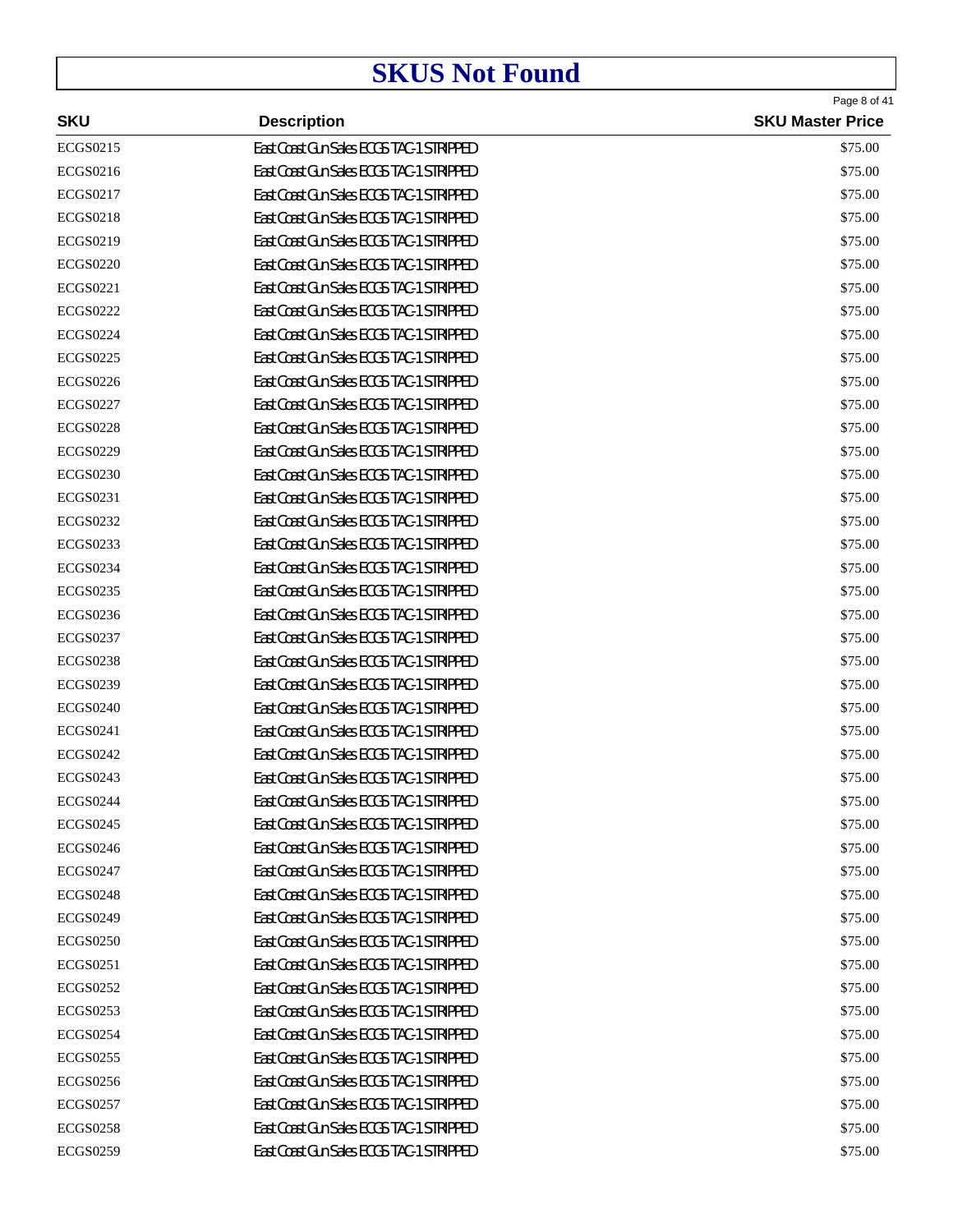# SKUS Not Found

| SKU | Description | SKU Master Price |
|---|---|---|
| ECGS0215 | East Coast Gun Sales ECGS TAC-1 STRIPPED | $75.00 |
| ECGS0216 | East Coast Gun Sales ECGS TAC-1 STRIPPED | $75.00 |
| ECGS0217 | East Coast Gun Sales ECGS TAC-1 STRIPPED | $75.00 |
| ECGS0218 | East Coast Gun Sales ECGS TAC-1 STRIPPED | $75.00 |
| ECGS0219 | East Coast Gun Sales ECGS TAC-1 STRIPPED | $75.00 |
| ECGS0220 | East Coast Gun Sales ECGS TAC-1 STRIPPED | $75.00 |
| ECGS0221 | East Coast Gun Sales ECGS TAC-1 STRIPPED | $75.00 |
| ECGS0222 | East Coast Gun Sales ECGS TAC-1 STRIPPED | $75.00 |
| ECGS0224 | East Coast Gun Sales ECGS TAC-1 STRIPPED | $75.00 |
| ECGS0225 | East Coast Gun Sales ECGS TAC-1 STRIPPED | $75.00 |
| ECGS0226 | East Coast Gun Sales ECGS TAC-1 STRIPPED | $75.00 |
| ECGS0227 | East Coast Gun Sales ECGS TAC-1 STRIPPED | $75.00 |
| ECGS0228 | East Coast Gun Sales ECGS TAC-1 STRIPPED | $75.00 |
| ECGS0229 | East Coast Gun Sales ECGS TAC-1 STRIPPED | $75.00 |
| ECGS0230 | East Coast Gun Sales ECGS TAC-1 STRIPPED | $75.00 |
| ECGS0231 | East Coast Gun Sales ECGS TAC-1 STRIPPED | $75.00 |
| ECGS0232 | East Coast Gun Sales ECGS TAC-1 STRIPPED | $75.00 |
| ECGS0233 | East Coast Gun Sales ECGS TAC-1 STRIPPED | $75.00 |
| ECGS0234 | East Coast Gun Sales ECGS TAC-1 STRIPPED | $75.00 |
| ECGS0235 | East Coast Gun Sales ECGS TAC-1 STRIPPED | $75.00 |
| ECGS0236 | East Coast Gun Sales ECGS TAC-1 STRIPPED | $75.00 |
| ECGS0237 | East Coast Gun Sales ECGS TAC-1 STRIPPED | $75.00 |
| ECGS0238 | East Coast Gun Sales ECGS TAC-1 STRIPPED | $75.00 |
| ECGS0239 | East Coast Gun Sales ECGS TAC-1 STRIPPED | $75.00 |
| ECGS0240 | East Coast Gun Sales ECGS TAC-1 STRIPPED | $75.00 |
| ECGS0241 | East Coast Gun Sales ECGS TAC-1 STRIPPED | $75.00 |
| ECGS0242 | East Coast Gun Sales ECGS TAC-1 STRIPPED | $75.00 |
| ECGS0243 | East Coast Gun Sales ECGS TAC-1 STRIPPED | $75.00 |
| ECGS0244 | East Coast Gun Sales ECGS TAC-1 STRIPPED | $75.00 |
| ECGS0245 | East Coast Gun Sales ECGS TAC-1 STRIPPED | $75.00 |
| ECGS0246 | East Coast Gun Sales ECGS TAC-1 STRIPPED | $75.00 |
| ECGS0247 | East Coast Gun Sales ECGS TAC-1 STRIPPED | $75.00 |
| ECGS0248 | East Coast Gun Sales ECGS TAC-1 STRIPPED | $75.00 |
| ECGS0249 | East Coast Gun Sales ECGS TAC-1 STRIPPED | $75.00 |
| ECGS0250 | East Coast Gun Sales ECGS TAC-1 STRIPPED | $75.00 |
| ECGS0251 | East Coast Gun Sales ECGS TAC-1 STRIPPED | $75.00 |
| ECGS0252 | East Coast Gun Sales ECGS TAC-1 STRIPPED | $75.00 |
| ECGS0253 | East Coast Gun Sales ECGS TAC-1 STRIPPED | $75.00 |
| ECGS0254 | East Coast Gun Sales ECGS TAC-1 STRIPPED | $75.00 |
| ECGS0255 | East Coast Gun Sales ECGS TAC-1 STRIPPED | $75.00 |
| ECGS0256 | East Coast Gun Sales ECGS TAC-1 STRIPPED | $75.00 |
| ECGS0257 | East Coast Gun Sales ECGS TAC-1 STRIPPED | $75.00 |
| ECGS0258 | East Coast Gun Sales ECGS TAC-1 STRIPPED | $75.00 |
| ECGS0259 | East Coast Gun Sales ECGS TAC-1 STRIPPED | $75.00 |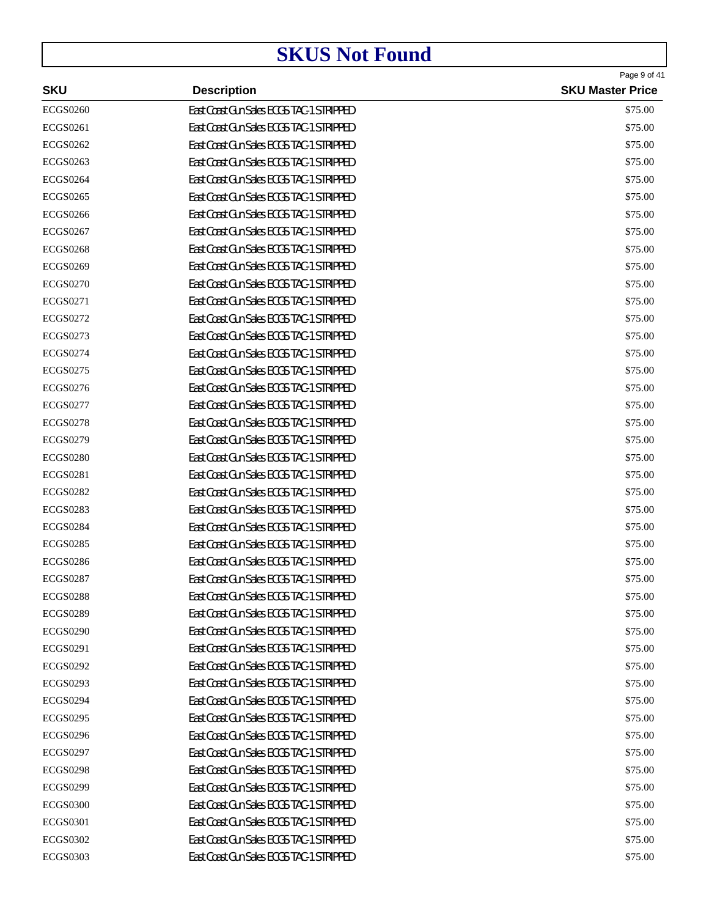# SKUS Not Found

| SKU | Description | SKU Master Price |
|---|---|---|
| ECGS0260 | East Coast Gun Sales ECGS TAC-1 STRIPPED | $75.00 |
| ECGS0261 | East Coast Gun Sales ECGS TAC-1 STRIPPED | $75.00 |
| ECGS0262 | East Coast Gun Sales ECGS TAC-1 STRIPPED | $75.00 |
| ECGS0263 | East Coast Gun Sales ECGS TAC-1 STRIPPED | $75.00 |
| ECGS0264 | East Coast Gun Sales ECGS TAC-1 STRIPPED | $75.00 |
| ECGS0265 | East Coast Gun Sales ECGS TAC-1 STRIPPED | $75.00 |
| ECGS0266 | East Coast Gun Sales ECGS TAC-1 STRIPPED | $75.00 |
| ECGS0267 | East Coast Gun Sales ECGS TAC-1 STRIPPED | $75.00 |
| ECGS0268 | East Coast Gun Sales ECGS TAC-1 STRIPPED | $75.00 |
| ECGS0269 | East Coast Gun Sales ECGS TAC-1 STRIPPED | $75.00 |
| ECGS0270 | East Coast Gun Sales ECGS TAC-1 STRIPPED | $75.00 |
| ECGS0271 | East Coast Gun Sales ECGS TAC-1 STRIPPED | $75.00 |
| ECGS0272 | East Coast Gun Sales ECGS TAC-1 STRIPPED | $75.00 |
| ECGS0273 | East Coast Gun Sales ECGS TAC-1 STRIPPED | $75.00 |
| ECGS0274 | East Coast Gun Sales ECGS TAC-1 STRIPPED | $75.00 |
| ECGS0275 | East Coast Gun Sales ECGS TAC-1 STRIPPED | $75.00 |
| ECGS0276 | East Coast Gun Sales ECGS TAC-1 STRIPPED | $75.00 |
| ECGS0277 | East Coast Gun Sales ECGS TAC-1 STRIPPED | $75.00 |
| ECGS0278 | East Coast Gun Sales ECGS TAC-1 STRIPPED | $75.00 |
| ECGS0279 | East Coast Gun Sales ECGS TAC-1 STRIPPED | $75.00 |
| ECGS0280 | East Coast Gun Sales ECGS TAC-1 STRIPPED | $75.00 |
| ECGS0281 | East Coast Gun Sales ECGS TAC-1 STRIPPED | $75.00 |
| ECGS0282 | East Coast Gun Sales ECGS TAC-1 STRIPPED | $75.00 |
| ECGS0283 | East Coast Gun Sales ECGS TAC-1 STRIPPED | $75.00 |
| ECGS0284 | East Coast Gun Sales ECGS TAC-1 STRIPPED | $75.00 |
| ECGS0285 | East Coast Gun Sales ECGS TAC-1 STRIPPED | $75.00 |
| ECGS0286 | East Coast Gun Sales ECGS TAC-1 STRIPPED | $75.00 |
| ECGS0287 | East Coast Gun Sales ECGS TAC-1 STRIPPED | $75.00 |
| ECGS0288 | East Coast Gun Sales ECGS TAC-1 STRIPPED | $75.00 |
| ECGS0289 | East Coast Gun Sales ECGS TAC-1 STRIPPED | $75.00 |
| ECGS0290 | East Coast Gun Sales ECGS TAC-1 STRIPPED | $75.00 |
| ECGS0291 | East Coast Gun Sales ECGS TAC-1 STRIPPED | $75.00 |
| ECGS0292 | East Coast Gun Sales ECGS TAC-1 STRIPPED | $75.00 |
| ECGS0293 | East Coast Gun Sales ECGS TAC-1 STRIPPED | $75.00 |
| ECGS0294 | East Coast Gun Sales ECGS TAC-1 STRIPPED | $75.00 |
| ECGS0295 | East Coast Gun Sales ECGS TAC-1 STRIPPED | $75.00 |
| ECGS0296 | East Coast Gun Sales ECGS TAC-1 STRIPPED | $75.00 |
| ECGS0297 | East Coast Gun Sales ECGS TAC-1 STRIPPED | $75.00 |
| ECGS0298 | East Coast Gun Sales ECGS TAC-1 STRIPPED | $75.00 |
| ECGS0299 | East Coast Gun Sales ECGS TAC-1 STRIPPED | $75.00 |
| ECGS0300 | East Coast Gun Sales ECGS TAC-1 STRIPPED | $75.00 |
| ECGS0301 | East Coast Gun Sales ECGS TAC-1 STRIPPED | $75.00 |
| ECGS0302 | East Coast Gun Sales ECGS TAC-1 STRIPPED | $75.00 |
| ECGS0303 | East Coast Gun Sales ECGS TAC-1 STRIPPED | $75.00 |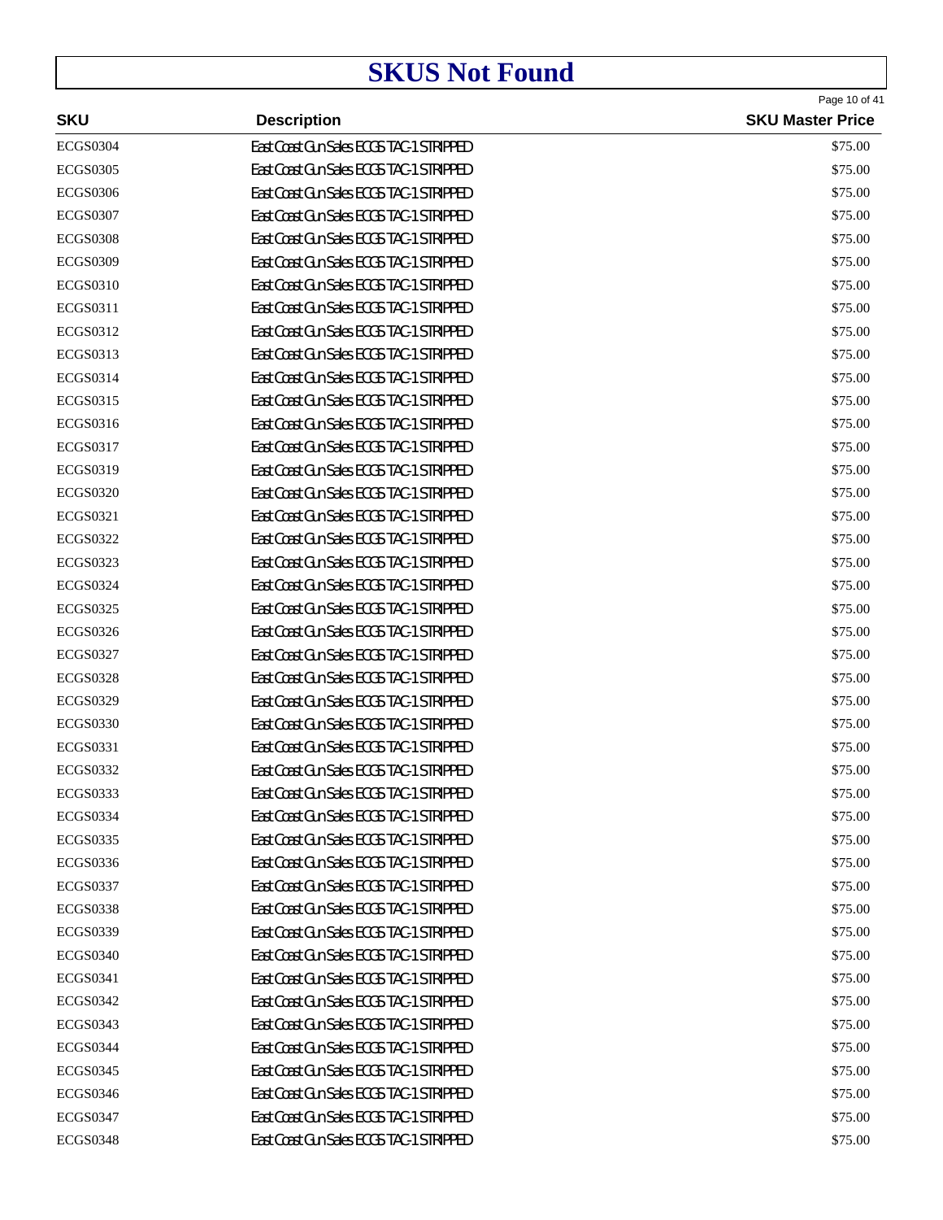# SKUS Not Found

| SKU | Description | SKU Master Price |
|---|---|---|
| ECGS0304 | East Coast Gun Sales ECGS TAC-1 STRIPPED | $75.00 |
| ECGS0305 | East Coast Gun Sales ECGS TAC-1 STRIPPED | $75.00 |
| ECGS0306 | East Coast Gun Sales ECGS TAC-1 STRIPPED | $75.00 |
| ECGS0307 | East Coast Gun Sales ECGS TAC-1 STRIPPED | $75.00 |
| ECGS0308 | East Coast Gun Sales ECGS TAC-1 STRIPPED | $75.00 |
| ECGS0309 | East Coast Gun Sales ECGS TAC-1 STRIPPED | $75.00 |
| ECGS0310 | East Coast Gun Sales ECGS TAC-1 STRIPPED | $75.00 |
| ECGS0311 | East Coast Gun Sales ECGS TAC-1 STRIPPED | $75.00 |
| ECGS0312 | East Coast Gun Sales ECGS TAC-1 STRIPPED | $75.00 |
| ECGS0313 | East Coast Gun Sales ECGS TAC-1 STRIPPED | $75.00 |
| ECGS0314 | East Coast Gun Sales ECGS TAC-1 STRIPPED | $75.00 |
| ECGS0315 | East Coast Gun Sales ECGS TAC-1 STRIPPED | $75.00 |
| ECGS0316 | East Coast Gun Sales ECGS TAC-1 STRIPPED | $75.00 |
| ECGS0317 | East Coast Gun Sales ECGS TAC-1 STRIPPED | $75.00 |
| ECGS0319 | East Coast Gun Sales ECGS TAC-1 STRIPPED | $75.00 |
| ECGS0320 | East Coast Gun Sales ECGS TAC-1 STRIPPED | $75.00 |
| ECGS0321 | East Coast Gun Sales ECGS TAC-1 STRIPPED | $75.00 |
| ECGS0322 | East Coast Gun Sales ECGS TAC-1 STRIPPED | $75.00 |
| ECGS0323 | East Coast Gun Sales ECGS TAC-1 STRIPPED | $75.00 |
| ECGS0324 | East Coast Gun Sales ECGS TAC-1 STRIPPED | $75.00 |
| ECGS0325 | East Coast Gun Sales ECGS TAC-1 STRIPPED | $75.00 |
| ECGS0326 | East Coast Gun Sales ECGS TAC-1 STRIPPED | $75.00 |
| ECGS0327 | East Coast Gun Sales ECGS TAC-1 STRIPPED | $75.00 |
| ECGS0328 | East Coast Gun Sales ECGS TAC-1 STRIPPED | $75.00 |
| ECGS0329 | East Coast Gun Sales ECGS TAC-1 STRIPPED | $75.00 |
| ECGS0330 | East Coast Gun Sales ECGS TAC-1 STRIPPED | $75.00 |
| ECGS0331 | East Coast Gun Sales ECGS TAC-1 STRIPPED | $75.00 |
| ECGS0332 | East Coast Gun Sales ECGS TAC-1 STRIPPED | $75.00 |
| ECGS0333 | East Coast Gun Sales ECGS TAC-1 STRIPPED | $75.00 |
| ECGS0334 | East Coast Gun Sales ECGS TAC-1 STRIPPED | $75.00 |
| ECGS0335 | East Coast Gun Sales ECGS TAC-1 STRIPPED | $75.00 |
| ECGS0336 | East Coast Gun Sales ECGS TAC-1 STRIPPED | $75.00 |
| ECGS0337 | East Coast Gun Sales ECGS TAC-1 STRIPPED | $75.00 |
| ECGS0338 | East Coast Gun Sales ECGS TAC-1 STRIPPED | $75.00 |
| ECGS0339 | East Coast Gun Sales ECGS TAC-1 STRIPPED | $75.00 |
| ECGS0340 | East Coast Gun Sales ECGS TAC-1 STRIPPED | $75.00 |
| ECGS0341 | East Coast Gun Sales ECGS TAC-1 STRIPPED | $75.00 |
| ECGS0342 | East Coast Gun Sales ECGS TAC-1 STRIPPED | $75.00 |
| ECGS0343 | East Coast Gun Sales ECGS TAC-1 STRIPPED | $75.00 |
| ECGS0344 | East Coast Gun Sales ECGS TAC-1 STRIPPED | $75.00 |
| ECGS0345 | East Coast Gun Sales ECGS TAC-1 STRIPPED | $75.00 |
| ECGS0346 | East Coast Gun Sales ECGS TAC-1 STRIPPED | $75.00 |
| ECGS0347 | East Coast Gun Sales ECGS TAC-1 STRIPPED | $75.00 |
| ECGS0348 | East Coast Gun Sales ECGS TAC-1 STRIPPED | $75.00 |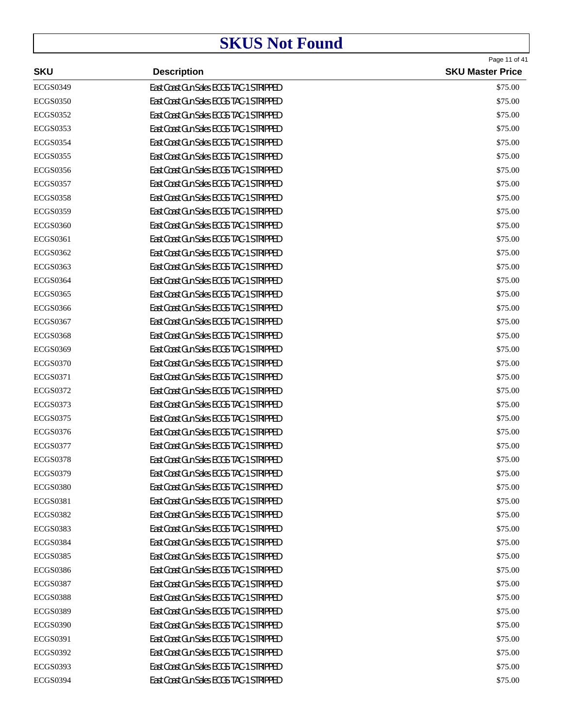# SKUS Not Found

| SKU | Description | SKU Master Price |
|---|---|---|
| ECGS0349 | East Coast Gun Sales ECGS TAC-1 STRIPPED | $75.00 |
| ECGS0350 | East Coast Gun Sales ECGS TAC-1 STRIPPED | $75.00 |
| ECGS0352 | East Coast Gun Sales ECGS TAC-1 STRIPPED | $75.00 |
| ECGS0353 | East Coast Gun Sales ECGS TAC-1 STRIPPED | $75.00 |
| ECGS0354 | East Coast Gun Sales ECGS TAC-1 STRIPPED | $75.00 |
| ECGS0355 | East Coast Gun Sales ECGS TAC-1 STRIPPED | $75.00 |
| ECGS0356 | East Coast Gun Sales ECGS TAC-1 STRIPPED | $75.00 |
| ECGS0357 | East Coast Gun Sales ECGS TAC-1 STRIPPED | $75.00 |
| ECGS0358 | East Coast Gun Sales ECGS TAC-1 STRIPPED | $75.00 |
| ECGS0359 | East Coast Gun Sales ECGS TAC-1 STRIPPED | $75.00 |
| ECGS0360 | East Coast Gun Sales ECGS TAC-1 STRIPPED | $75.00 |
| ECGS0361 | East Coast Gun Sales ECGS TAC-1 STRIPPED | $75.00 |
| ECGS0362 | East Coast Gun Sales ECGS TAC-1 STRIPPED | $75.00 |
| ECGS0363 | East Coast Gun Sales ECGS TAC-1 STRIPPED | $75.00 |
| ECGS0364 | East Coast Gun Sales ECGS TAC-1 STRIPPED | $75.00 |
| ECGS0365 | East Coast Gun Sales ECGS TAC-1 STRIPPED | $75.00 |
| ECGS0366 | East Coast Gun Sales ECGS TAC-1 STRIPPED | $75.00 |
| ECGS0367 | East Coast Gun Sales ECGS TAC-1 STRIPPED | $75.00 |
| ECGS0368 | East Coast Gun Sales ECGS TAC-1 STRIPPED | $75.00 |
| ECGS0369 | East Coast Gun Sales ECGS TAC-1 STRIPPED | $75.00 |
| ECGS0370 | East Coast Gun Sales ECGS TAC-1 STRIPPED | $75.00 |
| ECGS0371 | East Coast Gun Sales ECGS TAC-1 STRIPPED | $75.00 |
| ECGS0372 | East Coast Gun Sales ECGS TAC-1 STRIPPED | $75.00 |
| ECGS0373 | East Coast Gun Sales ECGS TAC-1 STRIPPED | $75.00 |
| ECGS0375 | East Coast Gun Sales ECGS TAC-1 STRIPPED | $75.00 |
| ECGS0376 | East Coast Gun Sales ECGS TAC-1 STRIPPED | $75.00 |
| ECGS0377 | East Coast Gun Sales ECGS TAC-1 STRIPPED | $75.00 |
| ECGS0378 | East Coast Gun Sales ECGS TAC-1 STRIPPED | $75.00 |
| ECGS0379 | East Coast Gun Sales ECGS TAC-1 STRIPPED | $75.00 |
| ECGS0380 | East Coast Gun Sales ECGS TAC-1 STRIPPED | $75.00 |
| ECGS0381 | East Coast Gun Sales ECGS TAC-1 STRIPPED | $75.00 |
| ECGS0382 | East Coast Gun Sales ECGS TAC-1 STRIPPED | $75.00 |
| ECGS0383 | East Coast Gun Sales ECGS TAC-1 STRIPPED | $75.00 |
| ECGS0384 | East Coast Gun Sales ECGS TAC-1 STRIPPED | $75.00 |
| ECGS0385 | East Coast Gun Sales ECGS TAC-1 STRIPPED | $75.00 |
| ECGS0386 | East Coast Gun Sales ECGS TAC-1 STRIPPED | $75.00 |
| ECGS0387 | East Coast Gun Sales ECGS TAC-1 STRIPPED | $75.00 |
| ECGS0388 | East Coast Gun Sales ECGS TAC-1 STRIPPED | $75.00 |
| ECGS0389 | East Coast Gun Sales ECGS TAC-1 STRIPPED | $75.00 |
| ECGS0390 | East Coast Gun Sales ECGS TAC-1 STRIPPED | $75.00 |
| ECGS0391 | East Coast Gun Sales ECGS TAC-1 STRIPPED | $75.00 |
| ECGS0392 | East Coast Gun Sales ECGS TAC-1 STRIPPED | $75.00 |
| ECGS0393 | East Coast Gun Sales ECGS TAC-1 STRIPPED | $75.00 |
| ECGS0394 | East Coast Gun Sales ECGS TAC-1 STRIPPED | $75.00 |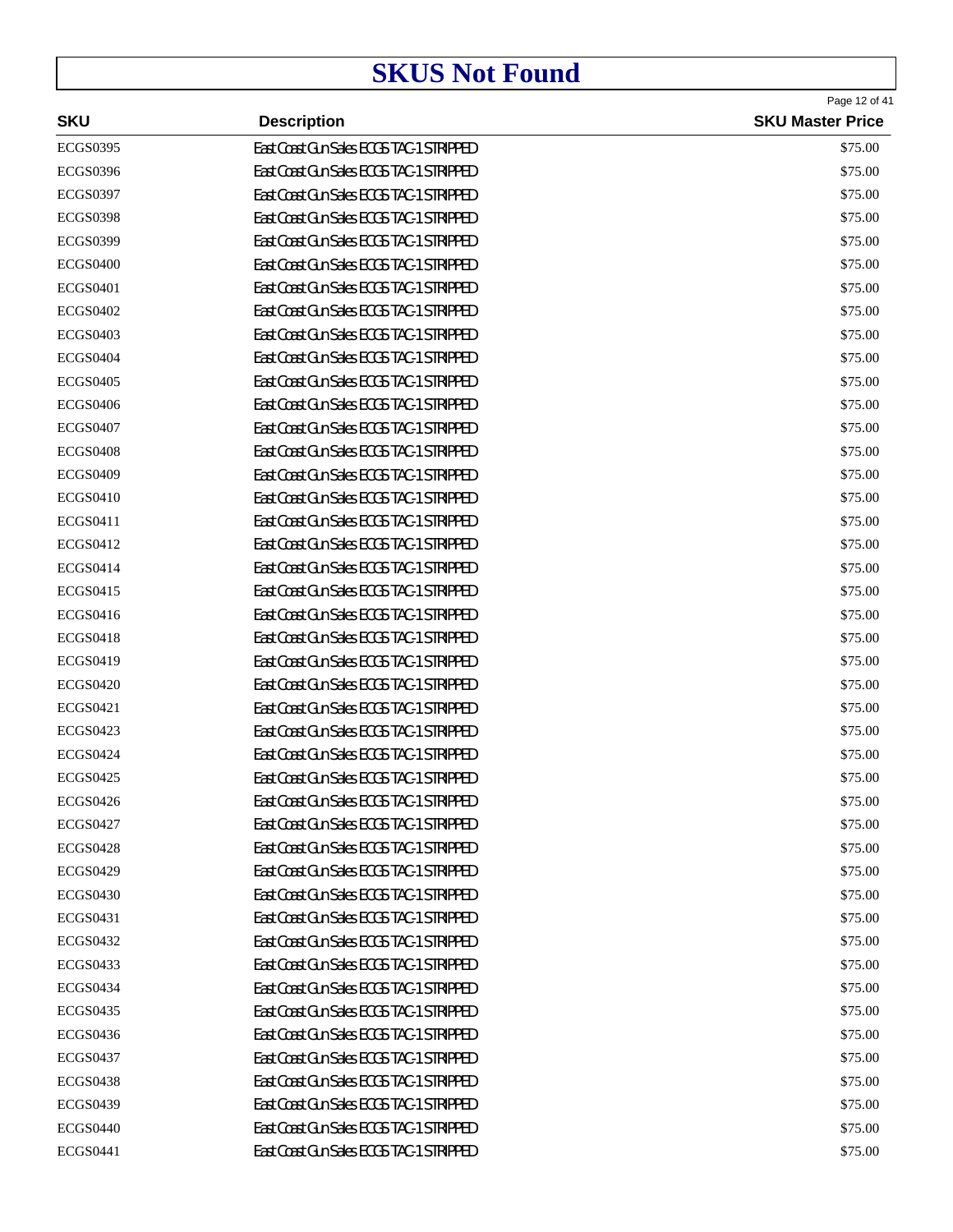# SKUS Not Found

| SKU | Description | SKU Master Price |
|---|---|---|
| ECGS0395 | East Coast Gun Sales ECGS TAC-1 STRIPPED | $75.00 |
| ECGS0396 | East Coast Gun Sales ECGS TAC-1 STRIPPED | $75.00 |
| ECGS0397 | East Coast Gun Sales ECGS TAC-1 STRIPPED | $75.00 |
| ECGS0398 | East Coast Gun Sales ECGS TAC-1 STRIPPED | $75.00 |
| ECGS0399 | East Coast Gun Sales ECGS TAC-1 STRIPPED | $75.00 |
| ECGS0400 | East Coast Gun Sales ECGS TAC-1 STRIPPED | $75.00 |
| ECGS0401 | East Coast Gun Sales ECGS TAC-1 STRIPPED | $75.00 |
| ECGS0402 | East Coast Gun Sales ECGS TAC-1 STRIPPED | $75.00 |
| ECGS0403 | East Coast Gun Sales ECGS TAC-1 STRIPPED | $75.00 |
| ECGS0404 | East Coast Gun Sales ECGS TAC-1 STRIPPED | $75.00 |
| ECGS0405 | East Coast Gun Sales ECGS TAC-1 STRIPPED | $75.00 |
| ECGS0406 | East Coast Gun Sales ECGS TAC-1 STRIPPED | $75.00 |
| ECGS0407 | East Coast Gun Sales ECGS TAC-1 STRIPPED | $75.00 |
| ECGS0408 | East Coast Gun Sales ECGS TAC-1 STRIPPED | $75.00 |
| ECGS0409 | East Coast Gun Sales ECGS TAC-1 STRIPPED | $75.00 |
| ECGS0410 | East Coast Gun Sales ECGS TAC-1 STRIPPED | $75.00 |
| ECGS0411 | East Coast Gun Sales ECGS TAC-1 STRIPPED | $75.00 |
| ECGS0412 | East Coast Gun Sales ECGS TAC-1 STRIPPED | $75.00 |
| ECGS0414 | East Coast Gun Sales ECGS TAC-1 STRIPPED | $75.00 |
| ECGS0415 | East Coast Gun Sales ECGS TAC-1 STRIPPED | $75.00 |
| ECGS0416 | East Coast Gun Sales ECGS TAC-1 STRIPPED | $75.00 |
| ECGS0418 | East Coast Gun Sales ECGS TAC-1 STRIPPED | $75.00 |
| ECGS0419 | East Coast Gun Sales ECGS TAC-1 STRIPPED | $75.00 |
| ECGS0420 | East Coast Gun Sales ECGS TAC-1 STRIPPED | $75.00 |
| ECGS0421 | East Coast Gun Sales ECGS TAC-1 STRIPPED | $75.00 |
| ECGS0423 | East Coast Gun Sales ECGS TAC-1 STRIPPED | $75.00 |
| ECGS0424 | East Coast Gun Sales ECGS TAC-1 STRIPPED | $75.00 |
| ECGS0425 | East Coast Gun Sales ECGS TAC-1 STRIPPED | $75.00 |
| ECGS0426 | East Coast Gun Sales ECGS TAC-1 STRIPPED | $75.00 |
| ECGS0427 | East Coast Gun Sales ECGS TAC-1 STRIPPED | $75.00 |
| ECGS0428 | East Coast Gun Sales ECGS TAC-1 STRIPPED | $75.00 |
| ECGS0429 | East Coast Gun Sales ECGS TAC-1 STRIPPED | $75.00 |
| ECGS0430 | East Coast Gun Sales ECGS TAC-1 STRIPPED | $75.00 |
| ECGS0431 | East Coast Gun Sales ECGS TAC-1 STRIPPED | $75.00 |
| ECGS0432 | East Coast Gun Sales ECGS TAC-1 STRIPPED | $75.00 |
| ECGS0433 | East Coast Gun Sales ECGS TAC-1 STRIPPED | $75.00 |
| ECGS0434 | East Coast Gun Sales ECGS TAC-1 STRIPPED | $75.00 |
| ECGS0435 | East Coast Gun Sales ECGS TAC-1 STRIPPED | $75.00 |
| ECGS0436 | East Coast Gun Sales ECGS TAC-1 STRIPPED | $75.00 |
| ECGS0437 | East Coast Gun Sales ECGS TAC-1 STRIPPED | $75.00 |
| ECGS0438 | East Coast Gun Sales ECGS TAC-1 STRIPPED | $75.00 |
| ECGS0439 | East Coast Gun Sales ECGS TAC-1 STRIPPED | $75.00 |
| ECGS0440 | East Coast Gun Sales ECGS TAC-1 STRIPPED | $75.00 |
| ECGS0441 | East Coast Gun Sales ECGS TAC-1 STRIPPED | $75.00 |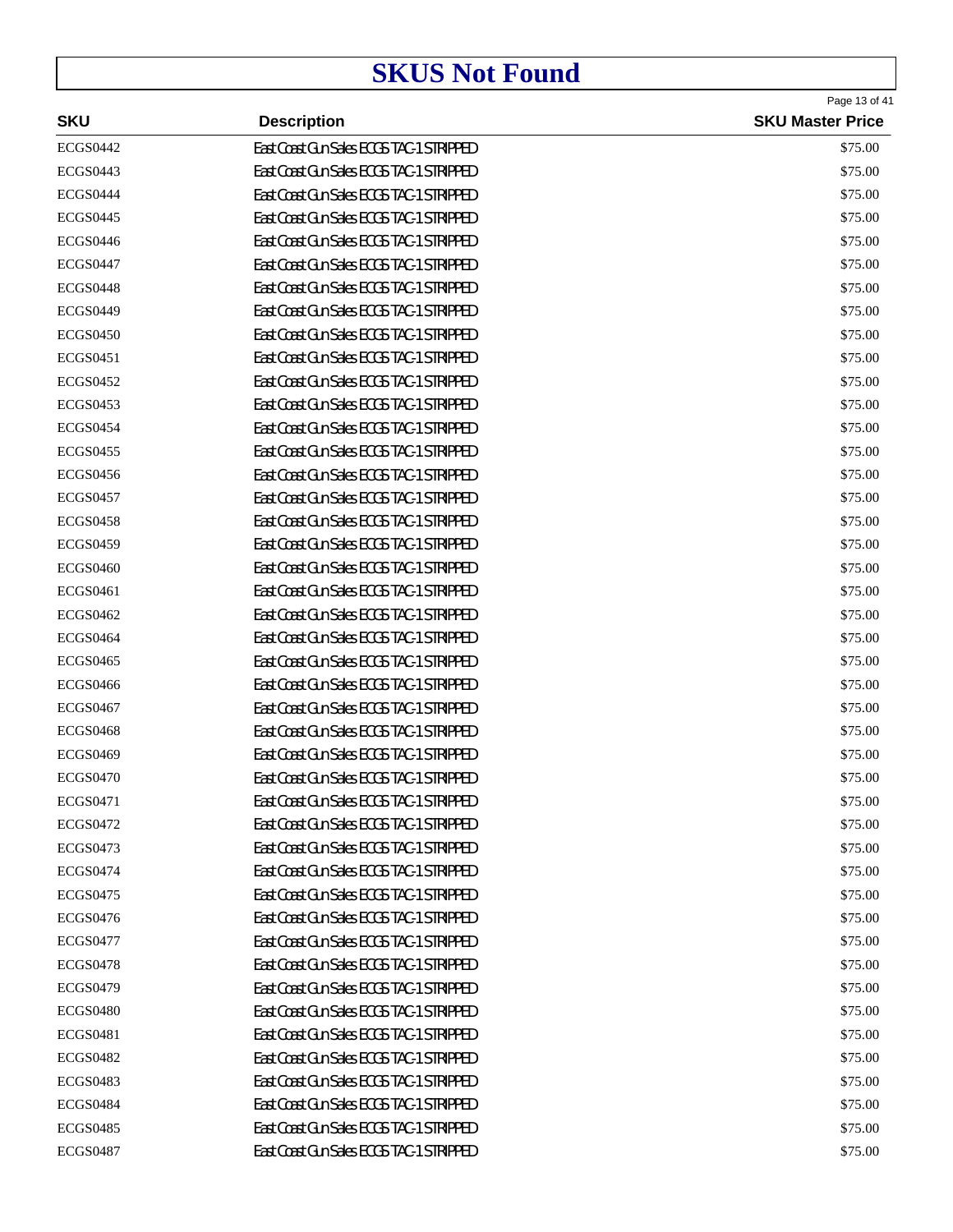# SKUS Not Found

| SKU | Description | SKU Master Price |
|---|---|---|
| ECGS0442 | East Coast Gun Sales ECGS TAC-1 STRIPPED | $75.00 |
| ECGS0443 | East Coast Gun Sales ECGS TAC-1 STRIPPED | $75.00 |
| ECGS0444 | East Coast Gun Sales ECGS TAC-1 STRIPPED | $75.00 |
| ECGS0445 | East Coast Gun Sales ECGS TAC-1 STRIPPED | $75.00 |
| ECGS0446 | East Coast Gun Sales ECGS TAC-1 STRIPPED | $75.00 |
| ECGS0447 | East Coast Gun Sales ECGS TAC-1 STRIPPED | $75.00 |
| ECGS0448 | East Coast Gun Sales ECGS TAC-1 STRIPPED | $75.00 |
| ECGS0449 | East Coast Gun Sales ECGS TAC-1 STRIPPED | $75.00 |
| ECGS0450 | East Coast Gun Sales ECGS TAC-1 STRIPPED | $75.00 |
| ECGS0451 | East Coast Gun Sales ECGS TAC-1 STRIPPED | $75.00 |
| ECGS0452 | East Coast Gun Sales ECGS TAC-1 STRIPPED | $75.00 |
| ECGS0453 | East Coast Gun Sales ECGS TAC-1 STRIPPED | $75.00 |
| ECGS0454 | East Coast Gun Sales ECGS TAC-1 STRIPPED | $75.00 |
| ECGS0455 | East Coast Gun Sales ECGS TAC-1 STRIPPED | $75.00 |
| ECGS0456 | East Coast Gun Sales ECGS TAC-1 STRIPPED | $75.00 |
| ECGS0457 | East Coast Gun Sales ECGS TAC-1 STRIPPED | $75.00 |
| ECGS0458 | East Coast Gun Sales ECGS TAC-1 STRIPPED | $75.00 |
| ECGS0459 | East Coast Gun Sales ECGS TAC-1 STRIPPED | $75.00 |
| ECGS0460 | East Coast Gun Sales ECGS TAC-1 STRIPPED | $75.00 |
| ECGS0461 | East Coast Gun Sales ECGS TAC-1 STRIPPED | $75.00 |
| ECGS0462 | East Coast Gun Sales ECGS TAC-1 STRIPPED | $75.00 |
| ECGS0464 | East Coast Gun Sales ECGS TAC-1 STRIPPED | $75.00 |
| ECGS0465 | East Coast Gun Sales ECGS TAC-1 STRIPPED | $75.00 |
| ECGS0466 | East Coast Gun Sales ECGS TAC-1 STRIPPED | $75.00 |
| ECGS0467 | East Coast Gun Sales ECGS TAC-1 STRIPPED | $75.00 |
| ECGS0468 | East Coast Gun Sales ECGS TAC-1 STRIPPED | $75.00 |
| ECGS0469 | East Coast Gun Sales ECGS TAC-1 STRIPPED | $75.00 |
| ECGS0470 | East Coast Gun Sales ECGS TAC-1 STRIPPED | $75.00 |
| ECGS0471 | East Coast Gun Sales ECGS TAC-1 STRIPPED | $75.00 |
| ECGS0472 | East Coast Gun Sales ECGS TAC-1 STRIPPED | $75.00 |
| ECGS0473 | East Coast Gun Sales ECGS TAC-1 STRIPPED | $75.00 |
| ECGS0474 | East Coast Gun Sales ECGS TAC-1 STRIPPED | $75.00 |
| ECGS0475 | East Coast Gun Sales ECGS TAC-1 STRIPPED | $75.00 |
| ECGS0476 | East Coast Gun Sales ECGS TAC-1 STRIPPED | $75.00 |
| ECGS0477 | East Coast Gun Sales ECGS TAC-1 STRIPPED | $75.00 |
| ECGS0478 | East Coast Gun Sales ECGS TAC-1 STRIPPED | $75.00 |
| ECGS0479 | East Coast Gun Sales ECGS TAC-1 STRIPPED | $75.00 |
| ECGS0480 | East Coast Gun Sales ECGS TAC-1 STRIPPED | $75.00 |
| ECGS0481 | East Coast Gun Sales ECGS TAC-1 STRIPPED | $75.00 |
| ECGS0482 | East Coast Gun Sales ECGS TAC-1 STRIPPED | $75.00 |
| ECGS0483 | East Coast Gun Sales ECGS TAC-1 STRIPPED | $75.00 |
| ECGS0484 | East Coast Gun Sales ECGS TAC-1 STRIPPED | $75.00 |
| ECGS0485 | East Coast Gun Sales ECGS TAC-1 STRIPPED | $75.00 |
| ECGS0487 | East Coast Gun Sales ECGS TAC-1 STRIPPED | $75.00 |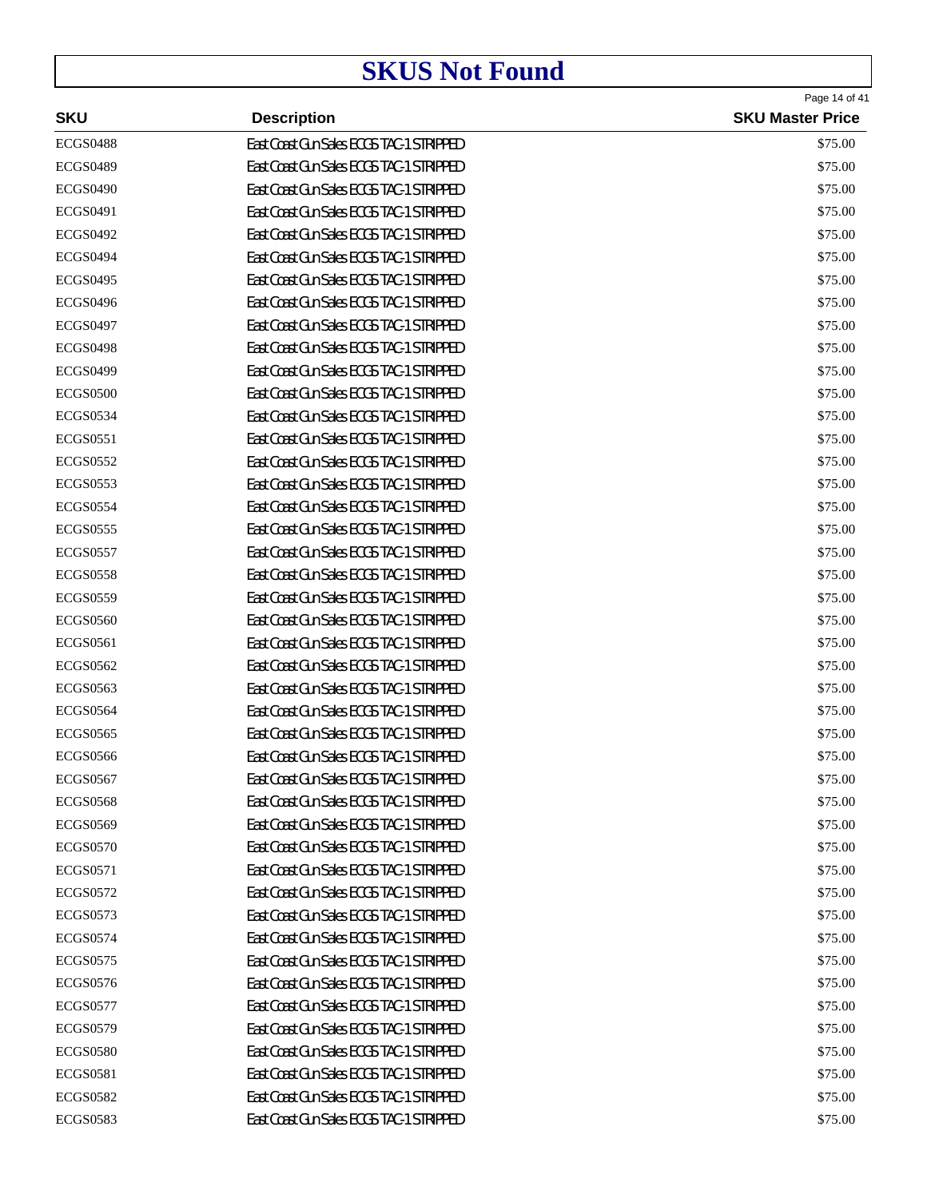# SKUS Not Found

| SKU | Description | SKU Master Price |
|---|---|---|
| ECGS0488 | East Coast Gun Sales ECGS TAC-1 STRIPPED | $75.00 |
| ECGS0489 | East Coast Gun Sales ECGS TAC-1 STRIPPED | $75.00 |
| ECGS0490 | East Coast Gun Sales ECGS TAC-1 STRIPPED | $75.00 |
| ECGS0491 | East Coast Gun Sales ECGS TAC-1 STRIPPED | $75.00 |
| ECGS0492 | East Coast Gun Sales ECGS TAC-1 STRIPPED | $75.00 |
| ECGS0494 | East Coast Gun Sales ECGS TAC-1 STRIPPED | $75.00 |
| ECGS0495 | East Coast Gun Sales ECGS TAC-1 STRIPPED | $75.00 |
| ECGS0496 | East Coast Gun Sales ECGS TAC-1 STRIPPED | $75.00 |
| ECGS0497 | East Coast Gun Sales ECGS TAC-1 STRIPPED | $75.00 |
| ECGS0498 | East Coast Gun Sales ECGS TAC-1 STRIPPED | $75.00 |
| ECGS0499 | East Coast Gun Sales ECGS TAC-1 STRIPPED | $75.00 |
| ECGS0500 | East Coast Gun Sales ECGS TAC-1 STRIPPED | $75.00 |
| ECGS0534 | East Coast Gun Sales ECGS TAC-1 STRIPPED | $75.00 |
| ECGS0551 | East Coast Gun Sales ECGS TAC-1 STRIPPED | $75.00 |
| ECGS0552 | East Coast Gun Sales ECGS TAC-1 STRIPPED | $75.00 |
| ECGS0553 | East Coast Gun Sales ECGS TAC-1 STRIPPED | $75.00 |
| ECGS0554 | East Coast Gun Sales ECGS TAC-1 STRIPPED | $75.00 |
| ECGS0555 | East Coast Gun Sales ECGS TAC-1 STRIPPED | $75.00 |
| ECGS0557 | East Coast Gun Sales ECGS TAC-1 STRIPPED | $75.00 |
| ECGS0558 | East Coast Gun Sales ECGS TAC-1 STRIPPED | $75.00 |
| ECGS0559 | East Coast Gun Sales ECGS TAC-1 STRIPPED | $75.00 |
| ECGS0560 | East Coast Gun Sales ECGS TAC-1 STRIPPED | $75.00 |
| ECGS0561 | East Coast Gun Sales ECGS TAC-1 STRIPPED | $75.00 |
| ECGS0562 | East Coast Gun Sales ECGS TAC-1 STRIPPED | $75.00 |
| ECGS0563 | East Coast Gun Sales ECGS TAC-1 STRIPPED | $75.00 |
| ECGS0564 | East Coast Gun Sales ECGS TAC-1 STRIPPED | $75.00 |
| ECGS0565 | East Coast Gun Sales ECGS TAC-1 STRIPPED | $75.00 |
| ECGS0566 | East Coast Gun Sales ECGS TAC-1 STRIPPED | $75.00 |
| ECGS0567 | East Coast Gun Sales ECGS TAC-1 STRIPPED | $75.00 |
| ECGS0568 | East Coast Gun Sales ECGS TAC-1 STRIPPED | $75.00 |
| ECGS0569 | East Coast Gun Sales ECGS TAC-1 STRIPPED | $75.00 |
| ECGS0570 | East Coast Gun Sales ECGS TAC-1 STRIPPED | $75.00 |
| ECGS0571 | East Coast Gun Sales ECGS TAC-1 STRIPPED | $75.00 |
| ECGS0572 | East Coast Gun Sales ECGS TAC-1 STRIPPED | $75.00 |
| ECGS0573 | East Coast Gun Sales ECGS TAC-1 STRIPPED | $75.00 |
| ECGS0574 | East Coast Gun Sales ECGS TAC-1 STRIPPED | $75.00 |
| ECGS0575 | East Coast Gun Sales ECGS TAC-1 STRIPPED | $75.00 |
| ECGS0576 | East Coast Gun Sales ECGS TAC-1 STRIPPED | $75.00 |
| ECGS0577 | East Coast Gun Sales ECGS TAC-1 STRIPPED | $75.00 |
| ECGS0579 | East Coast Gun Sales ECGS TAC-1 STRIPPED | $75.00 |
| ECGS0580 | East Coast Gun Sales ECGS TAC-1 STRIPPED | $75.00 |
| ECGS0581 | East Coast Gun Sales ECGS TAC-1 STRIPPED | $75.00 |
| ECGS0582 | East Coast Gun Sales ECGS TAC-1 STRIPPED | $75.00 |
| ECGS0583 | East Coast Gun Sales ECGS TAC-1 STRIPPED | $75.00 |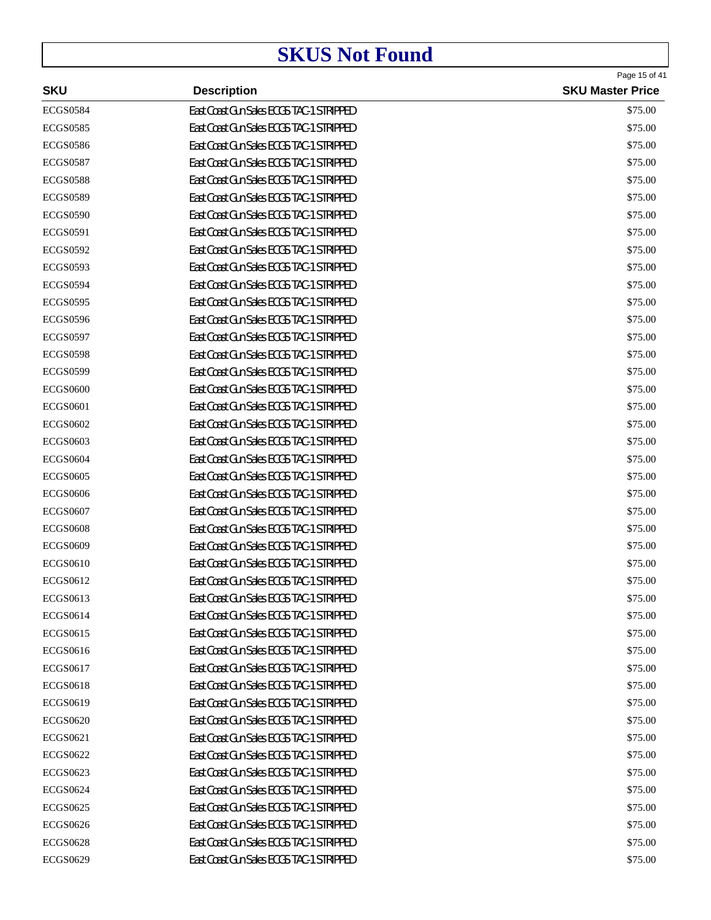# SKUS Not Found

| SKU | Description | SKU Master Price |
|---|---|---|
| ECGS0584 | East Coast Gun Sales ECGS TAC-1 STRIPPED | $75.00 |
| ECGS0585 | East Coast Gun Sales ECGS TAC-1 STRIPPED | $75.00 |
| ECGS0586 | East Coast Gun Sales ECGS TAC-1 STRIPPED | $75.00 |
| ECGS0587 | East Coast Gun Sales ECGS TAC-1 STRIPPED | $75.00 |
| ECGS0588 | East Coast Gun Sales ECGS TAC-1 STRIPPED | $75.00 |
| ECGS0589 | East Coast Gun Sales ECGS TAC-1 STRIPPED | $75.00 |
| ECGS0590 | East Coast Gun Sales ECGS TAC-1 STRIPPED | $75.00 |
| ECGS0591 | East Coast Gun Sales ECGS TAC-1 STRIPPED | $75.00 |
| ECGS0592 | East Coast Gun Sales ECGS TAC-1 STRIPPED | $75.00 |
| ECGS0593 | East Coast Gun Sales ECGS TAC-1 STRIPPED | $75.00 |
| ECGS0594 | East Coast Gun Sales ECGS TAC-1 STRIPPED | $75.00 |
| ECGS0595 | East Coast Gun Sales ECGS TAC-1 STRIPPED | $75.00 |
| ECGS0596 | East Coast Gun Sales ECGS TAC-1 STRIPPED | $75.00 |
| ECGS0597 | East Coast Gun Sales ECGS TAC-1 STRIPPED | $75.00 |
| ECGS0598 | East Coast Gun Sales ECGS TAC-1 STRIPPED | $75.00 |
| ECGS0599 | East Coast Gun Sales ECGS TAC-1 STRIPPED | $75.00 |
| ECGS0600 | East Coast Gun Sales ECGS TAC-1 STRIPPED | $75.00 |
| ECGS0601 | East Coast Gun Sales ECGS TAC-1 STRIPPED | $75.00 |
| ECGS0602 | East Coast Gun Sales ECGS TAC-1 STRIPPED | $75.00 |
| ECGS0603 | East Coast Gun Sales ECGS TAC-1 STRIPPED | $75.00 |
| ECGS0604 | East Coast Gun Sales ECGS TAC-1 STRIPPED | $75.00 |
| ECGS0605 | East Coast Gun Sales ECGS TAC-1 STRIPPED | $75.00 |
| ECGS0606 | East Coast Gun Sales ECGS TAC-1 STRIPPED | $75.00 |
| ECGS0607 | East Coast Gun Sales ECGS TAC-1 STRIPPED | $75.00 |
| ECGS0608 | East Coast Gun Sales ECGS TAC-1 STRIPPED | $75.00 |
| ECGS0609 | East Coast Gun Sales ECGS TAC-1 STRIPPED | $75.00 |
| ECGS0610 | East Coast Gun Sales ECGS TAC-1 STRIPPED | $75.00 |
| ECGS0612 | East Coast Gun Sales ECGS TAC-1 STRIPPED | $75.00 |
| ECGS0613 | East Coast Gun Sales ECGS TAC-1 STRIPPED | $75.00 |
| ECGS0614 | East Coast Gun Sales ECGS TAC-1 STRIPPED | $75.00 |
| ECGS0615 | East Coast Gun Sales ECGS TAC-1 STRIPPED | $75.00 |
| ECGS0616 | East Coast Gun Sales ECGS TAC-1 STRIPPED | $75.00 |
| ECGS0617 | East Coast Gun Sales ECGS TAC-1 STRIPPED | $75.00 |
| ECGS0618 | East Coast Gun Sales ECGS TAC-1 STRIPPED | $75.00 |
| ECGS0619 | East Coast Gun Sales ECGS TAC-1 STRIPPED | $75.00 |
| ECGS0620 | East Coast Gun Sales ECGS TAC-1 STRIPPED | $75.00 |
| ECGS0621 | East Coast Gun Sales ECGS TAC-1 STRIPPED | $75.00 |
| ECGS0622 | East Coast Gun Sales ECGS TAC-1 STRIPPED | $75.00 |
| ECGS0623 | East Coast Gun Sales ECGS TAC-1 STRIPPED | $75.00 |
| ECGS0624 | East Coast Gun Sales ECGS TAC-1 STRIPPED | $75.00 |
| ECGS0625 | East Coast Gun Sales ECGS TAC-1 STRIPPED | $75.00 |
| ECGS0626 | East Coast Gun Sales ECGS TAC-1 STRIPPED | $75.00 |
| ECGS0628 | East Coast Gun Sales ECGS TAC-1 STRIPPED | $75.00 |
| ECGS0629 | East Coast Gun Sales ECGS TAC-1 STRIPPED | $75.00 |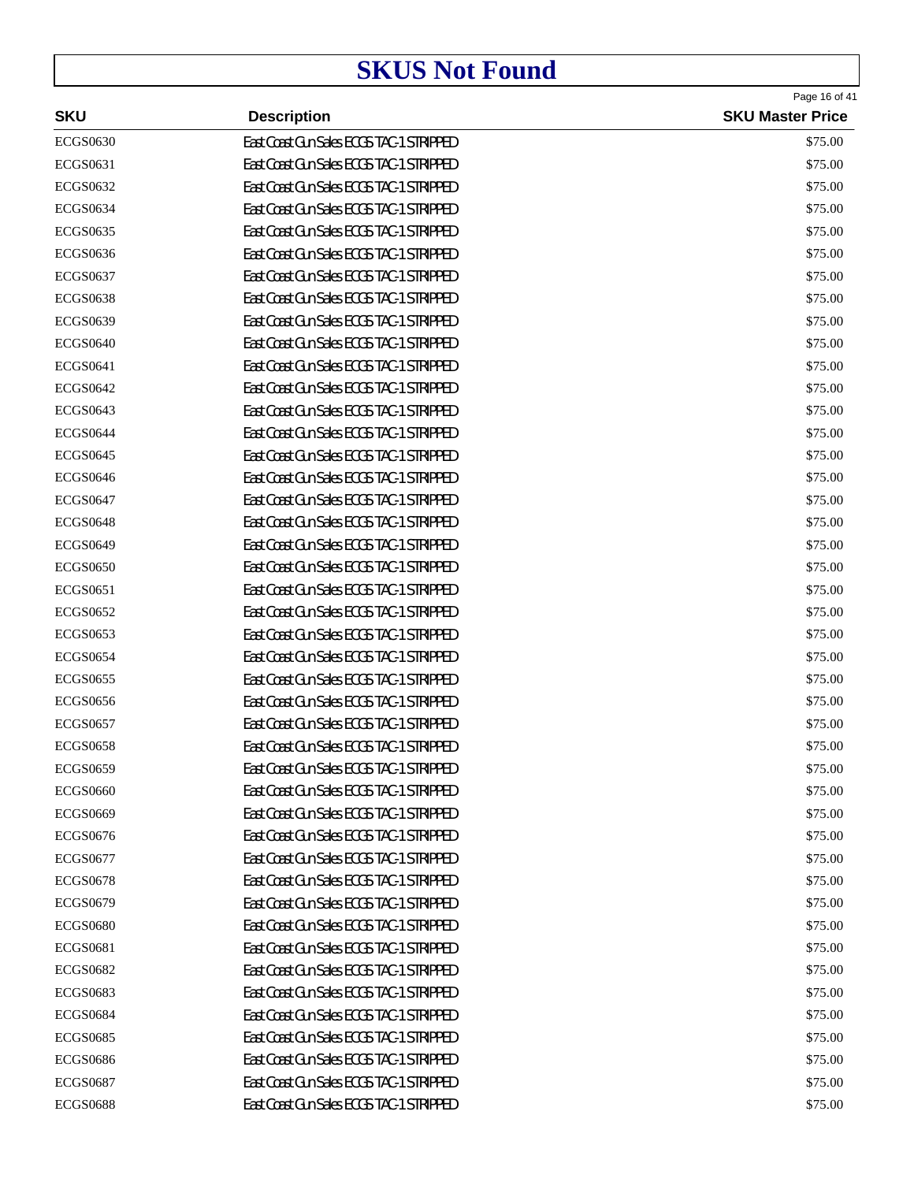# SKUS Not Found

| SKU | Description | SKU Master Price |
| --- | --- | --- |
| ECGS0630 | East Coast Gun Sales ECGS TAC-1 STRIPPED | $75.00 |
| ECGS0631 | East Coast Gun Sales ECGS TAC-1 STRIPPED | $75.00 |
| ECGS0632 | East Coast Gun Sales ECGS TAC-1 STRIPPED | $75.00 |
| ECGS0634 | East Coast Gun Sales ECGS TAC-1 STRIPPED | $75.00 |
| ECGS0635 | East Coast Gun Sales ECGS TAC-1 STRIPPED | $75.00 |
| ECGS0636 | East Coast Gun Sales ECGS TAC-1 STRIPPED | $75.00 |
| ECGS0637 | East Coast Gun Sales ECGS TAC-1 STRIPPED | $75.00 |
| ECGS0638 | East Coast Gun Sales ECGS TAC-1 STRIPPED | $75.00 |
| ECGS0639 | East Coast Gun Sales ECGS TAC-1 STRIPPED | $75.00 |
| ECGS0640 | East Coast Gun Sales ECGS TAC-1 STRIPPED | $75.00 |
| ECGS0641 | East Coast Gun Sales ECGS TAC-1 STRIPPED | $75.00 |
| ECGS0642 | East Coast Gun Sales ECGS TAC-1 STRIPPED | $75.00 |
| ECGS0643 | East Coast Gun Sales ECGS TAC-1 STRIPPED | $75.00 |
| ECGS0644 | East Coast Gun Sales ECGS TAC-1 STRIPPED | $75.00 |
| ECGS0645 | East Coast Gun Sales ECGS TAC-1 STRIPPED | $75.00 |
| ECGS0646 | East Coast Gun Sales ECGS TAC-1 STRIPPED | $75.00 |
| ECGS0647 | East Coast Gun Sales ECGS TAC-1 STRIPPED | $75.00 |
| ECGS0648 | East Coast Gun Sales ECGS TAC-1 STRIPPED | $75.00 |
| ECGS0649 | East Coast Gun Sales ECGS TAC-1 STRIPPED | $75.00 |
| ECGS0650 | East Coast Gun Sales ECGS TAC-1 STRIPPED | $75.00 |
| ECGS0651 | East Coast Gun Sales ECGS TAC-1 STRIPPED | $75.00 |
| ECGS0652 | East Coast Gun Sales ECGS TAC-1 STRIPPED | $75.00 |
| ECGS0653 | East Coast Gun Sales ECGS TAC-1 STRIPPED | $75.00 |
| ECGS0654 | East Coast Gun Sales ECGS TAC-1 STRIPPED | $75.00 |
| ECGS0655 | East Coast Gun Sales ECGS TAC-1 STRIPPED | $75.00 |
| ECGS0656 | East Coast Gun Sales ECGS TAC-1 STRIPPED | $75.00 |
| ECGS0657 | East Coast Gun Sales ECGS TAC-1 STRIPPED | $75.00 |
| ECGS0658 | East Coast Gun Sales ECGS TAC-1 STRIPPED | $75.00 |
| ECGS0659 | East Coast Gun Sales ECGS TAC-1 STRIPPED | $75.00 |
| ECGS0660 | East Coast Gun Sales ECGS TAC-1 STRIPPED | $75.00 |
| ECGS0669 | East Coast Gun Sales ECGS TAC-1 STRIPPED | $75.00 |
| ECGS0676 | East Coast Gun Sales ECGS TAC-1 STRIPPED | $75.00 |
| ECGS0677 | East Coast Gun Sales ECGS TAC-1 STRIPPED | $75.00 |
| ECGS0678 | East Coast Gun Sales ECGS TAC-1 STRIPPED | $75.00 |
| ECGS0679 | East Coast Gun Sales ECGS TAC-1 STRIPPED | $75.00 |
| ECGS0680 | East Coast Gun Sales ECGS TAC-1 STRIPPED | $75.00 |
| ECGS0681 | East Coast Gun Sales ECGS TAC-1 STRIPPED | $75.00 |
| ECGS0682 | East Coast Gun Sales ECGS TAC-1 STRIPPED | $75.00 |
| ECGS0683 | East Coast Gun Sales ECGS TAC-1 STRIPPED | $75.00 |
| ECGS0684 | East Coast Gun Sales ECGS TAC-1 STRIPPED | $75.00 |
| ECGS0685 | East Coast Gun Sales ECGS TAC-1 STRIPPED | $75.00 |
| ECGS0686 | East Coast Gun Sales ECGS TAC-1 STRIPPED | $75.00 |
| ECGS0687 | East Coast Gun Sales ECGS TAC-1 STRIPPED | $75.00 |
| ECGS0688 | East Coast Gun Sales ECGS TAC-1 STRIPPED | $75.00 |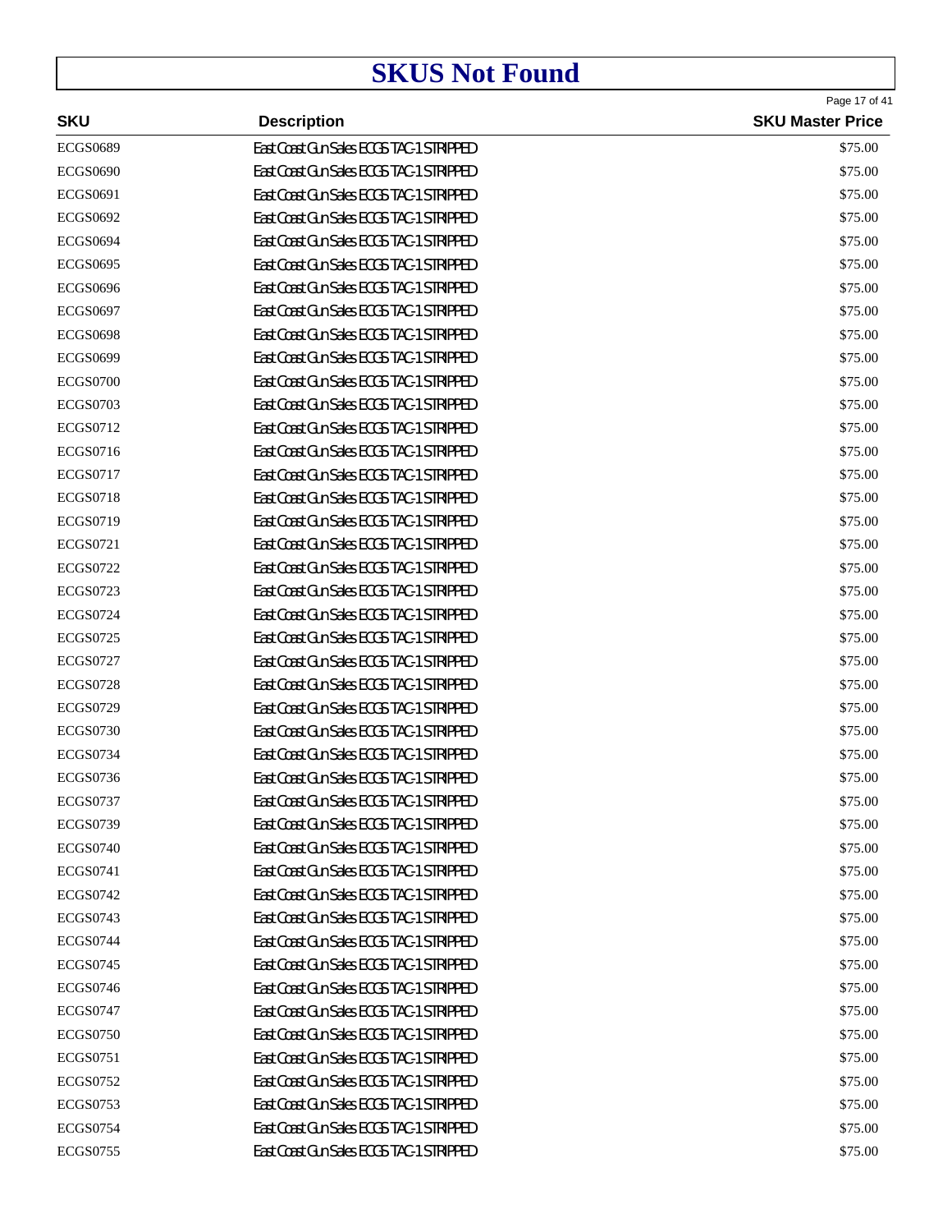# SKUS Not Found

| SKU | Description | SKU Master Price |
|---|---|---|
| ECGS0689 | East Coast Gun Sales ECGS TAC-1 STRIPPED | $75.00 |
| ECGS0690 | East Coast Gun Sales ECGS TAC-1 STRIPPED | $75.00 |
| ECGS0691 | East Coast Gun Sales ECGS TAC-1 STRIPPED | $75.00 |
| ECGS0692 | East Coast Gun Sales ECGS TAC-1 STRIPPED | $75.00 |
| ECGS0694 | East Coast Gun Sales ECGS TAC-1 STRIPPED | $75.00 |
| ECGS0695 | East Coast Gun Sales ECGS TAC-1 STRIPPED | $75.00 |
| ECGS0696 | East Coast Gun Sales ECGS TAC-1 STRIPPED | $75.00 |
| ECGS0697 | East Coast Gun Sales ECGS TAC-1 STRIPPED | $75.00 |
| ECGS0698 | East Coast Gun Sales ECGS TAC-1 STRIPPED | $75.00 |
| ECGS0699 | East Coast Gun Sales ECGS TAC-1 STRIPPED | $75.00 |
| ECGS0700 | East Coast Gun Sales ECGS TAC-1 STRIPPED | $75.00 |
| ECGS0703 | East Coast Gun Sales ECGS TAC-1 STRIPPED | $75.00 |
| ECGS0712 | East Coast Gun Sales ECGS TAC-1 STRIPPED | $75.00 |
| ECGS0716 | East Coast Gun Sales ECGS TAC-1 STRIPPED | $75.00 |
| ECGS0717 | East Coast Gun Sales ECGS TAC-1 STRIPPED | $75.00 |
| ECGS0718 | East Coast Gun Sales ECGS TAC-1 STRIPPED | $75.00 |
| ECGS0719 | East Coast Gun Sales ECGS TAC-1 STRIPPED | $75.00 |
| ECGS0721 | East Coast Gun Sales ECGS TAC-1 STRIPPED | $75.00 |
| ECGS0722 | East Coast Gun Sales ECGS TAC-1 STRIPPED | $75.00 |
| ECGS0723 | East Coast Gun Sales ECGS TAC-1 STRIPPED | $75.00 |
| ECGS0724 | East Coast Gun Sales ECGS TAC-1 STRIPPED | $75.00 |
| ECGS0725 | East Coast Gun Sales ECGS TAC-1 STRIPPED | $75.00 |
| ECGS0727 | East Coast Gun Sales ECGS TAC-1 STRIPPED | $75.00 |
| ECGS0728 | East Coast Gun Sales ECGS TAC-1 STRIPPED | $75.00 |
| ECGS0729 | East Coast Gun Sales ECGS TAC-1 STRIPPED | $75.00 |
| ECGS0730 | East Coast Gun Sales ECGS TAC-1 STRIPPED | $75.00 |
| ECGS0734 | East Coast Gun Sales ECGS TAC-1 STRIPPED | $75.00 |
| ECGS0736 | East Coast Gun Sales ECGS TAC-1 STRIPPED | $75.00 |
| ECGS0737 | East Coast Gun Sales ECGS TAC-1 STRIPPED | $75.00 |
| ECGS0739 | East Coast Gun Sales ECGS TAC-1 STRIPPED | $75.00 |
| ECGS0740 | East Coast Gun Sales ECGS TAC-1 STRIPPED | $75.00 |
| ECGS0741 | East Coast Gun Sales ECGS TAC-1 STRIPPED | $75.00 |
| ECGS0742 | East Coast Gun Sales ECGS TAC-1 STRIPPED | $75.00 |
| ECGS0743 | East Coast Gun Sales ECGS TAC-1 STRIPPED | $75.00 |
| ECGS0744 | East Coast Gun Sales ECGS TAC-1 STRIPPED | $75.00 |
| ECGS0745 | East Coast Gun Sales ECGS TAC-1 STRIPPED | $75.00 |
| ECGS0746 | East Coast Gun Sales ECGS TAC-1 STRIPPED | $75.00 |
| ECGS0747 | East Coast Gun Sales ECGS TAC-1 STRIPPED | $75.00 |
| ECGS0750 | East Coast Gun Sales ECGS TAC-1 STRIPPED | $75.00 |
| ECGS0751 | East Coast Gun Sales ECGS TAC-1 STRIPPED | $75.00 |
| ECGS0752 | East Coast Gun Sales ECGS TAC-1 STRIPPED | $75.00 |
| ECGS0753 | East Coast Gun Sales ECGS TAC-1 STRIPPED | $75.00 |
| ECGS0754 | East Coast Gun Sales ECGS TAC-1 STRIPPED | $75.00 |
| ECGS0755 | East Coast Gun Sales ECGS TAC-1 STRIPPED | $75.00 |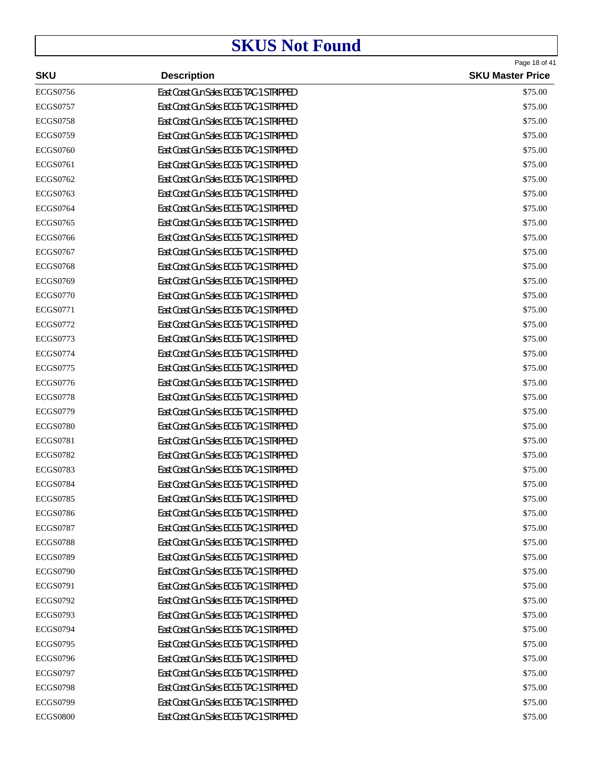# SKUS Not Found

| SKU | Description | SKU Master Price |
|---|---|---|
| ECGS0756 | East Coast Gun Sales ECGS TAC-1 STRIPPED | $75.00 |
| ECGS0757 | East Coast Gun Sales ECGS TAC-1 STRIPPED | $75.00 |
| ECGS0758 | East Coast Gun Sales ECGS TAC-1 STRIPPED | $75.00 |
| ECGS0759 | East Coast Gun Sales ECGS TAC-1 STRIPPED | $75.00 |
| ECGS0760 | East Coast Gun Sales ECGS TAC-1 STRIPPED | $75.00 |
| ECGS0761 | East Coast Gun Sales ECGS TAC-1 STRIPPED | $75.00 |
| ECGS0762 | East Coast Gun Sales ECGS TAC-1 STRIPPED | $75.00 |
| ECGS0763 | East Coast Gun Sales ECGS TAC-1 STRIPPED | $75.00 |
| ECGS0764 | East Coast Gun Sales ECGS TAC-1 STRIPPED | $75.00 |
| ECGS0765 | East Coast Gun Sales ECGS TAC-1 STRIPPED | $75.00 |
| ECGS0766 | East Coast Gun Sales ECGS TAC-1 STRIPPED | $75.00 |
| ECGS0767 | East Coast Gun Sales ECGS TAC-1 STRIPPED | $75.00 |
| ECGS0768 | East Coast Gun Sales ECGS TAC-1 STRIPPED | $75.00 |
| ECGS0769 | East Coast Gun Sales ECGS TAC-1 STRIPPED | $75.00 |
| ECGS0770 | East Coast Gun Sales ECGS TAC-1 STRIPPED | $75.00 |
| ECGS0771 | East Coast Gun Sales ECGS TAC-1 STRIPPED | $75.00 |
| ECGS0772 | East Coast Gun Sales ECGS TAC-1 STRIPPED | $75.00 |
| ECGS0773 | East Coast Gun Sales ECGS TAC-1 STRIPPED | $75.00 |
| ECGS0774 | East Coast Gun Sales ECGS TAC-1 STRIPPED | $75.00 |
| ECGS0775 | East Coast Gun Sales ECGS TAC-1 STRIPPED | $75.00 |
| ECGS0776 | East Coast Gun Sales ECGS TAC-1 STRIPPED | $75.00 |
| ECGS0778 | East Coast Gun Sales ECGS TAC-1 STRIPPED | $75.00 |
| ECGS0779 | East Coast Gun Sales ECGS TAC-1 STRIPPED | $75.00 |
| ECGS0780 | East Coast Gun Sales ECGS TAC-1 STRIPPED | $75.00 |
| ECGS0781 | East Coast Gun Sales ECGS TAC-1 STRIPPED | $75.00 |
| ECGS0782 | East Coast Gun Sales ECGS TAC-1 STRIPPED | $75.00 |
| ECGS0783 | East Coast Gun Sales ECGS TAC-1 STRIPPED | $75.00 |
| ECGS0784 | East Coast Gun Sales ECGS TAC-1 STRIPPED | $75.00 |
| ECGS0785 | East Coast Gun Sales ECGS TAC-1 STRIPPED | $75.00 |
| ECGS0786 | East Coast Gun Sales ECGS TAC-1 STRIPPED | $75.00 |
| ECGS0787 | East Coast Gun Sales ECGS TAC-1 STRIPPED | $75.00 |
| ECGS0788 | East Coast Gun Sales ECGS TAC-1 STRIPPED | $75.00 |
| ECGS0789 | East Coast Gun Sales ECGS TAC-1 STRIPPED | $75.00 |
| ECGS0790 | East Coast Gun Sales ECGS TAC-1 STRIPPED | $75.00 |
| ECGS0791 | East Coast Gun Sales ECGS TAC-1 STRIPPED | $75.00 |
| ECGS0792 | East Coast Gun Sales ECGS TAC-1 STRIPPED | $75.00 |
| ECGS0793 | East Coast Gun Sales ECGS TAC-1 STRIPPED | $75.00 |
| ECGS0794 | East Coast Gun Sales ECGS TAC-1 STRIPPED | $75.00 |
| ECGS0795 | East Coast Gun Sales ECGS TAC-1 STRIPPED | $75.00 |
| ECGS0796 | East Coast Gun Sales ECGS TAC-1 STRIPPED | $75.00 |
| ECGS0797 | East Coast Gun Sales ECGS TAC-1 STRIPPED | $75.00 |
| ECGS0798 | East Coast Gun Sales ECGS TAC-1 STRIPPED | $75.00 |
| ECGS0799 | East Coast Gun Sales ECGS TAC-1 STRIPPED | $75.00 |
| ECGS0800 | East Coast Gun Sales ECGS TAC-1 STRIPPED | $75.00 |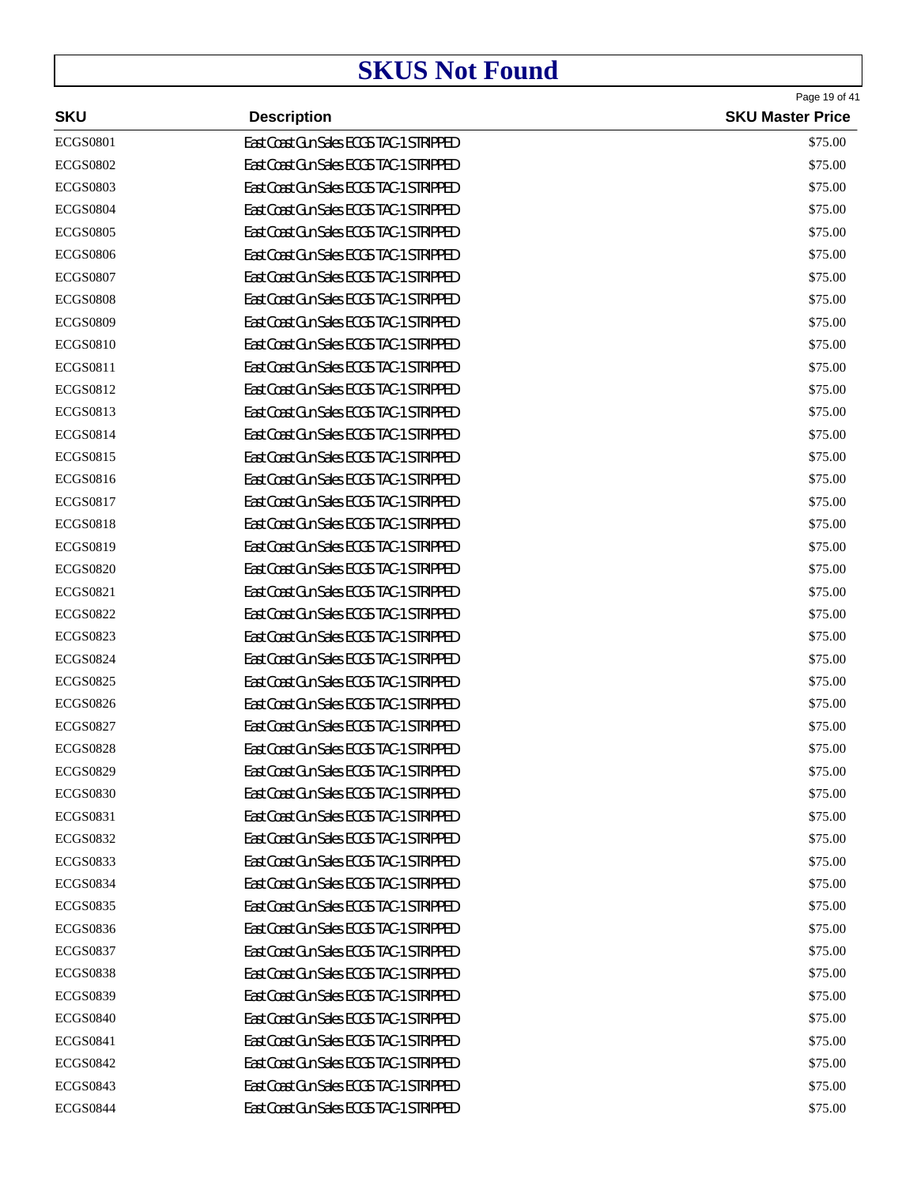# SKUS Not Found

| SKU | Description | SKU Master Price |
|---|---|---|
| ECGS0801 | East Coast Gun Sales ECGS TAC-1 STRIPPED | $75.00 |
| ECGS0802 | East Coast Gun Sales ECGS TAC-1 STRIPPED | $75.00 |
| ECGS0803 | East Coast Gun Sales ECGS TAC-1 STRIPPED | $75.00 |
| ECGS0804 | East Coast Gun Sales ECGS TAC-1 STRIPPED | $75.00 |
| ECGS0805 | East Coast Gun Sales ECGS TAC-1 STRIPPED | $75.00 |
| ECGS0806 | East Coast Gun Sales ECGS TAC-1 STRIPPED | $75.00 |
| ECGS0807 | East Coast Gun Sales ECGS TAC-1 STRIPPED | $75.00 |
| ECGS0808 | East Coast Gun Sales ECGS TAC-1 STRIPPED | $75.00 |
| ECGS0809 | East Coast Gun Sales ECGS TAC-1 STRIPPED | $75.00 |
| ECGS0810 | East Coast Gun Sales ECGS TAC-1 STRIPPED | $75.00 |
| ECGS0811 | East Coast Gun Sales ECGS TAC-1 STRIPPED | $75.00 |
| ECGS0812 | East Coast Gun Sales ECGS TAC-1 STRIPPED | $75.00 |
| ECGS0813 | East Coast Gun Sales ECGS TAC-1 STRIPPED | $75.00 |
| ECGS0814 | East Coast Gun Sales ECGS TAC-1 STRIPPED | $75.00 |
| ECGS0815 | East Coast Gun Sales ECGS TAC-1 STRIPPED | $75.00 |
| ECGS0816 | East Coast Gun Sales ECGS TAC-1 STRIPPED | $75.00 |
| ECGS0817 | East Coast Gun Sales ECGS TAC-1 STRIPPED | $75.00 |
| ECGS0818 | East Coast Gun Sales ECGS TAC-1 STRIPPED | $75.00 |
| ECGS0819 | East Coast Gun Sales ECGS TAC-1 STRIPPED | $75.00 |
| ECGS0820 | East Coast Gun Sales ECGS TAC-1 STRIPPED | $75.00 |
| ECGS0821 | East Coast Gun Sales ECGS TAC-1 STRIPPED | $75.00 |
| ECGS0822 | East Coast Gun Sales ECGS TAC-1 STRIPPED | $75.00 |
| ECGS0823 | East Coast Gun Sales ECGS TAC-1 STRIPPED | $75.00 |
| ECGS0824 | East Coast Gun Sales ECGS TAC-1 STRIPPED | $75.00 |
| ECGS0825 | East Coast Gun Sales ECGS TAC-1 STRIPPED | $75.00 |
| ECGS0826 | East Coast Gun Sales ECGS TAC-1 STRIPPED | $75.00 |
| ECGS0827 | East Coast Gun Sales ECGS TAC-1 STRIPPED | $75.00 |
| ECGS0828 | East Coast Gun Sales ECGS TAC-1 STRIPPED | $75.00 |
| ECGS0829 | East Coast Gun Sales ECGS TAC-1 STRIPPED | $75.00 |
| ECGS0830 | East Coast Gun Sales ECGS TAC-1 STRIPPED | $75.00 |
| ECGS0831 | East Coast Gun Sales ECGS TAC-1 STRIPPED | $75.00 |
| ECGS0832 | East Coast Gun Sales ECGS TAC-1 STRIPPED | $75.00 |
| ECGS0833 | East Coast Gun Sales ECGS TAC-1 STRIPPED | $75.00 |
| ECGS0834 | East Coast Gun Sales ECGS TAC-1 STRIPPED | $75.00 |
| ECGS0835 | East Coast Gun Sales ECGS TAC-1 STRIPPED | $75.00 |
| ECGS0836 | East Coast Gun Sales ECGS TAC-1 STRIPPED | $75.00 |
| ECGS0837 | East Coast Gun Sales ECGS TAC-1 STRIPPED | $75.00 |
| ECGS0838 | East Coast Gun Sales ECGS TAC-1 STRIPPED | $75.00 |
| ECGS0839 | East Coast Gun Sales ECGS TAC-1 STRIPPED | $75.00 |
| ECGS0840 | East Coast Gun Sales ECGS TAC-1 STRIPPED | $75.00 |
| ECGS0841 | East Coast Gun Sales ECGS TAC-1 STRIPPED | $75.00 |
| ECGS0842 | East Coast Gun Sales ECGS TAC-1 STRIPPED | $75.00 |
| ECGS0843 | East Coast Gun Sales ECGS TAC-1 STRIPPED | $75.00 |
| ECGS0844 | East Coast Gun Sales ECGS TAC-1 STRIPPED | $75.00 |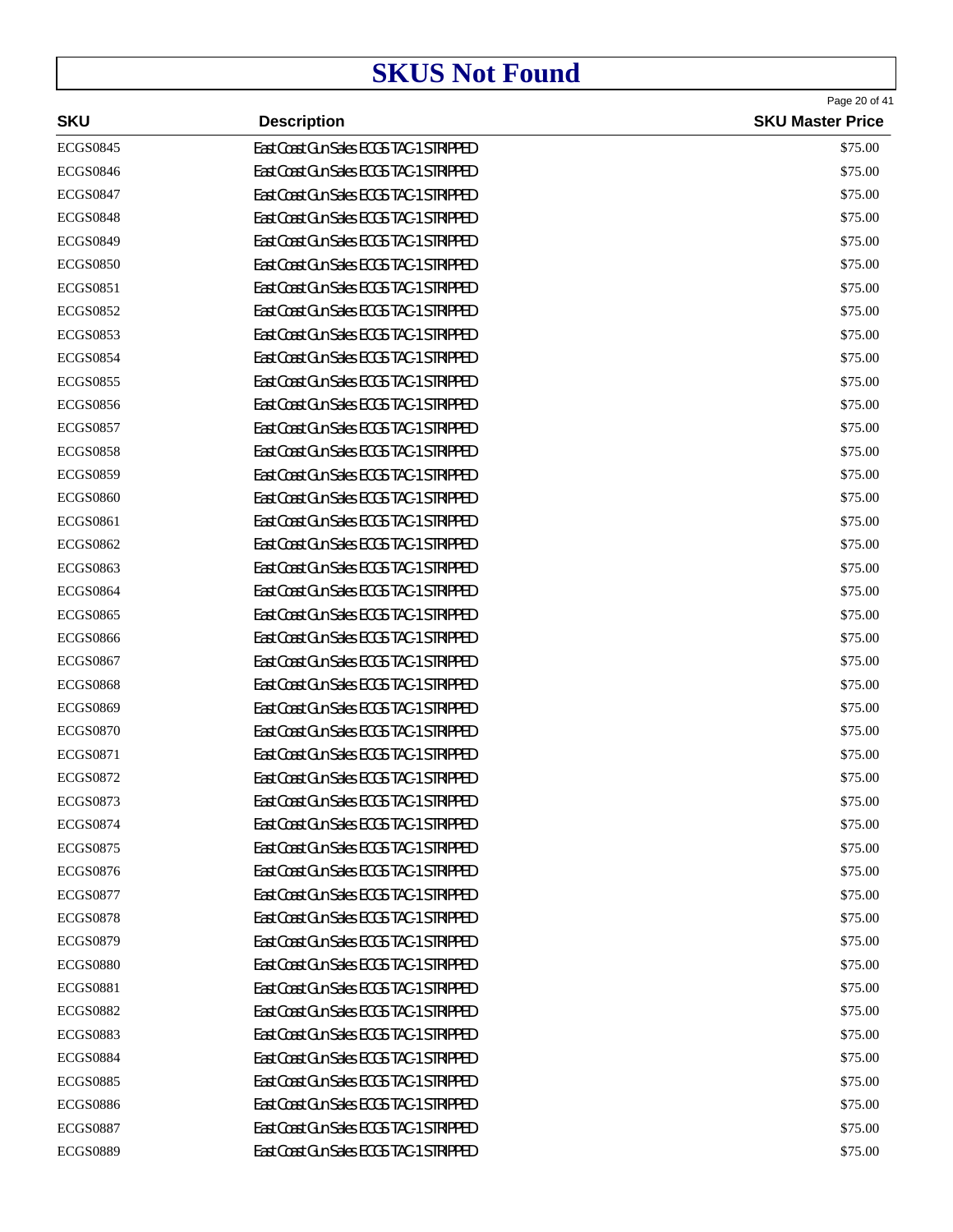# SKUS Not Found

| SKU | Description | SKU Master Price |
|---|---|---|
| ECGS0845 | East Coast Gun Sales ECGS TAC-1 STRIPPED | $75.00 |
| ECGS0846 | East Coast Gun Sales ECGS TAC-1 STRIPPED | $75.00 |
| ECGS0847 | East Coast Gun Sales ECGS TAC-1 STRIPPED | $75.00 |
| ECGS0848 | East Coast Gun Sales ECGS TAC-1 STRIPPED | $75.00 |
| ECGS0849 | East Coast Gun Sales ECGS TAC-1 STRIPPED | $75.00 |
| ECGS0850 | East Coast Gun Sales ECGS TAC-1 STRIPPED | $75.00 |
| ECGS0851 | East Coast Gun Sales ECGS TAC-1 STRIPPED | $75.00 |
| ECGS0852 | East Coast Gun Sales ECGS TAC-1 STRIPPED | $75.00 |
| ECGS0853 | East Coast Gun Sales ECGS TAC-1 STRIPPED | $75.00 |
| ECGS0854 | East Coast Gun Sales ECGS TAC-1 STRIPPED | $75.00 |
| ECGS0855 | East Coast Gun Sales ECGS TAC-1 STRIPPED | $75.00 |
| ECGS0856 | East Coast Gun Sales ECGS TAC-1 STRIPPED | $75.00 |
| ECGS0857 | East Coast Gun Sales ECGS TAC-1 STRIPPED | $75.00 |
| ECGS0858 | East Coast Gun Sales ECGS TAC-1 STRIPPED | $75.00 |
| ECGS0859 | East Coast Gun Sales ECGS TAC-1 STRIPPED | $75.00 |
| ECGS0860 | East Coast Gun Sales ECGS TAC-1 STRIPPED | $75.00 |
| ECGS0861 | East Coast Gun Sales ECGS TAC-1 STRIPPED | $75.00 |
| ECGS0862 | East Coast Gun Sales ECGS TAC-1 STRIPPED | $75.00 |
| ECGS0863 | East Coast Gun Sales ECGS TAC-1 STRIPPED | $75.00 |
| ECGS0864 | East Coast Gun Sales ECGS TAC-1 STRIPPED | $75.00 |
| ECGS0865 | East Coast Gun Sales ECGS TAC-1 STRIPPED | $75.00 |
| ECGS0866 | East Coast Gun Sales ECGS TAC-1 STRIPPED | $75.00 |
| ECGS0867 | East Coast Gun Sales ECGS TAC-1 STRIPPED | $75.00 |
| ECGS0868 | East Coast Gun Sales ECGS TAC-1 STRIPPED | $75.00 |
| ECGS0869 | East Coast Gun Sales ECGS TAC-1 STRIPPED | $75.00 |
| ECGS0870 | East Coast Gun Sales ECGS TAC-1 STRIPPED | $75.00 |
| ECGS0871 | East Coast Gun Sales ECGS TAC-1 STRIPPED | $75.00 |
| ECGS0872 | East Coast Gun Sales ECGS TAC-1 STRIPPED | $75.00 |
| ECGS0873 | East Coast Gun Sales ECGS TAC-1 STRIPPED | $75.00 |
| ECGS0874 | East Coast Gun Sales ECGS TAC-1 STRIPPED | $75.00 |
| ECGS0875 | East Coast Gun Sales ECGS TAC-1 STRIPPED | $75.00 |
| ECGS0876 | East Coast Gun Sales ECGS TAC-1 STRIPPED | $75.00 |
| ECGS0877 | East Coast Gun Sales ECGS TAC-1 STRIPPED | $75.00 |
| ECGS0878 | East Coast Gun Sales ECGS TAC-1 STRIPPED | $75.00 |
| ECGS0879 | East Coast Gun Sales ECGS TAC-1 STRIPPED | $75.00 |
| ECGS0880 | East Coast Gun Sales ECGS TAC-1 STRIPPED | $75.00 |
| ECGS0881 | East Coast Gun Sales ECGS TAC-1 STRIPPED | $75.00 |
| ECGS0882 | East Coast Gun Sales ECGS TAC-1 STRIPPED | $75.00 |
| ECGS0883 | East Coast Gun Sales ECGS TAC-1 STRIPPED | $75.00 |
| ECGS0884 | East Coast Gun Sales ECGS TAC-1 STRIPPED | $75.00 |
| ECGS0885 | East Coast Gun Sales ECGS TAC-1 STRIPPED | $75.00 |
| ECGS0886 | East Coast Gun Sales ECGS TAC-1 STRIPPED | $75.00 |
| ECGS0887 | East Coast Gun Sales ECGS TAC-1 STRIPPED | $75.00 |
| ECGS0889 | East Coast Gun Sales ECGS TAC-1 STRIPPED | $75.00 |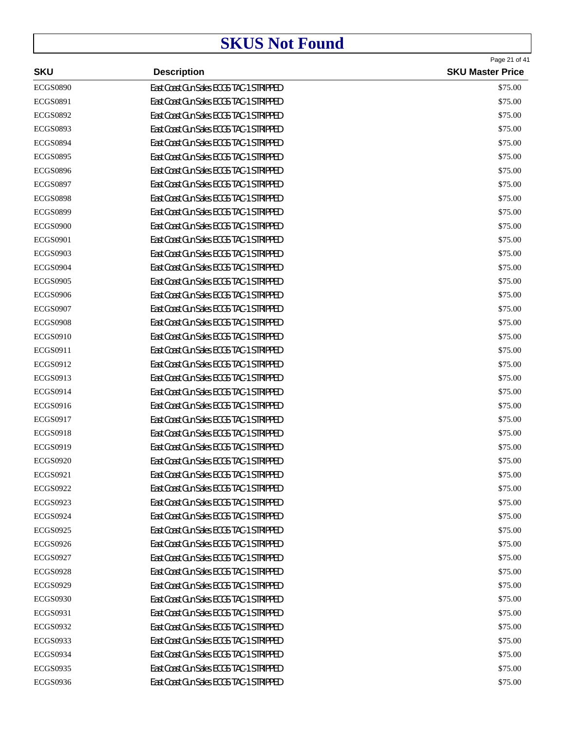# SKUS Not Found

| SKU | Description | SKU Master Price |
|---|---|---|
| ECGS0890 | East Coast Gun Sales ECGS TAC-1 STRIPPED | $75.00 |
| ECGS0891 | East Coast Gun Sales ECGS TAC-1 STRIPPED | $75.00 |
| ECGS0892 | East Coast Gun Sales ECGS TAC-1 STRIPPED | $75.00 |
| ECGS0893 | East Coast Gun Sales ECGS TAC-1 STRIPPED | $75.00 |
| ECGS0894 | East Coast Gun Sales ECGS TAC-1 STRIPPED | $75.00 |
| ECGS0895 | East Coast Gun Sales ECGS TAC-1 STRIPPED | $75.00 |
| ECGS0896 | East Coast Gun Sales ECGS TAC-1 STRIPPED | $75.00 |
| ECGS0897 | East Coast Gun Sales ECGS TAC-1 STRIPPED | $75.00 |
| ECGS0898 | East Coast Gun Sales ECGS TAC-1 STRIPPED | $75.00 |
| ECGS0899 | East Coast Gun Sales ECGS TAC-1 STRIPPED | $75.00 |
| ECGS0900 | East Coast Gun Sales ECGS TAC-1 STRIPPED | $75.00 |
| ECGS0901 | East Coast Gun Sales ECGS TAC-1 STRIPPED | $75.00 |
| ECGS0903 | East Coast Gun Sales ECGS TAC-1 STRIPPED | $75.00 |
| ECGS0904 | East Coast Gun Sales ECGS TAC-1 STRIPPED | $75.00 |
| ECGS0905 | East Coast Gun Sales ECGS TAC-1 STRIPPED | $75.00 |
| ECGS0906 | East Coast Gun Sales ECGS TAC-1 STRIPPED | $75.00 |
| ECGS0907 | East Coast Gun Sales ECGS TAC-1 STRIPPED | $75.00 |
| ECGS0908 | East Coast Gun Sales ECGS TAC-1 STRIPPED | $75.00 |
| ECGS0910 | East Coast Gun Sales ECGS TAC-1 STRIPPED | $75.00 |
| ECGS0911 | East Coast Gun Sales ECGS TAC-1 STRIPPED | $75.00 |
| ECGS0912 | East Coast Gun Sales ECGS TAC-1 STRIPPED | $75.00 |
| ECGS0913 | East Coast Gun Sales ECGS TAC-1 STRIPPED | $75.00 |
| ECGS0914 | East Coast Gun Sales ECGS TAC-1 STRIPPED | $75.00 |
| ECGS0916 | East Coast Gun Sales ECGS TAC-1 STRIPPED | $75.00 |
| ECGS0917 | East Coast Gun Sales ECGS TAC-1 STRIPPED | $75.00 |
| ECGS0918 | East Coast Gun Sales ECGS TAC-1 STRIPPED | $75.00 |
| ECGS0919 | East Coast Gun Sales ECGS TAC-1 STRIPPED | $75.00 |
| ECGS0920 | East Coast Gun Sales ECGS TAC-1 STRIPPED | $75.00 |
| ECGS0921 | East Coast Gun Sales ECGS TAC-1 STRIPPED | $75.00 |
| ECGS0922 | East Coast Gun Sales ECGS TAC-1 STRIPPED | $75.00 |
| ECGS0923 | East Coast Gun Sales ECGS TAC-1 STRIPPED | $75.00 |
| ECGS0924 | East Coast Gun Sales ECGS TAC-1 STRIPPED | $75.00 |
| ECGS0925 | East Coast Gun Sales ECGS TAC-1 STRIPPED | $75.00 |
| ECGS0926 | East Coast Gun Sales ECGS TAC-1 STRIPPED | $75.00 |
| ECGS0927 | East Coast Gun Sales ECGS TAC-1 STRIPPED | $75.00 |
| ECGS0928 | East Coast Gun Sales ECGS TAC-1 STRIPPED | $75.00 |
| ECGS0929 | East Coast Gun Sales ECGS TAC-1 STRIPPED | $75.00 |
| ECGS0930 | East Coast Gun Sales ECGS TAC-1 STRIPPED | $75.00 |
| ECGS0931 | East Coast Gun Sales ECGS TAC-1 STRIPPED | $75.00 |
| ECGS0932 | East Coast Gun Sales ECGS TAC-1 STRIPPED | $75.00 |
| ECGS0933 | East Coast Gun Sales ECGS TAC-1 STRIPPED | $75.00 |
| ECGS0934 | East Coast Gun Sales ECGS TAC-1 STRIPPED | $75.00 |
| ECGS0935 | East Coast Gun Sales ECGS TAC-1 STRIPPED | $75.00 |
| ECGS0936 | East Coast Gun Sales ECGS TAC-1 STRIPPED | $75.00 |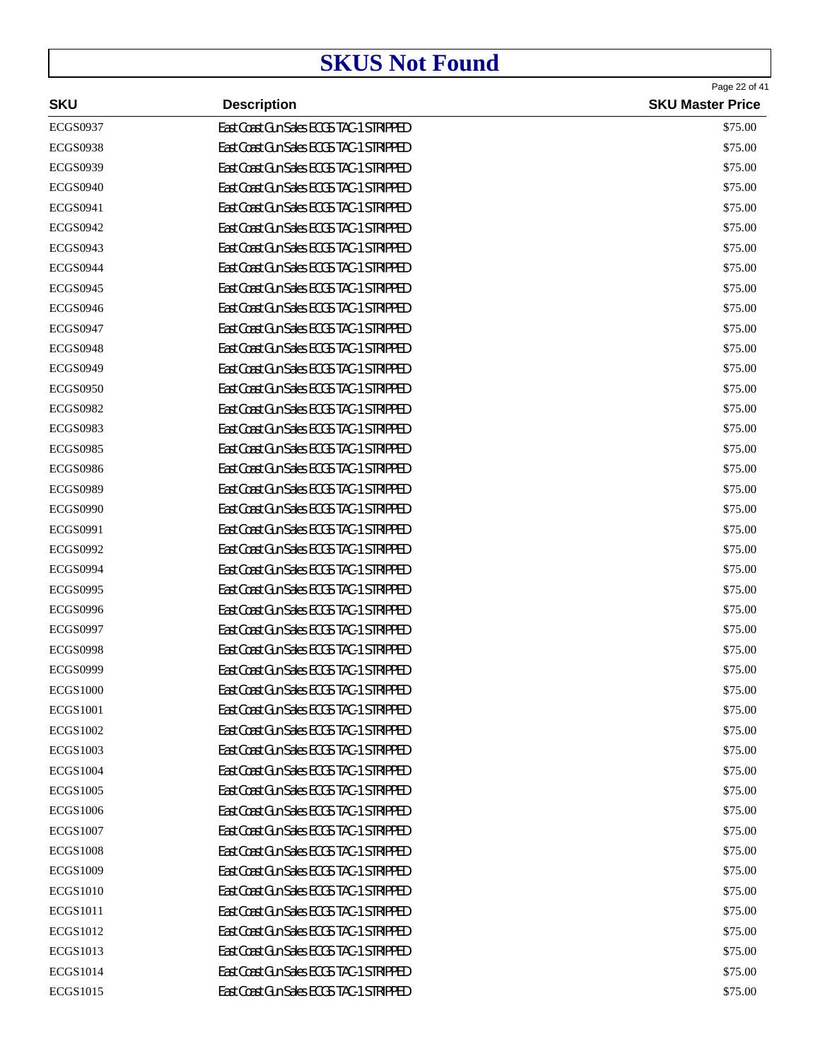# SKUS Not Found

| SKU | Description | SKU Master Price |
|---|---|---|
| ECGS0937 | East Coast Gun Sales ECGS TAC-1 STRIPPED | $75.00 |
| ECGS0938 | East Coast Gun Sales ECGS TAC-1 STRIPPED | $75.00 |
| ECGS0939 | East Coast Gun Sales ECGS TAC-1 STRIPPED | $75.00 |
| ECGS0940 | East Coast Gun Sales ECGS TAC-1 STRIPPED | $75.00 |
| ECGS0941 | East Coast Gun Sales ECGS TAC-1 STRIPPED | $75.00 |
| ECGS0942 | East Coast Gun Sales ECGS TAC-1 STRIPPED | $75.00 |
| ECGS0943 | East Coast Gun Sales ECGS TAC-1 STRIPPED | $75.00 |
| ECGS0944 | East Coast Gun Sales ECGS TAC-1 STRIPPED | $75.00 |
| ECGS0945 | East Coast Gun Sales ECGS TAC-1 STRIPPED | $75.00 |
| ECGS0946 | East Coast Gun Sales ECGS TAC-1 STRIPPED | $75.00 |
| ECGS0947 | East Coast Gun Sales ECGS TAC-1 STRIPPED | $75.00 |
| ECGS0948 | East Coast Gun Sales ECGS TAC-1 STRIPPED | $75.00 |
| ECGS0949 | East Coast Gun Sales ECGS TAC-1 STRIPPED | $75.00 |
| ECGS0950 | East Coast Gun Sales ECGS TAC-1 STRIPPED | $75.00 |
| ECGS0982 | East Coast Gun Sales ECGS TAC-1 STRIPPED | $75.00 |
| ECGS0983 | East Coast Gun Sales ECGS TAC-1 STRIPPED | $75.00 |
| ECGS0985 | East Coast Gun Sales ECGS TAC-1 STRIPPED | $75.00 |
| ECGS0986 | East Coast Gun Sales ECGS TAC-1 STRIPPED | $75.00 |
| ECGS0989 | East Coast Gun Sales ECGS TAC-1 STRIPPED | $75.00 |
| ECGS0990 | East Coast Gun Sales ECGS TAC-1 STRIPPED | $75.00 |
| ECGS0991 | East Coast Gun Sales ECGS TAC-1 STRIPPED | $75.00 |
| ECGS0992 | East Coast Gun Sales ECGS TAC-1 STRIPPED | $75.00 |
| ECGS0994 | East Coast Gun Sales ECGS TAC-1 STRIPPED | $75.00 |
| ECGS0995 | East Coast Gun Sales ECGS TAC-1 STRIPPED | $75.00 |
| ECGS0996 | East Coast Gun Sales ECGS TAC-1 STRIPPED | $75.00 |
| ECGS0997 | East Coast Gun Sales ECGS TAC-1 STRIPPED | $75.00 |
| ECGS0998 | East Coast Gun Sales ECGS TAC-1 STRIPPED | $75.00 |
| ECGS0999 | East Coast Gun Sales ECGS TAC-1 STRIPPED | $75.00 |
| ECGS1000 | East Coast Gun Sales ECGS TAC-1 STRIPPED | $75.00 |
| ECGS1001 | East Coast Gun Sales ECGS TAC-1 STRIPPED | $75.00 |
| ECGS1002 | East Coast Gun Sales ECGS TAC-1 STRIPPED | $75.00 |
| ECGS1003 | East Coast Gun Sales ECGS TAC-1 STRIPPED | $75.00 |
| ECGS1004 | East Coast Gun Sales ECGS TAC-1 STRIPPED | $75.00 |
| ECGS1005 | East Coast Gun Sales ECGS TAC-1 STRIPPED | $75.00 |
| ECGS1006 | East Coast Gun Sales ECGS TAC-1 STRIPPED | $75.00 |
| ECGS1007 | East Coast Gun Sales ECGS TAC-1 STRIPPED | $75.00 |
| ECGS1008 | East Coast Gun Sales ECGS TAC-1 STRIPPED | $75.00 |
| ECGS1009 | East Coast Gun Sales ECGS TAC-1 STRIPPED | $75.00 |
| ECGS1010 | East Coast Gun Sales ECGS TAC-1 STRIPPED | $75.00 |
| ECGS1011 | East Coast Gun Sales ECGS TAC-1 STRIPPED | $75.00 |
| ECGS1012 | East Coast Gun Sales ECGS TAC-1 STRIPPED | $75.00 |
| ECGS1013 | East Coast Gun Sales ECGS TAC-1 STRIPPED | $75.00 |
| ECGS1014 | East Coast Gun Sales ECGS TAC-1 STRIPPED | $75.00 |
| ECGS1015 | East Coast Gun Sales ECGS TAC-1 STRIPPED | $75.00 |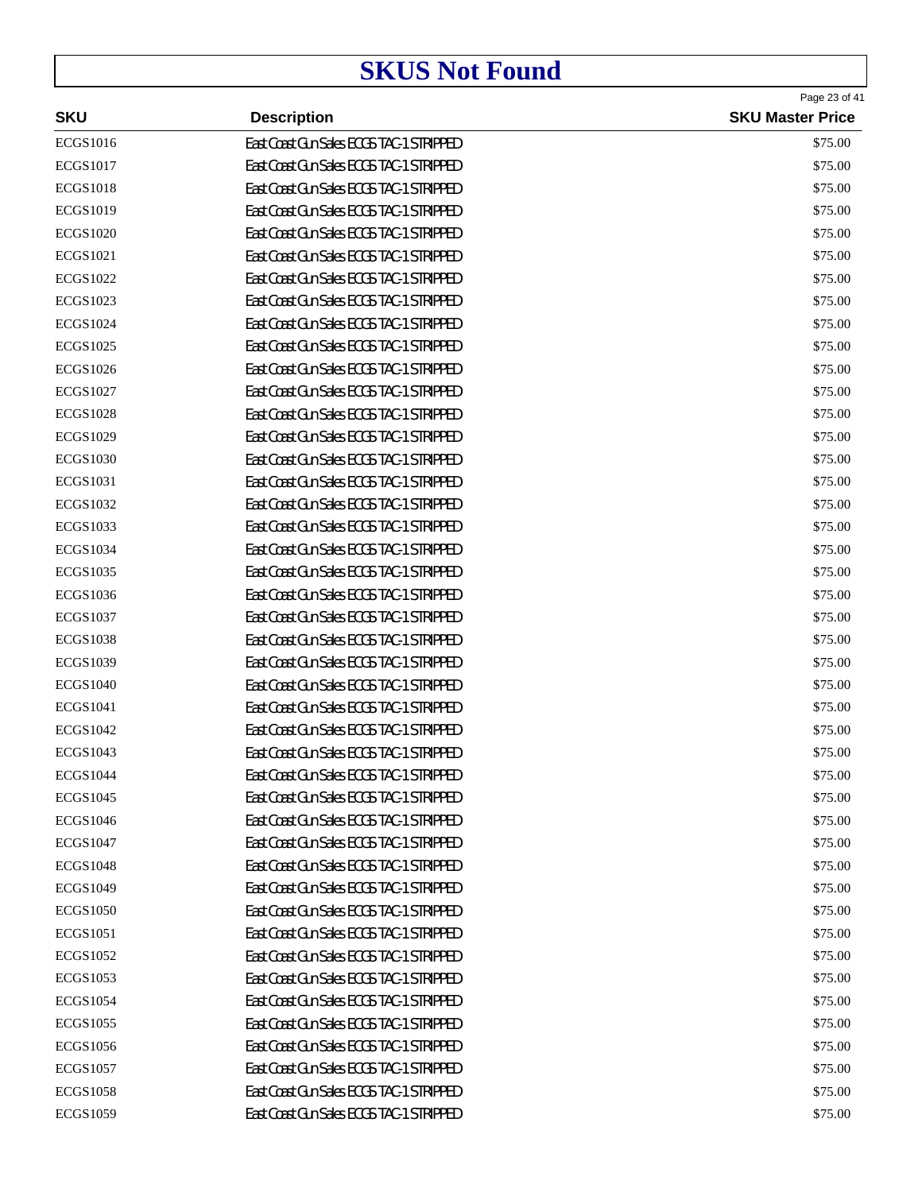# SKUS Not Found

| SKU | Description | SKU Master Price |
|---|---|---|
| ECGS1016 | East Coast Gun Sales ECGS TAC-1 STRIPPED | $75.00 |
| ECGS1017 | East Coast Gun Sales ECGS TAC-1 STRIPPED | $75.00 |
| ECGS1018 | East Coast Gun Sales ECGS TAC-1 STRIPPED | $75.00 |
| ECGS1019 | East Coast Gun Sales ECGS TAC-1 STRIPPED | $75.00 |
| ECGS1020 | East Coast Gun Sales ECGS TAC-1 STRIPPED | $75.00 |
| ECGS1021 | East Coast Gun Sales ECGS TAC-1 STRIPPED | $75.00 |
| ECGS1022 | East Coast Gun Sales ECGS TAC-1 STRIPPED | $75.00 |
| ECGS1023 | East Coast Gun Sales ECGS TAC-1 STRIPPED | $75.00 |
| ECGS1024 | East Coast Gun Sales ECGS TAC-1 STRIPPED | $75.00 |
| ECGS1025 | East Coast Gun Sales ECGS TAC-1 STRIPPED | $75.00 |
| ECGS1026 | East Coast Gun Sales ECGS TAC-1 STRIPPED | $75.00 |
| ECGS1027 | East Coast Gun Sales ECGS TAC-1 STRIPPED | $75.00 |
| ECGS1028 | East Coast Gun Sales ECGS TAC-1 STRIPPED | $75.00 |
| ECGS1029 | East Coast Gun Sales ECGS TAC-1 STRIPPED | $75.00 |
| ECGS1030 | East Coast Gun Sales ECGS TAC-1 STRIPPED | $75.00 |
| ECGS1031 | East Coast Gun Sales ECGS TAC-1 STRIPPED | $75.00 |
| ECGS1032 | East Coast Gun Sales ECGS TAC-1 STRIPPED | $75.00 |
| ECGS1033 | East Coast Gun Sales ECGS TAC-1 STRIPPED | $75.00 |
| ECGS1034 | East Coast Gun Sales ECGS TAC-1 STRIPPED | $75.00 |
| ECGS1035 | East Coast Gun Sales ECGS TAC-1 STRIPPED | $75.00 |
| ECGS1036 | East Coast Gun Sales ECGS TAC-1 STRIPPED | $75.00 |
| ECGS1037 | East Coast Gun Sales ECGS TAC-1 STRIPPED | $75.00 |
| ECGS1038 | East Coast Gun Sales ECGS TAC-1 STRIPPED | $75.00 |
| ECGS1039 | East Coast Gun Sales ECGS TAC-1 STRIPPED | $75.00 |
| ECGS1040 | East Coast Gun Sales ECGS TAC-1 STRIPPED | $75.00 |
| ECGS1041 | East Coast Gun Sales ECGS TAC-1 STRIPPED | $75.00 |
| ECGS1042 | East Coast Gun Sales ECGS TAC-1 STRIPPED | $75.00 |
| ECGS1043 | East Coast Gun Sales ECGS TAC-1 STRIPPED | $75.00 |
| ECGS1044 | East Coast Gun Sales ECGS TAC-1 STRIPPED | $75.00 |
| ECGS1045 | East Coast Gun Sales ECGS TAC-1 STRIPPED | $75.00 |
| ECGS1046 | East Coast Gun Sales ECGS TAC-1 STRIPPED | $75.00 |
| ECGS1047 | East Coast Gun Sales ECGS TAC-1 STRIPPED | $75.00 |
| ECGS1048 | East Coast Gun Sales ECGS TAC-1 STRIPPED | $75.00 |
| ECGS1049 | East Coast Gun Sales ECGS TAC-1 STRIPPED | $75.00 |
| ECGS1050 | East Coast Gun Sales ECGS TAC-1 STRIPPED | $75.00 |
| ECGS1051 | East Coast Gun Sales ECGS TAC-1 STRIPPED | $75.00 |
| ECGS1052 | East Coast Gun Sales ECGS TAC-1 STRIPPED | $75.00 |
| ECGS1053 | East Coast Gun Sales ECGS TAC-1 STRIPPED | $75.00 |
| ECGS1054 | East Coast Gun Sales ECGS TAC-1 STRIPPED | $75.00 |
| ECGS1055 | East Coast Gun Sales ECGS TAC-1 STRIPPED | $75.00 |
| ECGS1056 | East Coast Gun Sales ECGS TAC-1 STRIPPED | $75.00 |
| ECGS1057 | East Coast Gun Sales ECGS TAC-1 STRIPPED | $75.00 |
| ECGS1058 | East Coast Gun Sales ECGS TAC-1 STRIPPED | $75.00 |
| ECGS1059 | East Coast Gun Sales ECGS TAC-1 STRIPPED | $75.00 |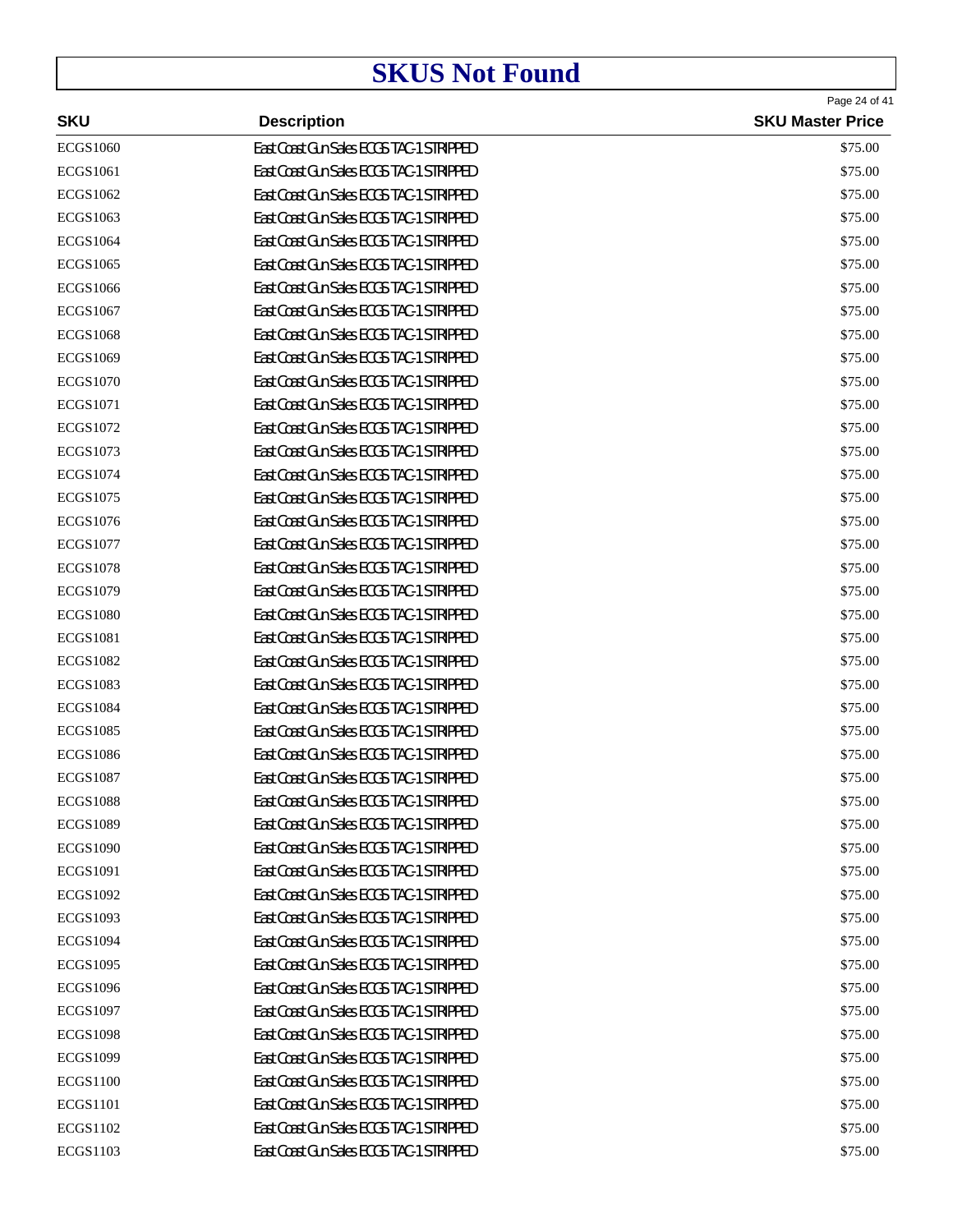# SKUS Not Found

| SKU | Description | SKU Master Price |
|---|---|---|
| ECGS1060 | East Coast Gun Sales ECGS TAC-1 STRIPPED | $75.00 |
| ECGS1061 | East Coast Gun Sales ECGS TAC-1 STRIPPED | $75.00 |
| ECGS1062 | East Coast Gun Sales ECGS TAC-1 STRIPPED | $75.00 |
| ECGS1063 | East Coast Gun Sales ECGS TAC-1 STRIPPED | $75.00 |
| ECGS1064 | East Coast Gun Sales ECGS TAC-1 STRIPPED | $75.00 |
| ECGS1065 | East Coast Gun Sales ECGS TAC-1 STRIPPED | $75.00 |
| ECGS1066 | East Coast Gun Sales ECGS TAC-1 STRIPPED | $75.00 |
| ECGS1067 | East Coast Gun Sales ECGS TAC-1 STRIPPED | $75.00 |
| ECGS1068 | East Coast Gun Sales ECGS TAC-1 STRIPPED | $75.00 |
| ECGS1069 | East Coast Gun Sales ECGS TAC-1 STRIPPED | $75.00 |
| ECGS1070 | East Coast Gun Sales ECGS TAC-1 STRIPPED | $75.00 |
| ECGS1071 | East Coast Gun Sales ECGS TAC-1 STRIPPED | $75.00 |
| ECGS1072 | East Coast Gun Sales ECGS TAC-1 STRIPPED | $75.00 |
| ECGS1073 | East Coast Gun Sales ECGS TAC-1 STRIPPED | $75.00 |
| ECGS1074 | East Coast Gun Sales ECGS TAC-1 STRIPPED | $75.00 |
| ECGS1075 | East Coast Gun Sales ECGS TAC-1 STRIPPED | $75.00 |
| ECGS1076 | East Coast Gun Sales ECGS TAC-1 STRIPPED | $75.00 |
| ECGS1077 | East Coast Gun Sales ECGS TAC-1 STRIPPED | $75.00 |
| ECGS1078 | East Coast Gun Sales ECGS TAC-1 STRIPPED | $75.00 |
| ECGS1079 | East Coast Gun Sales ECGS TAC-1 STRIPPED | $75.00 |
| ECGS1080 | East Coast Gun Sales ECGS TAC-1 STRIPPED | $75.00 |
| ECGS1081 | East Coast Gun Sales ECGS TAC-1 STRIPPED | $75.00 |
| ECGS1082 | East Coast Gun Sales ECGS TAC-1 STRIPPED | $75.00 |
| ECGS1083 | East Coast Gun Sales ECGS TAC-1 STRIPPED | $75.00 |
| ECGS1084 | East Coast Gun Sales ECGS TAC-1 STRIPPED | $75.00 |
| ECGS1085 | East Coast Gun Sales ECGS TAC-1 STRIPPED | $75.00 |
| ECGS1086 | East Coast Gun Sales ECGS TAC-1 STRIPPED | $75.00 |
| ECGS1087 | East Coast Gun Sales ECGS TAC-1 STRIPPED | $75.00 |
| ECGS1088 | East Coast Gun Sales ECGS TAC-1 STRIPPED | $75.00 |
| ECGS1089 | East Coast Gun Sales ECGS TAC-1 STRIPPED | $75.00 |
| ECGS1090 | East Coast Gun Sales ECGS TAC-1 STRIPPED | $75.00 |
| ECGS1091 | East Coast Gun Sales ECGS TAC-1 STRIPPED | $75.00 |
| ECGS1092 | East Coast Gun Sales ECGS TAC-1 STRIPPED | $75.00 |
| ECGS1093 | East Coast Gun Sales ECGS TAC-1 STRIPPED | $75.00 |
| ECGS1094 | East Coast Gun Sales ECGS TAC-1 STRIPPED | $75.00 |
| ECGS1095 | East Coast Gun Sales ECGS TAC-1 STRIPPED | $75.00 |
| ECGS1096 | East Coast Gun Sales ECGS TAC-1 STRIPPED | $75.00 |
| ECGS1097 | East Coast Gun Sales ECGS TAC-1 STRIPPED | $75.00 |
| ECGS1098 | East Coast Gun Sales ECGS TAC-1 STRIPPED | $75.00 |
| ECGS1099 | East Coast Gun Sales ECGS TAC-1 STRIPPED | $75.00 |
| ECGS1100 | East Coast Gun Sales ECGS TAC-1 STRIPPED | $75.00 |
| ECGS1101 | East Coast Gun Sales ECGS TAC-1 STRIPPED | $75.00 |
| ECGS1102 | East Coast Gun Sales ECGS TAC-1 STRIPPED | $75.00 |
| ECGS1103 | East Coast Gun Sales ECGS TAC-1 STRIPPED | $75.00 |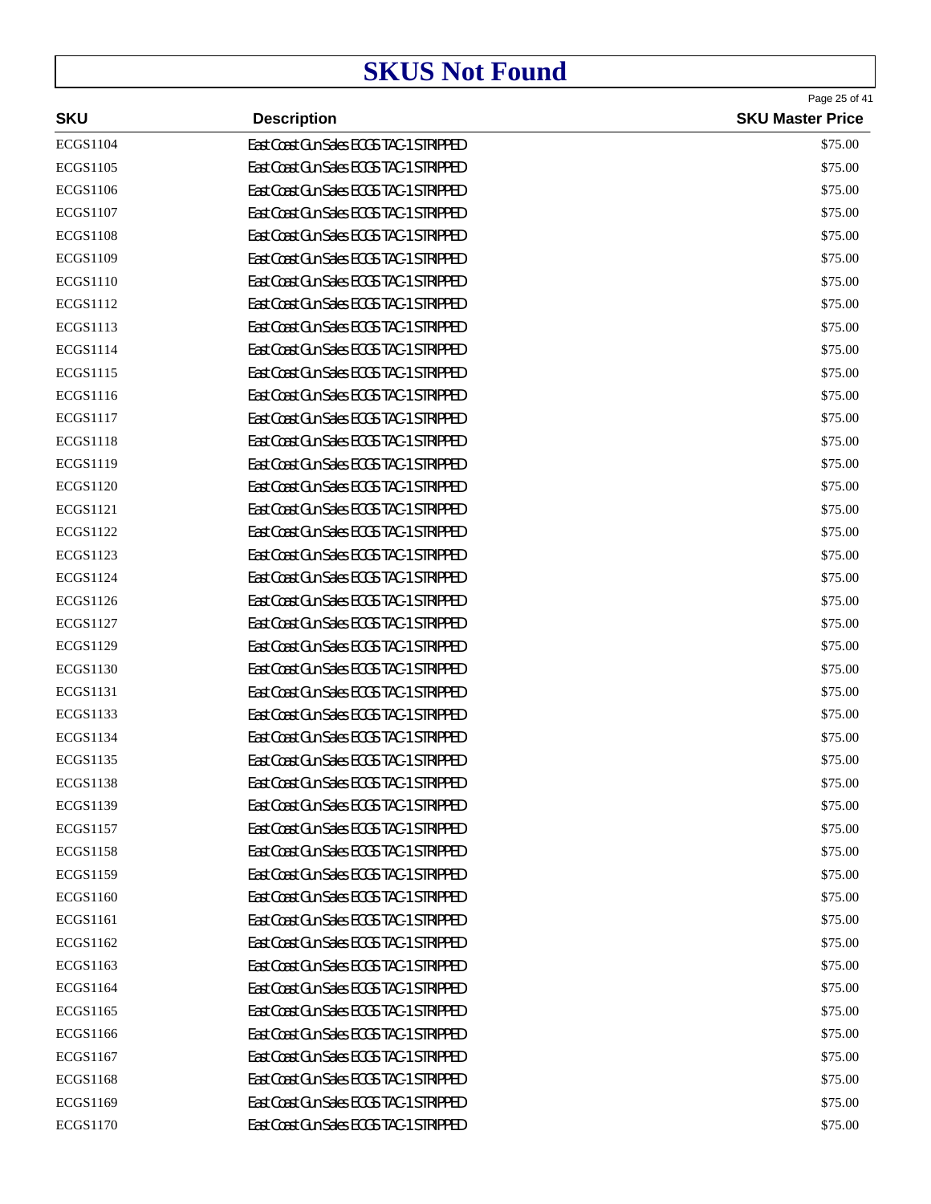# SKUS Not Found

| SKU | Description | SKU Master Price |
|---|---|---|
| ECGS1104 | East Coast Gun Sales ECGS TAC-1 STRIPPED | $75.00 |
| ECGS1105 | East Coast Gun Sales ECGS TAC-1 STRIPPED | $75.00 |
| ECGS1106 | East Coast Gun Sales ECGS TAC-1 STRIPPED | $75.00 |
| ECGS1107 | East Coast Gun Sales ECGS TAC-1 STRIPPED | $75.00 |
| ECGS1108 | East Coast Gun Sales ECGS TAC-1 STRIPPED | $75.00 |
| ECGS1109 | East Coast Gun Sales ECGS TAC-1 STRIPPED | $75.00 |
| ECGS1110 | East Coast Gun Sales ECGS TAC-1 STRIPPED | $75.00 |
| ECGS1112 | East Coast Gun Sales ECGS TAC-1 STRIPPED | $75.00 |
| ECGS1113 | East Coast Gun Sales ECGS TAC-1 STRIPPED | $75.00 |
| ECGS1114 | East Coast Gun Sales ECGS TAC-1 STRIPPED | $75.00 |
| ECGS1115 | East Coast Gun Sales ECGS TAC-1 STRIPPED | $75.00 |
| ECGS1116 | East Coast Gun Sales ECGS TAC-1 STRIPPED | $75.00 |
| ECGS1117 | East Coast Gun Sales ECGS TAC-1 STRIPPED | $75.00 |
| ECGS1118 | East Coast Gun Sales ECGS TAC-1 STRIPPED | $75.00 |
| ECGS1119 | East Coast Gun Sales ECGS TAC-1 STRIPPED | $75.00 |
| ECGS1120 | East Coast Gun Sales ECGS TAC-1 STRIPPED | $75.00 |
| ECGS1121 | East Coast Gun Sales ECGS TAC-1 STRIPPED | $75.00 |
| ECGS1122 | East Coast Gun Sales ECGS TAC-1 STRIPPED | $75.00 |
| ECGS1123 | East Coast Gun Sales ECGS TAC-1 STRIPPED | $75.00 |
| ECGS1124 | East Coast Gun Sales ECGS TAC-1 STRIPPED | $75.00 |
| ECGS1126 | East Coast Gun Sales ECGS TAC-1 STRIPPED | $75.00 |
| ECGS1127 | East Coast Gun Sales ECGS TAC-1 STRIPPED | $75.00 |
| ECGS1129 | East Coast Gun Sales ECGS TAC-1 STRIPPED | $75.00 |
| ECGS1130 | East Coast Gun Sales ECGS TAC-1 STRIPPED | $75.00 |
| ECGS1131 | East Coast Gun Sales ECGS TAC-1 STRIPPED | $75.00 |
| ECGS1133 | East Coast Gun Sales ECGS TAC-1 STRIPPED | $75.00 |
| ECGS1134 | East Coast Gun Sales ECGS TAC-1 STRIPPED | $75.00 |
| ECGS1135 | East Coast Gun Sales ECGS TAC-1 STRIPPED | $75.00 |
| ECGS1138 | East Coast Gun Sales ECGS TAC-1 STRIPPED | $75.00 |
| ECGS1139 | East Coast Gun Sales ECGS TAC-1 STRIPPED | $75.00 |
| ECGS1157 | East Coast Gun Sales ECGS TAC-1 STRIPPED | $75.00 |
| ECGS1158 | East Coast Gun Sales ECGS TAC-1 STRIPPED | $75.00 |
| ECGS1159 | East Coast Gun Sales ECGS TAC-1 STRIPPED | $75.00 |
| ECGS1160 | East Coast Gun Sales ECGS TAC-1 STRIPPED | $75.00 |
| ECGS1161 | East Coast Gun Sales ECGS TAC-1 STRIPPED | $75.00 |
| ECGS1162 | East Coast Gun Sales ECGS TAC-1 STRIPPED | $75.00 |
| ECGS1163 | East Coast Gun Sales ECGS TAC-1 STRIPPED | $75.00 |
| ECGS1164 | East Coast Gun Sales ECGS TAC-1 STRIPPED | $75.00 |
| ECGS1165 | East Coast Gun Sales ECGS TAC-1 STRIPPED | $75.00 |
| ECGS1166 | East Coast Gun Sales ECGS TAC-1 STRIPPED | $75.00 |
| ECGS1167 | East Coast Gun Sales ECGS TAC-1 STRIPPED | $75.00 |
| ECGS1168 | East Coast Gun Sales ECGS TAC-1 STRIPPED | $75.00 |
| ECGS1169 | East Coast Gun Sales ECGS TAC-1 STRIPPED | $75.00 |
| ECGS1170 | East Coast Gun Sales ECGS TAC-1 STRIPPED | $75.00 |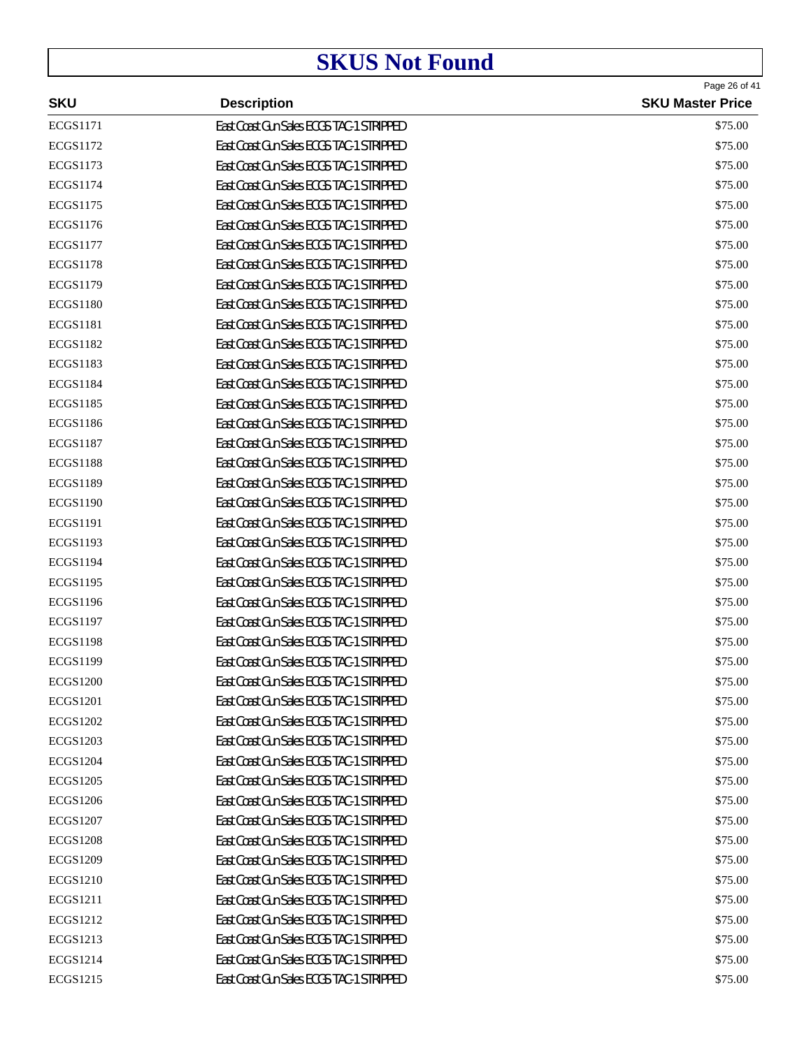# SKUS Not Found

| SKU | Description | SKU Master Price |
|---|---|---|
| ECGS1171 | East Coast Gun Sales ECGS TAC-1 STRIPPED | $75.00 |
| ECGS1172 | East Coast Gun Sales ECGS TAC-1 STRIPPED | $75.00 |
| ECGS1173 | East Coast Gun Sales ECGS TAC-1 STRIPPED | $75.00 |
| ECGS1174 | East Coast Gun Sales ECGS TAC-1 STRIPPED | $75.00 |
| ECGS1175 | East Coast Gun Sales ECGS TAC-1 STRIPPED | $75.00 |
| ECGS1176 | East Coast Gun Sales ECGS TAC-1 STRIPPED | $75.00 |
| ECGS1177 | East Coast Gun Sales ECGS TAC-1 STRIPPED | $75.00 |
| ECGS1178 | East Coast Gun Sales ECGS TAC-1 STRIPPED | $75.00 |
| ECGS1179 | East Coast Gun Sales ECGS TAC-1 STRIPPED | $75.00 |
| ECGS1180 | East Coast Gun Sales ECGS TAC-1 STRIPPED | $75.00 |
| ECGS1181 | East Coast Gun Sales ECGS TAC-1 STRIPPED | $75.00 |
| ECGS1182 | East Coast Gun Sales ECGS TAC-1 STRIPPED | $75.00 |
| ECGS1183 | East Coast Gun Sales ECGS TAC-1 STRIPPED | $75.00 |
| ECGS1184 | East Coast Gun Sales ECGS TAC-1 STRIPPED | $75.00 |
| ECGS1185 | East Coast Gun Sales ECGS TAC-1 STRIPPED | $75.00 |
| ECGS1186 | East Coast Gun Sales ECGS TAC-1 STRIPPED | $75.00 |
| ECGS1187 | East Coast Gun Sales ECGS TAC-1 STRIPPED | $75.00 |
| ECGS1188 | East Coast Gun Sales ECGS TAC-1 STRIPPED | $75.00 |
| ECGS1189 | East Coast Gun Sales ECGS TAC-1 STRIPPED | $75.00 |
| ECGS1190 | East Coast Gun Sales ECGS TAC-1 STRIPPED | $75.00 |
| ECGS1191 | East Coast Gun Sales ECGS TAC-1 STRIPPED | $75.00 |
| ECGS1193 | East Coast Gun Sales ECGS TAC-1 STRIPPED | $75.00 |
| ECGS1194 | East Coast Gun Sales ECGS TAC-1 STRIPPED | $75.00 |
| ECGS1195 | East Coast Gun Sales ECGS TAC-1 STRIPPED | $75.00 |
| ECGS1196 | East Coast Gun Sales ECGS TAC-1 STRIPPED | $75.00 |
| ECGS1197 | East Coast Gun Sales ECGS TAC-1 STRIPPED | $75.00 |
| ECGS1198 | East Coast Gun Sales ECGS TAC-1 STRIPPED | $75.00 |
| ECGS1199 | East Coast Gun Sales ECGS TAC-1 STRIPPED | $75.00 |
| ECGS1200 | East Coast Gun Sales ECGS TAC-1 STRIPPED | $75.00 |
| ECGS1201 | East Coast Gun Sales ECGS TAC-1 STRIPPED | $75.00 |
| ECGS1202 | East Coast Gun Sales ECGS TAC-1 STRIPPED | $75.00 |
| ECGS1203 | East Coast Gun Sales ECGS TAC-1 STRIPPED | $75.00 |
| ECGS1204 | East Coast Gun Sales ECGS TAC-1 STRIPPED | $75.00 |
| ECGS1205 | East Coast Gun Sales ECGS TAC-1 STRIPPED | $75.00 |
| ECGS1206 | East Coast Gun Sales ECGS TAC-1 STRIPPED | $75.00 |
| ECGS1207 | East Coast Gun Sales ECGS TAC-1 STRIPPED | $75.00 |
| ECGS1208 | East Coast Gun Sales ECGS TAC-1 STRIPPED | $75.00 |
| ECGS1209 | East Coast Gun Sales ECGS TAC-1 STRIPPED | $75.00 |
| ECGS1210 | East Coast Gun Sales ECGS TAC-1 STRIPPED | $75.00 |
| ECGS1211 | East Coast Gun Sales ECGS TAC-1 STRIPPED | $75.00 |
| ECGS1212 | East Coast Gun Sales ECGS TAC-1 STRIPPED | $75.00 |
| ECGS1213 | East Coast Gun Sales ECGS TAC-1 STRIPPED | $75.00 |
| ECGS1214 | East Coast Gun Sales ECGS TAC-1 STRIPPED | $75.00 |
| ECGS1215 | East Coast Gun Sales ECGS TAC-1 STRIPPED | $75.00 |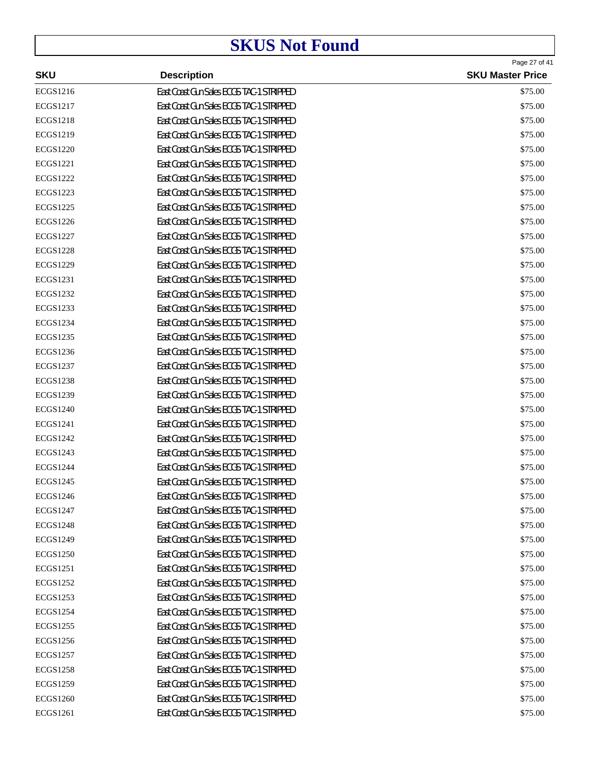# SKUS Not Found

| SKU | Description | SKU Master Price |
|---|---|---|
| ECGS1216 | East Coast Gun Sales ECGS TAC-1 STRIPPED | $75.00 |
| ECGS1217 | East Coast Gun Sales ECGS TAC-1 STRIPPED | $75.00 |
| ECGS1218 | East Coast Gun Sales ECGS TAC-1 STRIPPED | $75.00 |
| ECGS1219 | East Coast Gun Sales ECGS TAC-1 STRIPPED | $75.00 |
| ECGS1220 | East Coast Gun Sales ECGS TAC-1 STRIPPED | $75.00 |
| ECGS1221 | East Coast Gun Sales ECGS TAC-1 STRIPPED | $75.00 |
| ECGS1222 | East Coast Gun Sales ECGS TAC-1 STRIPPED | $75.00 |
| ECGS1223 | East Coast Gun Sales ECGS TAC-1 STRIPPED | $75.00 |
| ECGS1225 | East Coast Gun Sales ECGS TAC-1 STRIPPED | $75.00 |
| ECGS1226 | East Coast Gun Sales ECGS TAC-1 STRIPPED | $75.00 |
| ECGS1227 | East Coast Gun Sales ECGS TAC-1 STRIPPED | $75.00 |
| ECGS1228 | East Coast Gun Sales ECGS TAC-1 STRIPPED | $75.00 |
| ECGS1229 | East Coast Gun Sales ECGS TAC-1 STRIPPED | $75.00 |
| ECGS1231 | East Coast Gun Sales ECGS TAC-1 STRIPPED | $75.00 |
| ECGS1232 | East Coast Gun Sales ECGS TAC-1 STRIPPED | $75.00 |
| ECGS1233 | East Coast Gun Sales ECGS TAC-1 STRIPPED | $75.00 |
| ECGS1234 | East Coast Gun Sales ECGS TAC-1 STRIPPED | $75.00 |
| ECGS1235 | East Coast Gun Sales ECGS TAC-1 STRIPPED | $75.00 |
| ECGS1236 | East Coast Gun Sales ECGS TAC-1 STRIPPED | $75.00 |
| ECGS1237 | East Coast Gun Sales ECGS TAC-1 STRIPPED | $75.00 |
| ECGS1238 | East Coast Gun Sales ECGS TAC-1 STRIPPED | $75.00 |
| ECGS1239 | East Coast Gun Sales ECGS TAC-1 STRIPPED | $75.00 |
| ECGS1240 | East Coast Gun Sales ECGS TAC-1 STRIPPED | $75.00 |
| ECGS1241 | East Coast Gun Sales ECGS TAC-1 STRIPPED | $75.00 |
| ECGS1242 | East Coast Gun Sales ECGS TAC-1 STRIPPED | $75.00 |
| ECGS1243 | East Coast Gun Sales ECGS TAC-1 STRIPPED | $75.00 |
| ECGS1244 | East Coast Gun Sales ECGS TAC-1 STRIPPED | $75.00 |
| ECGS1245 | East Coast Gun Sales ECGS TAC-1 STRIPPED | $75.00 |
| ECGS1246 | East Coast Gun Sales ECGS TAC-1 STRIPPED | $75.00 |
| ECGS1247 | East Coast Gun Sales ECGS TAC-1 STRIPPED | $75.00 |
| ECGS1248 | East Coast Gun Sales ECGS TAC-1 STRIPPED | $75.00 |
| ECGS1249 | East Coast Gun Sales ECGS TAC-1 STRIPPED | $75.00 |
| ECGS1250 | East Coast Gun Sales ECGS TAC-1 STRIPPED | $75.00 |
| ECGS1251 | East Coast Gun Sales ECGS TAC-1 STRIPPED | $75.00 |
| ECGS1252 | East Coast Gun Sales ECGS TAC-1 STRIPPED | $75.00 |
| ECGS1253 | East Coast Gun Sales ECGS TAC-1 STRIPPED | $75.00 |
| ECGS1254 | East Coast Gun Sales ECGS TAC-1 STRIPPED | $75.00 |
| ECGS1255 | East Coast Gun Sales ECGS TAC-1 STRIPPED | $75.00 |
| ECGS1256 | East Coast Gun Sales ECGS TAC-1 STRIPPED | $75.00 |
| ECGS1257 | East Coast Gun Sales ECGS TAC-1 STRIPPED | $75.00 |
| ECGS1258 | East Coast Gun Sales ECGS TAC-1 STRIPPED | $75.00 |
| ECGS1259 | East Coast Gun Sales ECGS TAC-1 STRIPPED | $75.00 |
| ECGS1260 | East Coast Gun Sales ECGS TAC-1 STRIPPED | $75.00 |
| ECGS1261 | East Coast Gun Sales ECGS TAC-1 STRIPPED | $75.00 |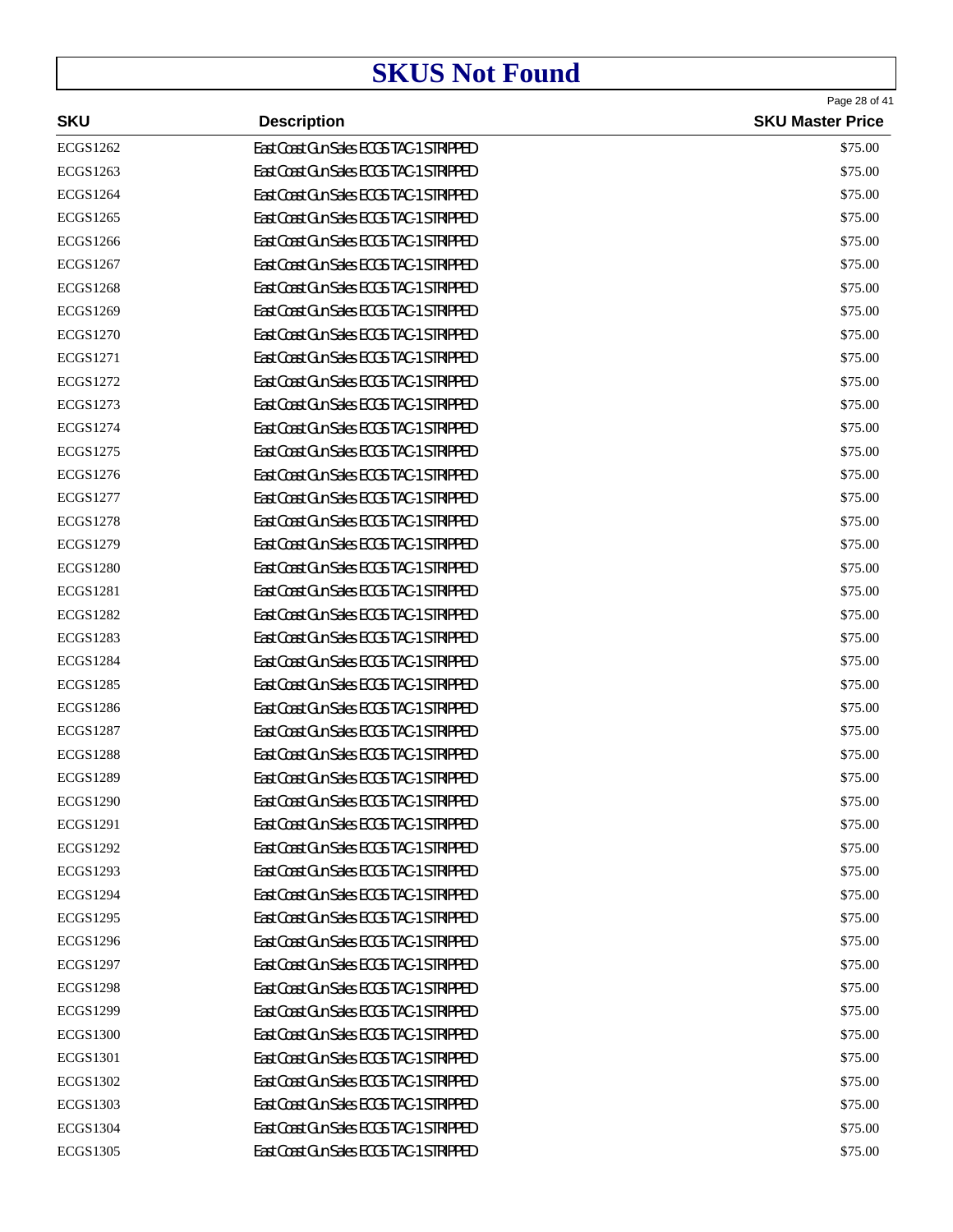# SKUS Not Found

| SKU | Description | SKU Master Price |
|---|---|---|
| ECGS1262 | East Coast Gun Sales ECGS TAC-1 STRIPPED | $75.00 |
| ECGS1263 | East Coast Gun Sales ECGS TAC-1 STRIPPED | $75.00 |
| ECGS1264 | East Coast Gun Sales ECGS TAC-1 STRIPPED | $75.00 |
| ECGS1265 | East Coast Gun Sales ECGS TAC-1 STRIPPED | $75.00 |
| ECGS1266 | East Coast Gun Sales ECGS TAC-1 STRIPPED | $75.00 |
| ECGS1267 | East Coast Gun Sales ECGS TAC-1 STRIPPED | $75.00 |
| ECGS1268 | East Coast Gun Sales ECGS TAC-1 STRIPPED | $75.00 |
| ECGS1269 | East Coast Gun Sales ECGS TAC-1 STRIPPED | $75.00 |
| ECGS1270 | East Coast Gun Sales ECGS TAC-1 STRIPPED | $75.00 |
| ECGS1271 | East Coast Gun Sales ECGS TAC-1 STRIPPED | $75.00 |
| ECGS1272 | East Coast Gun Sales ECGS TAC-1 STRIPPED | $75.00 |
| ECGS1273 | East Coast Gun Sales ECGS TAC-1 STRIPPED | $75.00 |
| ECGS1274 | East Coast Gun Sales ECGS TAC-1 STRIPPED | $75.00 |
| ECGS1275 | East Coast Gun Sales ECGS TAC-1 STRIPPED | $75.00 |
| ECGS1276 | East Coast Gun Sales ECGS TAC-1 STRIPPED | $75.00 |
| ECGS1277 | East Coast Gun Sales ECGS TAC-1 STRIPPED | $75.00 |
| ECGS1278 | East Coast Gun Sales ECGS TAC-1 STRIPPED | $75.00 |
| ECGS1279 | East Coast Gun Sales ECGS TAC-1 STRIPPED | $75.00 |
| ECGS1280 | East Coast Gun Sales ECGS TAC-1 STRIPPED | $75.00 |
| ECGS1281 | East Coast Gun Sales ECGS TAC-1 STRIPPED | $75.00 |
| ECGS1282 | East Coast Gun Sales ECGS TAC-1 STRIPPED | $75.00 |
| ECGS1283 | East Coast Gun Sales ECGS TAC-1 STRIPPED | $75.00 |
| ECGS1284 | East Coast Gun Sales ECGS TAC-1 STRIPPED | $75.00 |
| ECGS1285 | East Coast Gun Sales ECGS TAC-1 STRIPPED | $75.00 |
| ECGS1286 | East Coast Gun Sales ECGS TAC-1 STRIPPED | $75.00 |
| ECGS1287 | East Coast Gun Sales ECGS TAC-1 STRIPPED | $75.00 |
| ECGS1288 | East Coast Gun Sales ECGS TAC-1 STRIPPED | $75.00 |
| ECGS1289 | East Coast Gun Sales ECGS TAC-1 STRIPPED | $75.00 |
| ECGS1290 | East Coast Gun Sales ECGS TAC-1 STRIPPED | $75.00 |
| ECGS1291 | East Coast Gun Sales ECGS TAC-1 STRIPPED | $75.00 |
| ECGS1292 | East Coast Gun Sales ECGS TAC-1 STRIPPED | $75.00 |
| ECGS1293 | East Coast Gun Sales ECGS TAC-1 STRIPPED | $75.00 |
| ECGS1294 | East Coast Gun Sales ECGS TAC-1 STRIPPED | $75.00 |
| ECGS1295 | East Coast Gun Sales ECGS TAC-1 STRIPPED | $75.00 |
| ECGS1296 | East Coast Gun Sales ECGS TAC-1 STRIPPED | $75.00 |
| ECGS1297 | East Coast Gun Sales ECGS TAC-1 STRIPPED | $75.00 |
| ECGS1298 | East Coast Gun Sales ECGS TAC-1 STRIPPED | $75.00 |
| ECGS1299 | East Coast Gun Sales ECGS TAC-1 STRIPPED | $75.00 |
| ECGS1300 | East Coast Gun Sales ECGS TAC-1 STRIPPED | $75.00 |
| ECGS1301 | East Coast Gun Sales ECGS TAC-1 STRIPPED | $75.00 |
| ECGS1302 | East Coast Gun Sales ECGS TAC-1 STRIPPED | $75.00 |
| ECGS1303 | East Coast Gun Sales ECGS TAC-1 STRIPPED | $75.00 |
| ECGS1304 | East Coast Gun Sales ECGS TAC-1 STRIPPED | $75.00 |
| ECGS1305 | East Coast Gun Sales ECGS TAC-1 STRIPPED | $75.00 |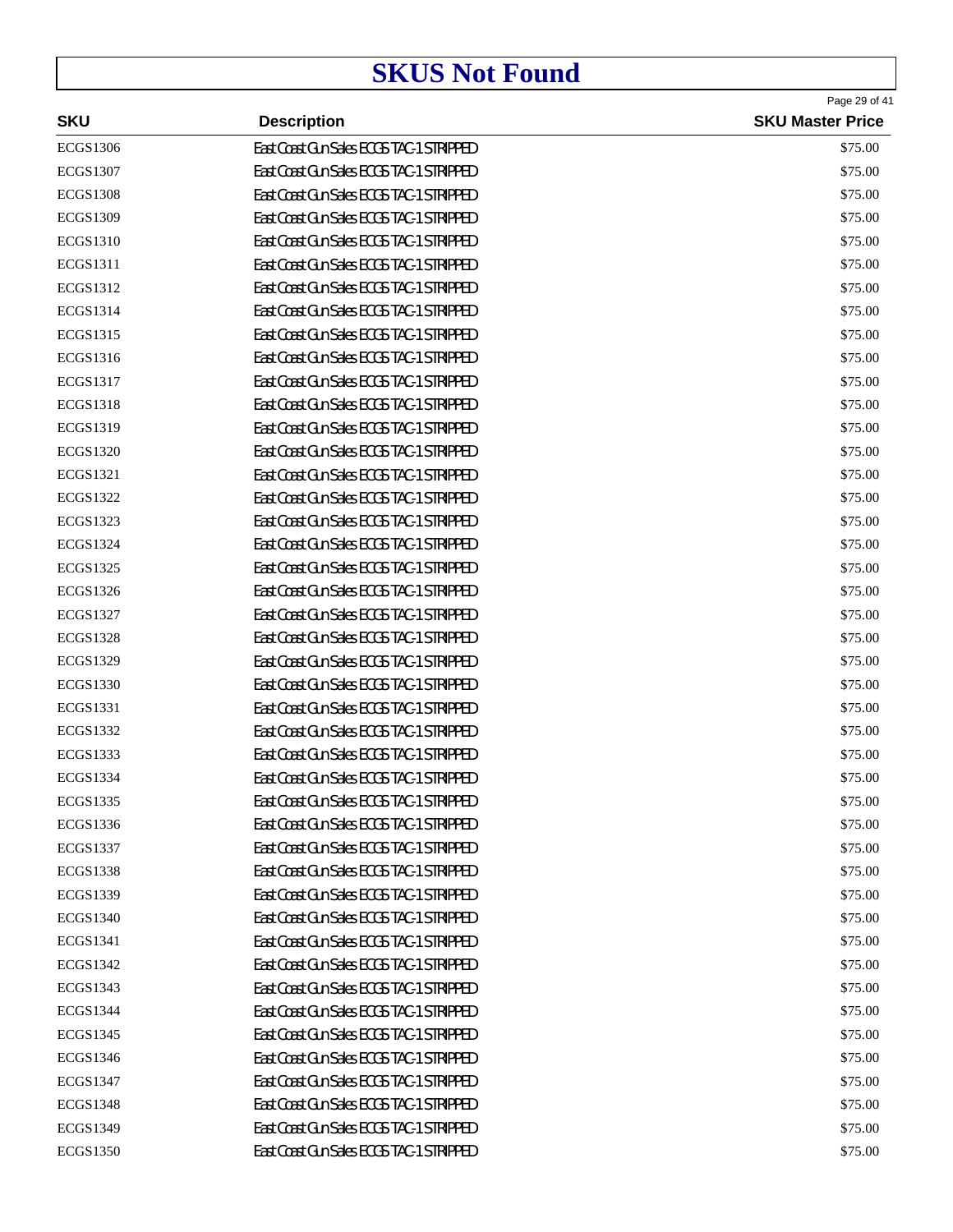# SKUS Not Found

| SKU | Description | SKU Master Price |
|---|---|---|
| ECGS1306 | East Coast Gun Sales ECGS TAC-1 STRIPPED | $75.00 |
| ECGS1307 | East Coast Gun Sales ECGS TAC-1 STRIPPED | $75.00 |
| ECGS1308 | East Coast Gun Sales ECGS TAC-1 STRIPPED | $75.00 |
| ECGS1309 | East Coast Gun Sales ECGS TAC-1 STRIPPED | $75.00 |
| ECGS1310 | East Coast Gun Sales ECGS TAC-1 STRIPPED | $75.00 |
| ECGS1311 | East Coast Gun Sales ECGS TAC-1 STRIPPED | $75.00 |
| ECGS1312 | East Coast Gun Sales ECGS TAC-1 STRIPPED | $75.00 |
| ECGS1314 | East Coast Gun Sales ECGS TAC-1 STRIPPED | $75.00 |
| ECGS1315 | East Coast Gun Sales ECGS TAC-1 STRIPPED | $75.00 |
| ECGS1316 | East Coast Gun Sales ECGS TAC-1 STRIPPED | $75.00 |
| ECGS1317 | East Coast Gun Sales ECGS TAC-1 STRIPPED | $75.00 |
| ECGS1318 | East Coast Gun Sales ECGS TAC-1 STRIPPED | $75.00 |
| ECGS1319 | East Coast Gun Sales ECGS TAC-1 STRIPPED | $75.00 |
| ECGS1320 | East Coast Gun Sales ECGS TAC-1 STRIPPED | $75.00 |
| ECGS1321 | East Coast Gun Sales ECGS TAC-1 STRIPPED | $75.00 |
| ECGS1322 | East Coast Gun Sales ECGS TAC-1 STRIPPED | $75.00 |
| ECGS1323 | East Coast Gun Sales ECGS TAC-1 STRIPPED | $75.00 |
| ECGS1324 | East Coast Gun Sales ECGS TAC-1 STRIPPED | $75.00 |
| ECGS1325 | East Coast Gun Sales ECGS TAC-1 STRIPPED | $75.00 |
| ECGS1326 | East Coast Gun Sales ECGS TAC-1 STRIPPED | $75.00 |
| ECGS1327 | East Coast Gun Sales ECGS TAC-1 STRIPPED | $75.00 |
| ECGS1328 | East Coast Gun Sales ECGS TAC-1 STRIPPED | $75.00 |
| ECGS1329 | East Coast Gun Sales ECGS TAC-1 STRIPPED | $75.00 |
| ECGS1330 | East Coast Gun Sales ECGS TAC-1 STRIPPED | $75.00 |
| ECGS1331 | East Coast Gun Sales ECGS TAC-1 STRIPPED | $75.00 |
| ECGS1332 | East Coast Gun Sales ECGS TAC-1 STRIPPED | $75.00 |
| ECGS1333 | East Coast Gun Sales ECGS TAC-1 STRIPPED | $75.00 |
| ECGS1334 | East Coast Gun Sales ECGS TAC-1 STRIPPED | $75.00 |
| ECGS1335 | East Coast Gun Sales ECGS TAC-1 STRIPPED | $75.00 |
| ECGS1336 | East Coast Gun Sales ECGS TAC-1 STRIPPED | $75.00 |
| ECGS1337 | East Coast Gun Sales ECGS TAC-1 STRIPPED | $75.00 |
| ECGS1338 | East Coast Gun Sales ECGS TAC-1 STRIPPED | $75.00 |
| ECGS1339 | East Coast Gun Sales ECGS TAC-1 STRIPPED | $75.00 |
| ECGS1340 | East Coast Gun Sales ECGS TAC-1 STRIPPED | $75.00 |
| ECGS1341 | East Coast Gun Sales ECGS TAC-1 STRIPPED | $75.00 |
| ECGS1342 | East Coast Gun Sales ECGS TAC-1 STRIPPED | $75.00 |
| ECGS1343 | East Coast Gun Sales ECGS TAC-1 STRIPPED | $75.00 |
| ECGS1344 | East Coast Gun Sales ECGS TAC-1 STRIPPED | $75.00 |
| ECGS1345 | East Coast Gun Sales ECGS TAC-1 STRIPPED | $75.00 |
| ECGS1346 | East Coast Gun Sales ECGS TAC-1 STRIPPED | $75.00 |
| ECGS1347 | East Coast Gun Sales ECGS TAC-1 STRIPPED | $75.00 |
| ECGS1348 | East Coast Gun Sales ECGS TAC-1 STRIPPED | $75.00 |
| ECGS1349 | East Coast Gun Sales ECGS TAC-1 STRIPPED | $75.00 |
| ECGS1350 | East Coast Gun Sales ECGS TAC-1 STRIPPED | $75.00 |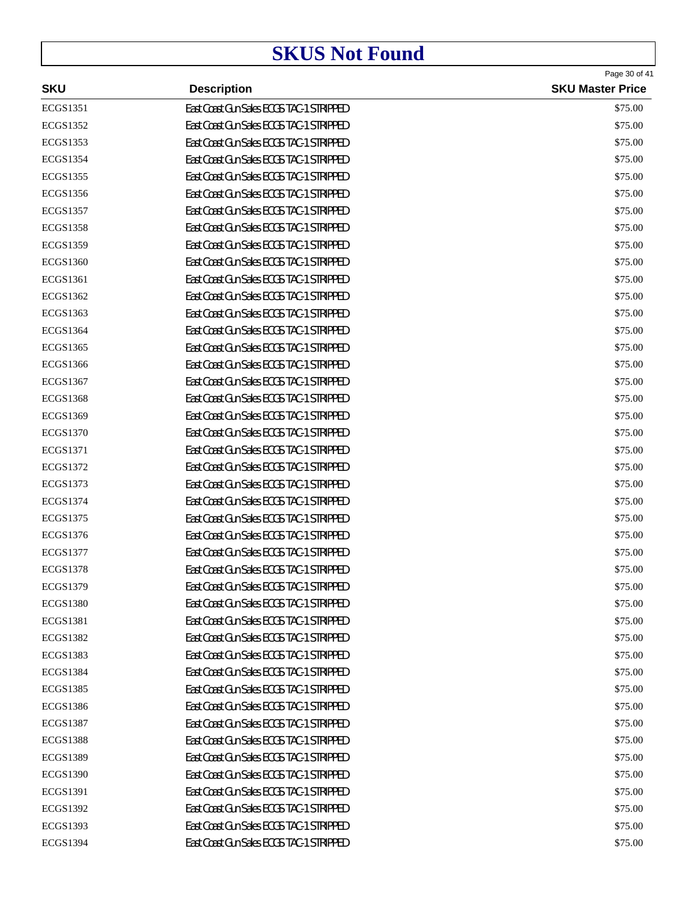# SKUS Not Found

| SKU | Description | SKU Master Price |
| --- | --- | --- |
| ECGS1351 | East Coast Gun Sales ECGS TAC-1 STRIPPED | $75.00 |
| ECGS1352 | East Coast Gun Sales ECGS TAC-1 STRIPPED | $75.00 |
| ECGS1353 | East Coast Gun Sales ECGS TAC-1 STRIPPED | $75.00 |
| ECGS1354 | East Coast Gun Sales ECGS TAC-1 STRIPPED | $75.00 |
| ECGS1355 | East Coast Gun Sales ECGS TAC-1 STRIPPED | $75.00 |
| ECGS1356 | East Coast Gun Sales ECGS TAC-1 STRIPPED | $75.00 |
| ECGS1357 | East Coast Gun Sales ECGS TAC-1 STRIPPED | $75.00 |
| ECGS1358 | East Coast Gun Sales ECGS TAC-1 STRIPPED | $75.00 |
| ECGS1359 | East Coast Gun Sales ECGS TAC-1 STRIPPED | $75.00 |
| ECGS1360 | East Coast Gun Sales ECGS TAC-1 STRIPPED | $75.00 |
| ECGS1361 | East Coast Gun Sales ECGS TAC-1 STRIPPED | $75.00 |
| ECGS1362 | East Coast Gun Sales ECGS TAC-1 STRIPPED | $75.00 |
| ECGS1363 | East Coast Gun Sales ECGS TAC-1 STRIPPED | $75.00 |
| ECGS1364 | East Coast Gun Sales ECGS TAC-1 STRIPPED | $75.00 |
| ECGS1365 | East Coast Gun Sales ECGS TAC-1 STRIPPED | $75.00 |
| ECGS1366 | East Coast Gun Sales ECGS TAC-1 STRIPPED | $75.00 |
| ECGS1367 | East Coast Gun Sales ECGS TAC-1 STRIPPED | $75.00 |
| ECGS1368 | East Coast Gun Sales ECGS TAC-1 STRIPPED | $75.00 |
| ECGS1369 | East Coast Gun Sales ECGS TAC-1 STRIPPED | $75.00 |
| ECGS1370 | East Coast Gun Sales ECGS TAC-1 STRIPPED | $75.00 |
| ECGS1371 | East Coast Gun Sales ECGS TAC-1 STRIPPED | $75.00 |
| ECGS1372 | East Coast Gun Sales ECGS TAC-1 STRIPPED | $75.00 |
| ECGS1373 | East Coast Gun Sales ECGS TAC-1 STRIPPED | $75.00 |
| ECGS1374 | East Coast Gun Sales ECGS TAC-1 STRIPPED | $75.00 |
| ECGS1375 | East Coast Gun Sales ECGS TAC-1 STRIPPED | $75.00 |
| ECGS1376 | East Coast Gun Sales ECGS TAC-1 STRIPPED | $75.00 |
| ECGS1377 | East Coast Gun Sales ECGS TAC-1 STRIPPED | $75.00 |
| ECGS1378 | East Coast Gun Sales ECGS TAC-1 STRIPPED | $75.00 |
| ECGS1379 | East Coast Gun Sales ECGS TAC-1 STRIPPED | $75.00 |
| ECGS1380 | East Coast Gun Sales ECGS TAC-1 STRIPPED | $75.00 |
| ECGS1381 | East Coast Gun Sales ECGS TAC-1 STRIPPED | $75.00 |
| ECGS1382 | East Coast Gun Sales ECGS TAC-1 STRIPPED | $75.00 |
| ECGS1383 | East Coast Gun Sales ECGS TAC-1 STRIPPED | $75.00 |
| ECGS1384 | East Coast Gun Sales ECGS TAC-1 STRIPPED | $75.00 |
| ECGS1385 | East Coast Gun Sales ECGS TAC-1 STRIPPED | $75.00 |
| ECGS1386 | East Coast Gun Sales ECGS TAC-1 STRIPPED | $75.00 |
| ECGS1387 | East Coast Gun Sales ECGS TAC-1 STRIPPED | $75.00 |
| ECGS1388 | East Coast Gun Sales ECGS TAC-1 STRIPPED | $75.00 |
| ECGS1389 | East Coast Gun Sales ECGS TAC-1 STRIPPED | $75.00 |
| ECGS1390 | East Coast Gun Sales ECGS TAC-1 STRIPPED | $75.00 |
| ECGS1391 | East Coast Gun Sales ECGS TAC-1 STRIPPED | $75.00 |
| ECGS1392 | East Coast Gun Sales ECGS TAC-1 STRIPPED | $75.00 |
| ECGS1393 | East Coast Gun Sales ECGS TAC-1 STRIPPED | $75.00 |
| ECGS1394 | East Coast Gun Sales ECGS TAC-1 STRIPPED | $75.00 |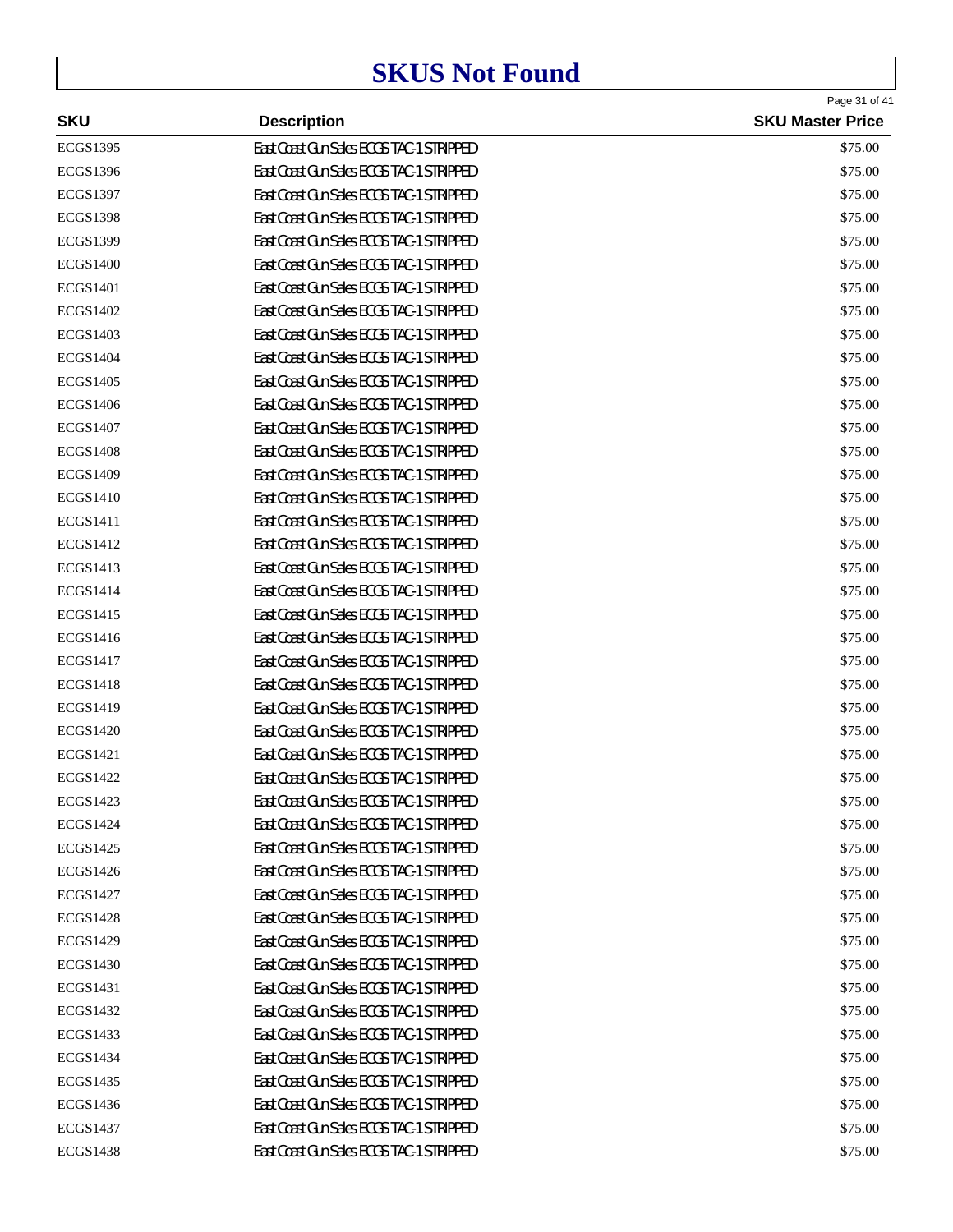# SKUS Not Found

| SKU | Description | SKU Master Price |
|---|---|---|
| ECGS1395 | East Coast Gun Sales ECGS TAC-1 STRIPPED | $75.00 |
| ECGS1396 | East Coast Gun Sales ECGS TAC-1 STRIPPED | $75.00 |
| ECGS1397 | East Coast Gun Sales ECGS TAC-1 STRIPPED | $75.00 |
| ECGS1398 | East Coast Gun Sales ECGS TAC-1 STRIPPED | $75.00 |
| ECGS1399 | East Coast Gun Sales ECGS TAC-1 STRIPPED | $75.00 |
| ECGS1400 | East Coast Gun Sales ECGS TAC-1 STRIPPED | $75.00 |
| ECGS1401 | East Coast Gun Sales ECGS TAC-1 STRIPPED | $75.00 |
| ECGS1402 | East Coast Gun Sales ECGS TAC-1 STRIPPED | $75.00 |
| ECGS1403 | East Coast Gun Sales ECGS TAC-1 STRIPPED | $75.00 |
| ECGS1404 | East Coast Gun Sales ECGS TAC-1 STRIPPED | $75.00 |
| ECGS1405 | East Coast Gun Sales ECGS TAC-1 STRIPPED | $75.00 |
| ECGS1406 | East Coast Gun Sales ECGS TAC-1 STRIPPED | $75.00 |
| ECGS1407 | East Coast Gun Sales ECGS TAC-1 STRIPPED | $75.00 |
| ECGS1408 | East Coast Gun Sales ECGS TAC-1 STRIPPED | $75.00 |
| ECGS1409 | East Coast Gun Sales ECGS TAC-1 STRIPPED | $75.00 |
| ECGS1410 | East Coast Gun Sales ECGS TAC-1 STRIPPED | $75.00 |
| ECGS1411 | East Coast Gun Sales ECGS TAC-1 STRIPPED | $75.00 |
| ECGS1412 | East Coast Gun Sales ECGS TAC-1 STRIPPED | $75.00 |
| ECGS1413 | East Coast Gun Sales ECGS TAC-1 STRIPPED | $75.00 |
| ECGS1414 | East Coast Gun Sales ECGS TAC-1 STRIPPED | $75.00 |
| ECGS1415 | East Coast Gun Sales ECGS TAC-1 STRIPPED | $75.00 |
| ECGS1416 | East Coast Gun Sales ECGS TAC-1 STRIPPED | $75.00 |
| ECGS1417 | East Coast Gun Sales ECGS TAC-1 STRIPPED | $75.00 |
| ECGS1418 | East Coast Gun Sales ECGS TAC-1 STRIPPED | $75.00 |
| ECGS1419 | East Coast Gun Sales ECGS TAC-1 STRIPPED | $75.00 |
| ECGS1420 | East Coast Gun Sales ECGS TAC-1 STRIPPED | $75.00 |
| ECGS1421 | East Coast Gun Sales ECGS TAC-1 STRIPPED | $75.00 |
| ECGS1422 | East Coast Gun Sales ECGS TAC-1 STRIPPED | $75.00 |
| ECGS1423 | East Coast Gun Sales ECGS TAC-1 STRIPPED | $75.00 |
| ECGS1424 | East Coast Gun Sales ECGS TAC-1 STRIPPED | $75.00 |
| ECGS1425 | East Coast Gun Sales ECGS TAC-1 STRIPPED | $75.00 |
| ECGS1426 | East Coast Gun Sales ECGS TAC-1 STRIPPED | $75.00 |
| ECGS1427 | East Coast Gun Sales ECGS TAC-1 STRIPPED | $75.00 |
| ECGS1428 | East Coast Gun Sales ECGS TAC-1 STRIPPED | $75.00 |
| ECGS1429 | East Coast Gun Sales ECGS TAC-1 STRIPPED | $75.00 |
| ECGS1430 | East Coast Gun Sales ECGS TAC-1 STRIPPED | $75.00 |
| ECGS1431 | East Coast Gun Sales ECGS TAC-1 STRIPPED | $75.00 |
| ECGS1432 | East Coast Gun Sales ECGS TAC-1 STRIPPED | $75.00 |
| ECGS1433 | East Coast Gun Sales ECGS TAC-1 STRIPPED | $75.00 |
| ECGS1434 | East Coast Gun Sales ECGS TAC-1 STRIPPED | $75.00 |
| ECGS1435 | East Coast Gun Sales ECGS TAC-1 STRIPPED | $75.00 |
| ECGS1436 | East Coast Gun Sales ECGS TAC-1 STRIPPED | $75.00 |
| ECGS1437 | East Coast Gun Sales ECGS TAC-1 STRIPPED | $75.00 |
| ECGS1438 | East Coast Gun Sales ECGS TAC-1 STRIPPED | $75.00 |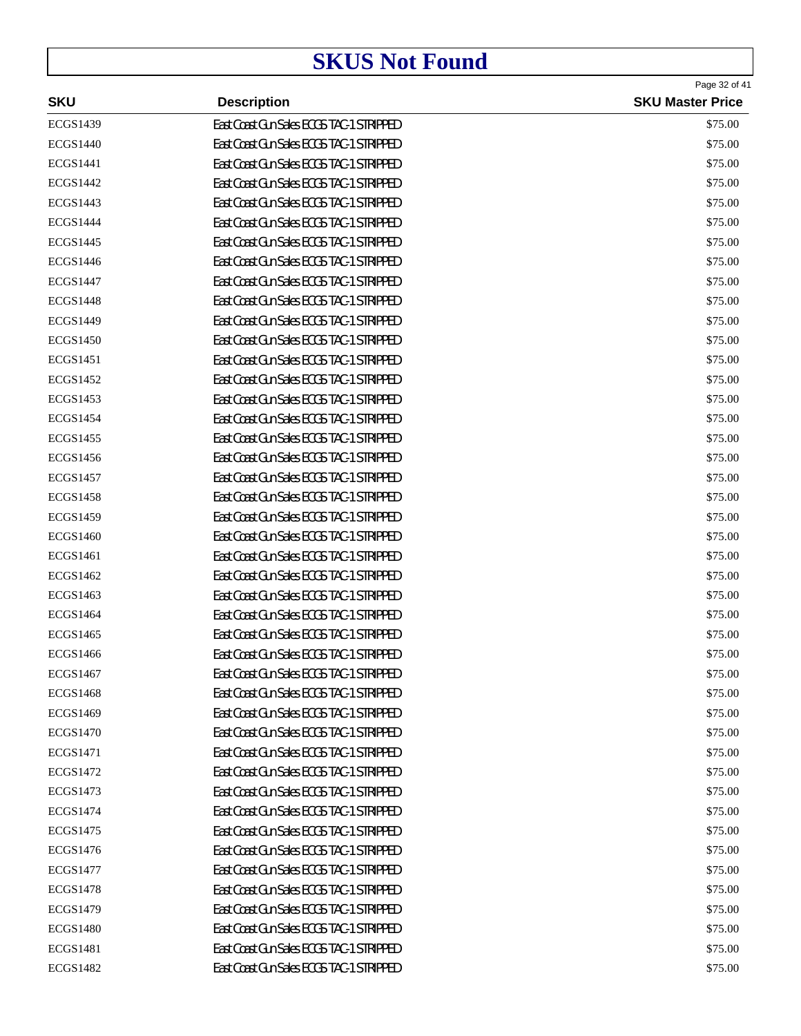# SKUS Not Found

| SKU | Description | SKU Master Price |
| --- | --- | --- |
| ECGS1439 | East Coast Gun Sales ECGS TAC-1 STRIPPED | $75.00 |
| ECGS1440 | East Coast Gun Sales ECGS TAC-1 STRIPPED | $75.00 |
| ECGS1441 | East Coast Gun Sales ECGS TAC-1 STRIPPED | $75.00 |
| ECGS1442 | East Coast Gun Sales ECGS TAC-1 STRIPPED | $75.00 |
| ECGS1443 | East Coast Gun Sales ECGS TAC-1 STRIPPED | $75.00 |
| ECGS1444 | East Coast Gun Sales ECGS TAC-1 STRIPPED | $75.00 |
| ECGS1445 | East Coast Gun Sales ECGS TAC-1 STRIPPED | $75.00 |
| ECGS1446 | East Coast Gun Sales ECGS TAC-1 STRIPPED | $75.00 |
| ECGS1447 | East Coast Gun Sales ECGS TAC-1 STRIPPED | $75.00 |
| ECGS1448 | East Coast Gun Sales ECGS TAC-1 STRIPPED | $75.00 |
| ECGS1449 | East Coast Gun Sales ECGS TAC-1 STRIPPED | $75.00 |
| ECGS1450 | East Coast Gun Sales ECGS TAC-1 STRIPPED | $75.00 |
| ECGS1451 | East Coast Gun Sales ECGS TAC-1 STRIPPED | $75.00 |
| ECGS1452 | East Coast Gun Sales ECGS TAC-1 STRIPPED | $75.00 |
| ECGS1453 | East Coast Gun Sales ECGS TAC-1 STRIPPED | $75.00 |
| ECGS1454 | East Coast Gun Sales ECGS TAC-1 STRIPPED | $75.00 |
| ECGS1455 | East Coast Gun Sales ECGS TAC-1 STRIPPED | $75.00 |
| ECGS1456 | East Coast Gun Sales ECGS TAC-1 STRIPPED | $75.00 |
| ECGS1457 | East Coast Gun Sales ECGS TAC-1 STRIPPED | $75.00 |
| ECGS1458 | East Coast Gun Sales ECGS TAC-1 STRIPPED | $75.00 |
| ECGS1459 | East Coast Gun Sales ECGS TAC-1 STRIPPED | $75.00 |
| ECGS1460 | East Coast Gun Sales ECGS TAC-1 STRIPPED | $75.00 |
| ECGS1461 | East Coast Gun Sales ECGS TAC-1 STRIPPED | $75.00 |
| ECGS1462 | East Coast Gun Sales ECGS TAC-1 STRIPPED | $75.00 |
| ECGS1463 | East Coast Gun Sales ECGS TAC-1 STRIPPED | $75.00 |
| ECGS1464 | East Coast Gun Sales ECGS TAC-1 STRIPPED | $75.00 |
| ECGS1465 | East Coast Gun Sales ECGS TAC-1 STRIPPED | $75.00 |
| ECGS1466 | East Coast Gun Sales ECGS TAC-1 STRIPPED | $75.00 |
| ECGS1467 | East Coast Gun Sales ECGS TAC-1 STRIPPED | $75.00 |
| ECGS1468 | East Coast Gun Sales ECGS TAC-1 STRIPPED | $75.00 |
| ECGS1469 | East Coast Gun Sales ECGS TAC-1 STRIPPED | $75.00 |
| ECGS1470 | East Coast Gun Sales ECGS TAC-1 STRIPPED | $75.00 |
| ECGS1471 | East Coast Gun Sales ECGS TAC-1 STRIPPED | $75.00 |
| ECGS1472 | East Coast Gun Sales ECGS TAC-1 STRIPPED | $75.00 |
| ECGS1473 | East Coast Gun Sales ECGS TAC-1 STRIPPED | $75.00 |
| ECGS1474 | East Coast Gun Sales ECGS TAC-1 STRIPPED | $75.00 |
| ECGS1475 | East Coast Gun Sales ECGS TAC-1 STRIPPED | $75.00 |
| ECGS1476 | East Coast Gun Sales ECGS TAC-1 STRIPPED | $75.00 |
| ECGS1477 | East Coast Gun Sales ECGS TAC-1 STRIPPED | $75.00 |
| ECGS1478 | East Coast Gun Sales ECGS TAC-1 STRIPPED | $75.00 |
| ECGS1479 | East Coast Gun Sales ECGS TAC-1 STRIPPED | $75.00 |
| ECGS1480 | East Coast Gun Sales ECGS TAC-1 STRIPPED | $75.00 |
| ECGS1481 | East Coast Gun Sales ECGS TAC-1 STRIPPED | $75.00 |
| ECGS1482 | East Coast Gun Sales ECGS TAC-1 STRIPPED | $75.00 |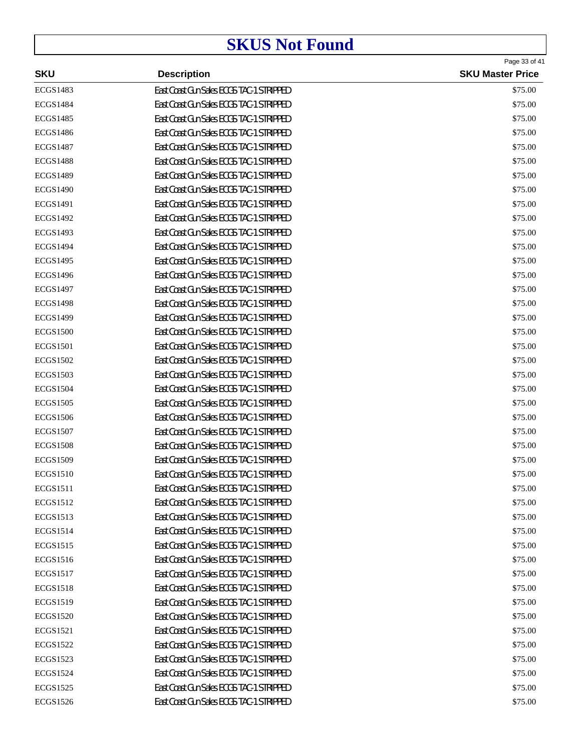# SKUS Not Found

| SKU | Description | SKU Master Price |
|---|---|---|
| ECGS1483 | East Coast Gun Sales ECGS TAC-1 STRIPPED | $75.00 |
| ECGS1484 | East Coast Gun Sales ECGS TAC-1 STRIPPED | $75.00 |
| ECGS1485 | East Coast Gun Sales ECGS TAC-1 STRIPPED | $75.00 |
| ECGS1486 | East Coast Gun Sales ECGS TAC-1 STRIPPED | $75.00 |
| ECGS1487 | East Coast Gun Sales ECGS TAC-1 STRIPPED | $75.00 |
| ECGS1488 | East Coast Gun Sales ECGS TAC-1 STRIPPED | $75.00 |
| ECGS1489 | East Coast Gun Sales ECGS TAC-1 STRIPPED | $75.00 |
| ECGS1490 | East Coast Gun Sales ECGS TAC-1 STRIPPED | $75.00 |
| ECGS1491 | East Coast Gun Sales ECGS TAC-1 STRIPPED | $75.00 |
| ECGS1492 | East Coast Gun Sales ECGS TAC-1 STRIPPED | $75.00 |
| ECGS1493 | East Coast Gun Sales ECGS TAC-1 STRIPPED | $75.00 |
| ECGS1494 | East Coast Gun Sales ECGS TAC-1 STRIPPED | $75.00 |
| ECGS1495 | East Coast Gun Sales ECGS TAC-1 STRIPPED | $75.00 |
| ECGS1496 | East Coast Gun Sales ECGS TAC-1 STRIPPED | $75.00 |
| ECGS1497 | East Coast Gun Sales ECGS TAC-1 STRIPPED | $75.00 |
| ECGS1498 | East Coast Gun Sales ECGS TAC-1 STRIPPED | $75.00 |
| ECGS1499 | East Coast Gun Sales ECGS TAC-1 STRIPPED | $75.00 |
| ECGS1500 | East Coast Gun Sales ECGS TAC-1 STRIPPED | $75.00 |
| ECGS1501 | East Coast Gun Sales ECGS TAC-1 STRIPPED | $75.00 |
| ECGS1502 | East Coast Gun Sales ECGS TAC-1 STRIPPED | $75.00 |
| ECGS1503 | East Coast Gun Sales ECGS TAC-1 STRIPPED | $75.00 |
| ECGS1504 | East Coast Gun Sales ECGS TAC-1 STRIPPED | $75.00 |
| ECGS1505 | East Coast Gun Sales ECGS TAC-1 STRIPPED | $75.00 |
| ECGS1506 | East Coast Gun Sales ECGS TAC-1 STRIPPED | $75.00 |
| ECGS1507 | East Coast Gun Sales ECGS TAC-1 STRIPPED | $75.00 |
| ECGS1508 | East Coast Gun Sales ECGS TAC-1 STRIPPED | $75.00 |
| ECGS1509 | East Coast Gun Sales ECGS TAC-1 STRIPPED | $75.00 |
| ECGS1510 | East Coast Gun Sales ECGS TAC-1 STRIPPED | $75.00 |
| ECGS1511 | East Coast Gun Sales ECGS TAC-1 STRIPPED | $75.00 |
| ECGS1512 | East Coast Gun Sales ECGS TAC-1 STRIPPED | $75.00 |
| ECGS1513 | East Coast Gun Sales ECGS TAC-1 STRIPPED | $75.00 |
| ECGS1514 | East Coast Gun Sales ECGS TAC-1 STRIPPED | $75.00 |
| ECGS1515 | East Coast Gun Sales ECGS TAC-1 STRIPPED | $75.00 |
| ECGS1516 | East Coast Gun Sales ECGS TAC-1 STRIPPED | $75.00 |
| ECGS1517 | East Coast Gun Sales ECGS TAC-1 STRIPPED | $75.00 |
| ECGS1518 | East Coast Gun Sales ECGS TAC-1 STRIPPED | $75.00 |
| ECGS1519 | East Coast Gun Sales ECGS TAC-1 STRIPPED | $75.00 |
| ECGS1520 | East Coast Gun Sales ECGS TAC-1 STRIPPED | $75.00 |
| ECGS1521 | East Coast Gun Sales ECGS TAC-1 STRIPPED | $75.00 |
| ECGS1522 | East Coast Gun Sales ECGS TAC-1 STRIPPED | $75.00 |
| ECGS1523 | East Coast Gun Sales ECGS TAC-1 STRIPPED | $75.00 |
| ECGS1524 | East Coast Gun Sales ECGS TAC-1 STRIPPED | $75.00 |
| ECGS1525 | East Coast Gun Sales ECGS TAC-1 STRIPPED | $75.00 |
| ECGS1526 | East Coast Gun Sales ECGS TAC-1 STRIPPED | $75.00 |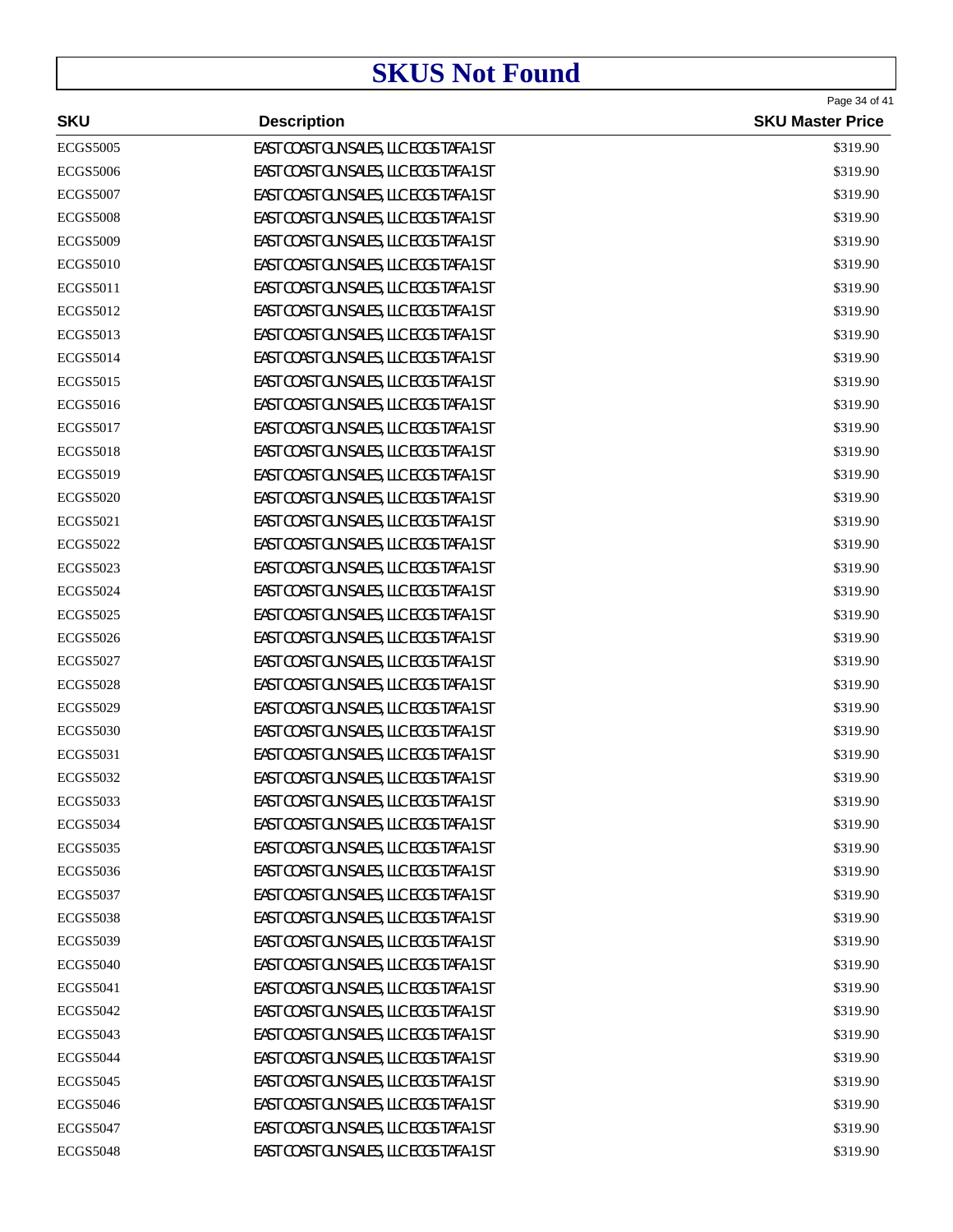# SKUS Not Found

| SKU | Description | SKU Master Price |
|---|---|---|
| ECGS5005 | EAST COAST GUN SALES, LLC ECGS TAFA-1 ST | $319.90 |
| ECGS5006 | EAST COAST GUN SALES, LLC ECGS TAFA-1 ST | $319.90 |
| ECGS5007 | EAST COAST GUN SALES, LLC ECGS TAFA-1 ST | $319.90 |
| ECGS5008 | EAST COAST GUN SALES, LLC ECGS TAFA-1 ST | $319.90 |
| ECGS5009 | EAST COAST GUN SALES, LLC ECGS TAFA-1 ST | $319.90 |
| ECGS5010 | EAST COAST GUN SALES, LLC ECGS TAFA-1 ST | $319.90 |
| ECGS5011 | EAST COAST GUN SALES, LLC ECGS TAFA-1 ST | $319.90 |
| ECGS5012 | EAST COAST GUN SALES, LLC ECGS TAFA-1 ST | $319.90 |
| ECGS5013 | EAST COAST GUN SALES, LLC ECGS TAFA-1 ST | $319.90 |
| ECGS5014 | EAST COAST GUN SALES, LLC ECGS TAFA-1 ST | $319.90 |
| ECGS5015 | EAST COAST GUN SALES, LLC ECGS TAFA-1 ST | $319.90 |
| ECGS5016 | EAST COAST GUN SALES, LLC ECGS TAFA-1 ST | $319.90 |
| ECGS5017 | EAST COAST GUN SALES, LLC ECGS TAFA-1 ST | $319.90 |
| ECGS5018 | EAST COAST GUN SALES, LLC ECGS TAFA-1 ST | $319.90 |
| ECGS5019 | EAST COAST GUN SALES, LLC ECGS TAFA-1 ST | $319.90 |
| ECGS5020 | EAST COAST GUN SALES, LLC ECGS TAFA-1 ST | $319.90 |
| ECGS5021 | EAST COAST GUN SALES, LLC ECGS TAFA-1 ST | $319.90 |
| ECGS5022 | EAST COAST GUN SALES, LLC ECGS TAFA-1 ST | $319.90 |
| ECGS5023 | EAST COAST GUN SALES, LLC ECGS TAFA-1 ST | $319.90 |
| ECGS5024 | EAST COAST GUN SALES, LLC ECGS TAFA-1 ST | $319.90 |
| ECGS5025 | EAST COAST GUN SALES, LLC ECGS TAFA-1 ST | $319.90 |
| ECGS5026 | EAST COAST GUN SALES, LLC ECGS TAFA-1 ST | $319.90 |
| ECGS5027 | EAST COAST GUN SALES, LLC ECGS TAFA-1 ST | $319.90 |
| ECGS5028 | EAST COAST GUN SALES, LLC ECGS TAFA-1 ST | $319.90 |
| ECGS5029 | EAST COAST GUN SALES, LLC ECGS TAFA-1 ST | $319.90 |
| ECGS5030 | EAST COAST GUN SALES, LLC ECGS TAFA-1 ST | $319.90 |
| ECGS5031 | EAST COAST GUN SALES, LLC ECGS TAFA-1 ST | $319.90 |
| ECGS5032 | EAST COAST GUN SALES, LLC ECGS TAFA-1 ST | $319.90 |
| ECGS5033 | EAST COAST GUN SALES, LLC ECGS TAFA-1 ST | $319.90 |
| ECGS5034 | EAST COAST GUN SALES, LLC ECGS TAFA-1 ST | $319.90 |
| ECGS5035 | EAST COAST GUN SALES, LLC ECGS TAFA-1 ST | $319.90 |
| ECGS5036 | EAST COAST GUN SALES, LLC ECGS TAFA-1 ST | $319.90 |
| ECGS5037 | EAST COAST GUN SALES, LLC ECGS TAFA-1 ST | $319.90 |
| ECGS5038 | EAST COAST GUN SALES, LLC ECGS TAFA-1 ST | $319.90 |
| ECGS5039 | EAST COAST GUN SALES, LLC ECGS TAFA-1 ST | $319.90 |
| ECGS5040 | EAST COAST GUN SALES, LLC ECGS TAFA-1 ST | $319.90 |
| ECGS5041 | EAST COAST GUN SALES, LLC ECGS TAFA-1 ST | $319.90 |
| ECGS5042 | EAST COAST GUN SALES, LLC ECGS TAFA-1 ST | $319.90 |
| ECGS5043 | EAST COAST GUN SALES, LLC ECGS TAFA-1 ST | $319.90 |
| ECGS5044 | EAST COAST GUN SALES, LLC ECGS TAFA-1 ST | $319.90 |
| ECGS5045 | EAST COAST GUN SALES, LLC ECGS TAFA-1 ST | $319.90 |
| ECGS5046 | EAST COAST GUN SALES, LLC ECGS TAFA-1 ST | $319.90 |
| ECGS5047 | EAST COAST GUN SALES, LLC ECGS TAFA-1 ST | $319.90 |
| ECGS5048 | EAST COAST GUN SALES, LLC ECGS TAFA-1 ST | $319.90 |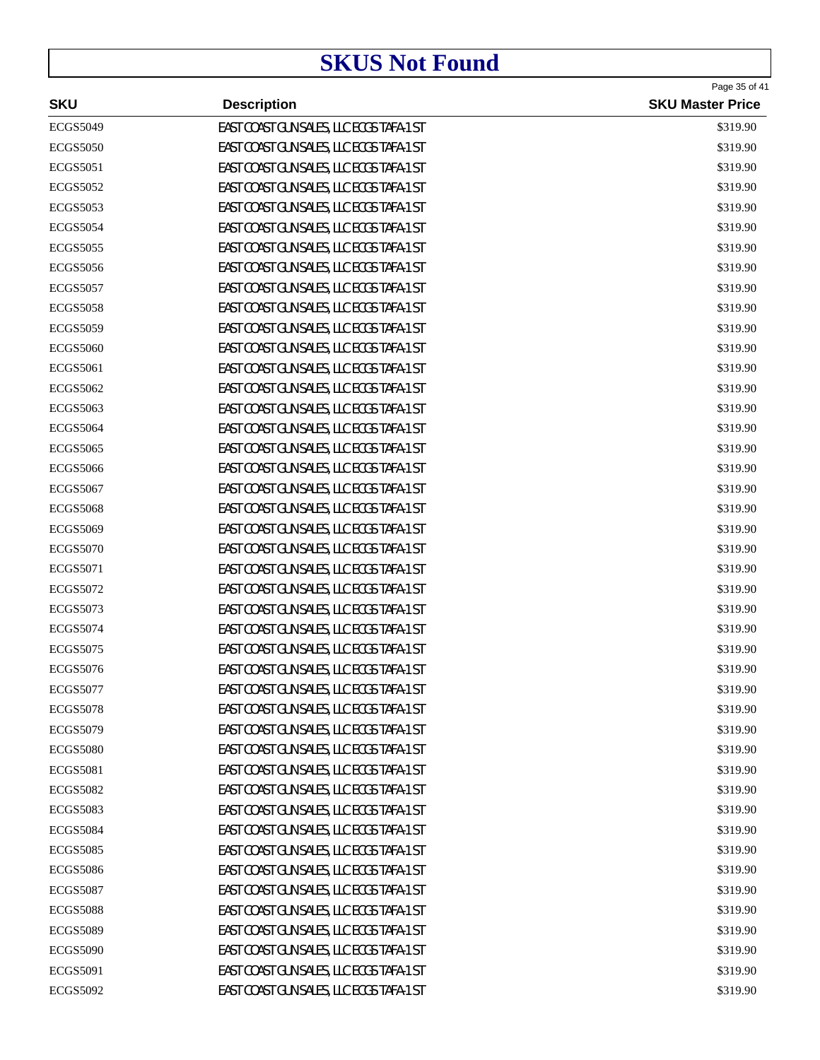# SKUS Not Found

| SKU | Description | SKU Master Price |
|---|---|---|
| ECGS5049 | EAST COAST GUN SALES, LLC ECGS TAFA-1 ST | $319.90 |
| ECGS5050 | EAST COAST GUN SALES, LLC ECGS TAFA-1 ST | $319.90 |
| ECGS5051 | EAST COAST GUN SALES, LLC ECGS TAFA-1 ST | $319.90 |
| ECGS5052 | EAST COAST GUN SALES, LLC ECGS TAFA-1 ST | $319.90 |
| ECGS5053 | EAST COAST GUN SALES, LLC ECGS TAFA-1 ST | $319.90 |
| ECGS5054 | EAST COAST GUN SALES, LLC ECGS TAFA-1 ST | $319.90 |
| ECGS5055 | EAST COAST GUN SALES, LLC ECGS TAFA-1 ST | $319.90 |
| ECGS5056 | EAST COAST GUN SALES, LLC ECGS TAFA-1 ST | $319.90 |
| ECGS5057 | EAST COAST GUN SALES, LLC ECGS TAFA-1 ST | $319.90 |
| ECGS5058 | EAST COAST GUN SALES, LLC ECGS TAFA-1 ST | $319.90 |
| ECGS5059 | EAST COAST GUN SALES, LLC ECGS TAFA-1 ST | $319.90 |
| ECGS5060 | EAST COAST GUN SALES, LLC ECGS TAFA-1 ST | $319.90 |
| ECGS5061 | EAST COAST GUN SALES, LLC ECGS TAFA-1 ST | $319.90 |
| ECGS5062 | EAST COAST GUN SALES, LLC ECGS TAFA-1 ST | $319.90 |
| ECGS5063 | EAST COAST GUN SALES, LLC ECGS TAFA-1 ST | $319.90 |
| ECGS5064 | EAST COAST GUN SALES, LLC ECGS TAFA-1 ST | $319.90 |
| ECGS5065 | EAST COAST GUN SALES, LLC ECGS TAFA-1 ST | $319.90 |
| ECGS5066 | EAST COAST GUN SALES, LLC ECGS TAFA-1 ST | $319.90 |
| ECGS5067 | EAST COAST GUN SALES, LLC ECGS TAFA-1 ST | $319.90 |
| ECGS5068 | EAST COAST GUN SALES, LLC ECGS TAFA-1 ST | $319.90 |
| ECGS5069 | EAST COAST GUN SALES, LLC ECGS TAFA-1 ST | $319.90 |
| ECGS5070 | EAST COAST GUN SALES, LLC ECGS TAFA-1 ST | $319.90 |
| ECGS5071 | EAST COAST GUN SALES, LLC ECGS TAFA-1 ST | $319.90 |
| ECGS5072 | EAST COAST GUN SALES, LLC ECGS TAFA-1 ST | $319.90 |
| ECGS5073 | EAST COAST GUN SALES, LLC ECGS TAFA-1 ST | $319.90 |
| ECGS5074 | EAST COAST GUN SALES, LLC ECGS TAFA-1 ST | $319.90 |
| ECGS5075 | EAST COAST GUN SALES, LLC ECGS TAFA-1 ST | $319.90 |
| ECGS5076 | EAST COAST GUN SALES, LLC ECGS TAFA-1 ST | $319.90 |
| ECGS5077 | EAST COAST GUN SALES, LLC ECGS TAFA-1 ST | $319.90 |
| ECGS5078 | EAST COAST GUN SALES, LLC ECGS TAFA-1 ST | $319.90 |
| ECGS5079 | EAST COAST GUN SALES, LLC ECGS TAFA-1 ST | $319.90 |
| ECGS5080 | EAST COAST GUN SALES, LLC ECGS TAFA-1 ST | $319.90 |
| ECGS5081 | EAST COAST GUN SALES, LLC ECGS TAFA-1 ST | $319.90 |
| ECGS5082 | EAST COAST GUN SALES, LLC ECGS TAFA-1 ST | $319.90 |
| ECGS5083 | EAST COAST GUN SALES, LLC ECGS TAFA-1 ST | $319.90 |
| ECGS5084 | EAST COAST GUN SALES, LLC ECGS TAFA-1 ST | $319.90 |
| ECGS5085 | EAST COAST GUN SALES, LLC ECGS TAFA-1 ST | $319.90 |
| ECGS5086 | EAST COAST GUN SALES, LLC ECGS TAFA-1 ST | $319.90 |
| ECGS5087 | EAST COAST GUN SALES, LLC ECGS TAFA-1 ST | $319.90 |
| ECGS5088 | EAST COAST GUN SALES, LLC ECGS TAFA-1 ST | $319.90 |
| ECGS5089 | EAST COAST GUN SALES, LLC ECGS TAFA-1 ST | $319.90 |
| ECGS5090 | EAST COAST GUN SALES, LLC ECGS TAFA-1 ST | $319.90 |
| ECGS5091 | EAST COAST GUN SALES, LLC ECGS TAFA-1 ST | $319.90 |
| ECGS5092 | EAST COAST GUN SALES, LLC ECGS TAFA-1 ST | $319.90 |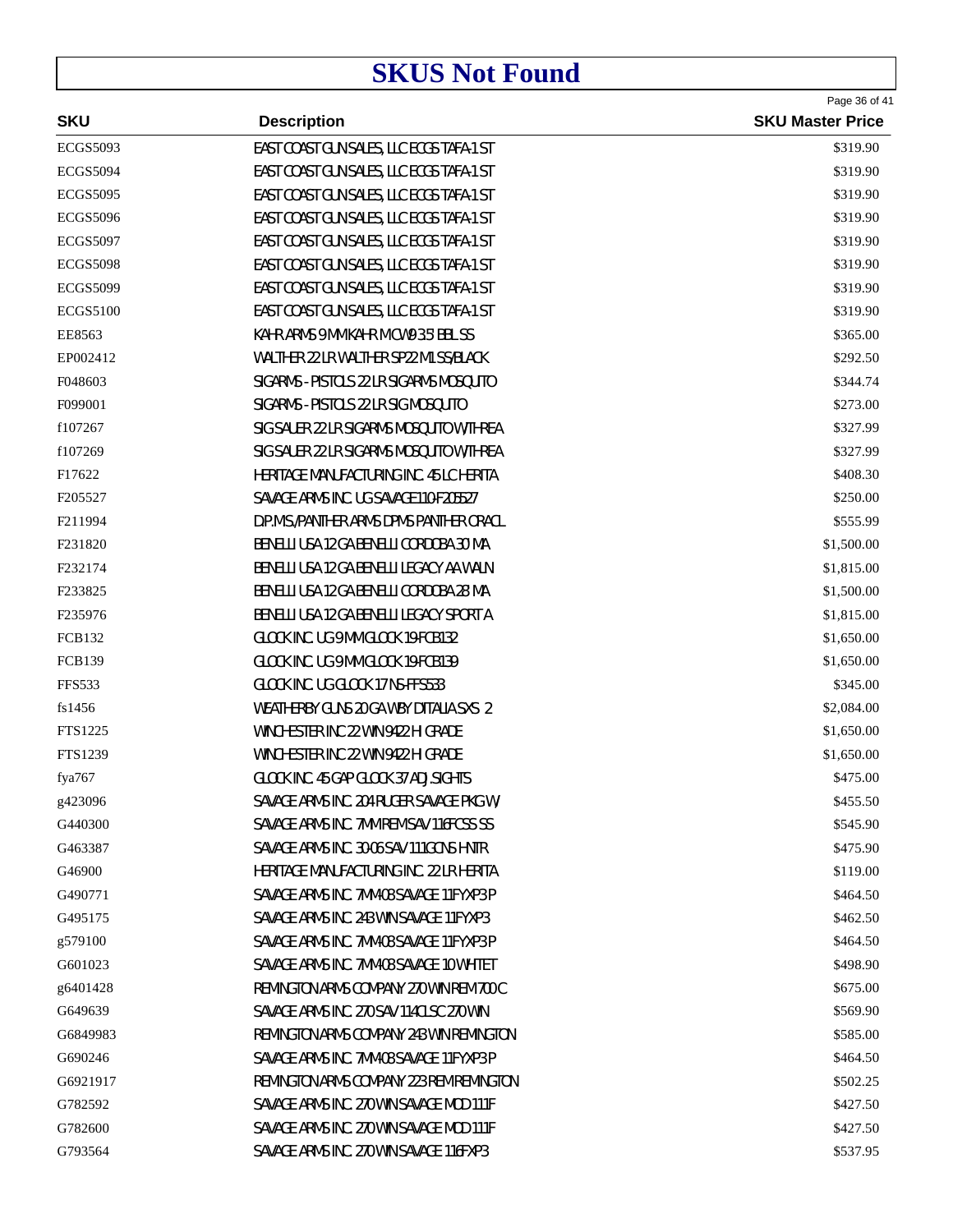# SKUS Not Found

| SKU | Description | SKU Master Price |
|---|---|---|
| ECGS5093 | EAST COAST GUN SALES, LLC ECGS TAFA-1 ST | $319.90 |
| ECGS5094 | EAST COAST GUN SALES, LLC ECGS TAFA-1 ST | $319.90 |
| ECGS5095 | EAST COAST GUN SALES, LLC ECGS TAFA-1 ST | $319.90 |
| ECGS5096 | EAST COAST GUN SALES, LLC ECGS TAFA-1 ST | $319.90 |
| ECGS5097 | EAST COAST GUN SALES, LLC ECGS TAFA-1 ST | $319.90 |
| ECGS5098 | EAST COAST GUN SALES, LLC ECGS TAFA-1 ST | $319.90 |
| ECGS5099 | EAST COAST GUN SALES, LLC ECGS TAFA-1 ST | $319.90 |
| ECGS5100 | EAST COAST GUN SALES, LLC ECGS TAFA-1 ST | $319.90 |
| EE8563 | KAHR ARMS 9MM KAHR MCW9 3.5 BBL SS | $365.00 |
| EP002412 | WALTHER 22 LR WALTHER SP22 M1 SS/BLACK | $292.50 |
| F048603 | SIGARMS - PISTOLS 22 LR SIGARMS MOSQUITO | $344.74 |
| F099001 | SIGARMS - PISTOLS 22 LR SIG MOSQUITO | $273.00 |
| f107267 | SIG SAUER 22 LR SIGARMS MOSQUITO W/THREA | $327.99 |
| f107269 | SIG SAUER 22 LR SIGARMS MOSQUITO W/THREA | $327.99 |
| F17622 | HERITAGE MANUFACTURING INC. 45 LC HERITA | $408.30 |
| F205527 | SAVAGE ARMS INC. UG SAVAGE 110-F205527 | $250.00 |
| F211994 | D.P.M.S./PANTHER ARMS DPMS PANTHER ORACL | $555.99 |
| F231820 | BENELLI USA 12 GA BENELLI CORDOBA 30 MA | $1,500.00 |
| F232174 | BENELLI USA 12 GA BENELLI LEGACY AA WALN | $1,815.00 |
| F233825 | BENELLI USA 12 GA BENELLI CORDOBA 28 MA | $1,500.00 |
| F235976 | BENELLI USA 12 GA BENELLI LEGACY SPORT A | $1,815.00 |
| FCB132 | GLOCK INC. UG 9MM GLOCK 19-FCB132 | $1,650.00 |
| FCB139 | GLOCK INC. UG 9MM GLOCK 19-FCB139 | $1,650.00 |
| FFS533 | GLOCK INC. UG GLOCK 17 NS-FFS533 | $345.00 |
| fs1456 | WEATHERBY GUNS 20 GA WBY D'ITALIA SXS 2 | $2,084.00 |
| FTS1225 | WINCHESTER INC 22 WIN 9422 H GRADE | $1,650.00 |
| FTS1239 | WINCHESTER INC 22 WIN 9422 H GRADE | $1,650.00 |
| fya767 | GLOCK INC. 45 GAP GLOCK 37 ADJ.SIGHTS | $475.00 |
| g423096 | SAVAGE ARMS INC. 204 RUGER SAVAGE PKG W/ | $455.50 |
| G440300 | SAVAGE ARMS INC. 7MM REM SAV 116FCSS SS | $545.90 |
| G463387 | SAVAGE ARMS INC. 30-06 SAV 111GCNS HNTR | $475.90 |
| G46900 | HERITAGE MANUFACTURING INC. 22 LR HERITA | $119.00 |
| G490771 | SAVAGE ARMS INC. 7MM-08 SAVAGE 11FYXP3 P | $464.50 |
| G495175 | SAVAGE ARMS INC. 243 WIN SAVAGE 11FYXP3 | $462.50 |
| g579100 | SAVAGE ARMS INC. 7MM-08 SAVAGE 11FYXP3 P | $464.50 |
| G601023 | SAVAGE ARMS INC. 7MM-08 SAVAGE 10 WHITET | $498.90 |
| g6401428 | REMINGTON ARMS COMPANY 270 WIN REM 700 C | $675.00 |
| G649639 | SAVAGE ARMS INC. 270 SAV 114CLSC 270 WIN | $569.90 |
| G6849983 | REMINGTON ARMS COMPANY 243 WIN REMINGTON | $585.00 |
| G690246 | SAVAGE ARMS INC. 7MM-08 SAVAGE 11FYXP3 P | $464.50 |
| G6921917 | REMINGTON ARMS COMPANY 223 REM REMINGTON | $502.25 |
| G782592 | SAVAGE ARMS INC. 270 WIN SAVAGE MOD 111F | $427.50 |
| G782600 | SAVAGE ARMS INC. 270 WIN SAVAGE MOD 111F | $427.50 |
| G793564 | SAVAGE ARMS INC. 270 WIN SAVAGE 116FXP3 | $537.95 |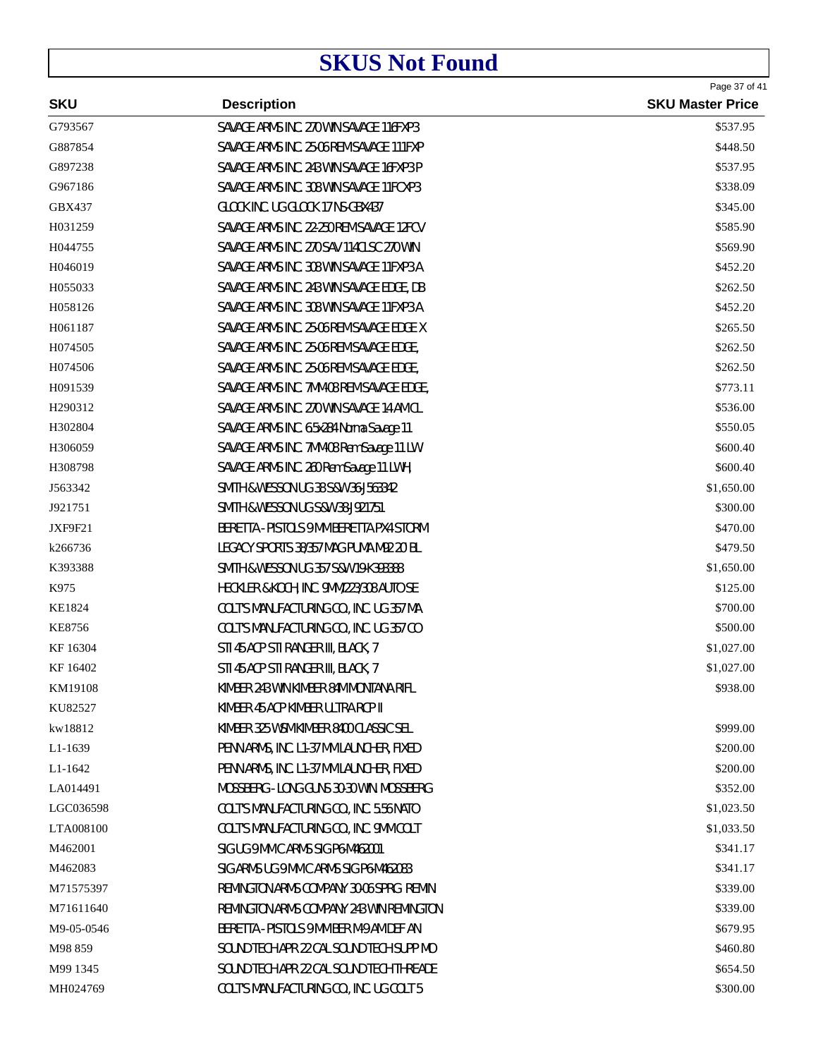# SKUS Not Found

| SKU | Description | SKU Master Price |
|---|---|---|
| G793567 | SAVAGE ARMS INC. 270 WIN SAVAGE 116FXP3 | $537.95 |
| G887854 | SAVAGE ARMS INC. 25-06 REM SAVAGE 111FXP | $448.50 |
| G897238 | SAVAGE ARMS INC. 243 WIN SAVAGE 16FXP3 P | $537.95 |
| G967186 | SAVAGE ARMS INC. 308 WIN SAVAGE 11FCXP3 | $338.09 |
| GBX437 | GLOCK INC. UG GLOCK 17 NS-GBX437 | $345.00 |
| H031259 | SAVAGE ARMS INC. 22-250 REM SAVAGE 12FCV | $585.90 |
| H044755 | SAVAGE ARMS INC. 270 SAV 114CLSC 270 WIN | $569.90 |
| H046019 | SAVAGE ARMS INC. 308 WIN SAVAGE 11FXP3 A | $452.20 |
| H055033 | SAVAGE ARMS INC. 243 WIN SAVAGE EDGE, DB | $262.50 |
| H058126 | SAVAGE ARMS INC. 308 WIN SAVAGE 11FXP3 A | $452.20 |
| H061187 | SAVAGE ARMS INC. 25-06 REM SAVAGE EDGE X | $265.50 |
| H074505 | SAVAGE ARMS INC. 25-06 REM SAVAGE EDGE, | $262.50 |
| H074506 | SAVAGE ARMS INC. 25-06 REM SAVAGE EDGE, | $262.50 |
| H091539 | SAVAGE ARMS INC. 7MM-08 REM SAVAGE EDGE, | $773.11 |
| H290312 | SAVAGE ARMS INC. 270 WIN SAVAGE 14 AMCL | $536.00 |
| H302804 | SAVAGE ARMS INC. 6.5x284 Norma Savage 11 | $550.05 |
| H306059 | SAVAGE ARMS INC. 7MM-08 Rem Savage 11 LW | $600.40 |
| H308798 | SAVAGE ARMS INC. 260 Rem Savage 11 LWH, | $600.40 |
| J563342 | SMITH & WESSON UG 38 S&W 36-J563342 | $1,650.00 |
| J921751 | SMITH & WESSON UG S&W 38-J921751 | $300.00 |
| JXF9F21 | BERETTA - PISTOLS 9 MM BERETTA PX4 STORM | $470.00 |
| k266736 | LEGACY SPORTS 38/357 MAG PUMA M92 20 BL | $479.50 |
| K393388 | SMITH & WESSON UG 357 S&W 19-K393388 | $1,650.00 |
| K975 | HECKLER & KOCH, INC. 9MM/223/308 AUTO SE | $125.00 |
| KE1824 | COLT'S MANUFACTURING CO., INC. UG 357 MA | $700.00 |
| KE8756 | COLT'S MANUFACTURING CO., INC. UG 357 CO | $500.00 |
| KF 16304 | STI 45 ACP STI RANGER III, BLACK, 7 | $1,027.00 |
| KF 16402 | STI 45 ACP STI RANGER III, BLACK, 7 | $1,027.00 |
| KM19108 | KIMBER 243 WIN KIMBER 84M MONTANA RIFL | $938.00 |
| KU82527 | KIMBER 45 ACP KIMBER ULTRA RCP II | |
| kw18812 | KIMBER 325 WSM KIMBER 8400 CLASSIC SEL | $999.00 |
| L1-1639 | PENN ARMS, INC. L1-37 MM LAUNCHER, FIXED | $200.00 |
| L1-1642 | PENN ARMS, INC. L1-37 MM LAUNCHER, FIXED | $200.00 |
| LA014491 | MOSSBERG - LONG GUNS 30-30 WIN. MOSSBERG | $352.00 |
| LGC036598 | COLT'S MANUFACTURING CO., INC. 5.56 NATO | $1,023.50 |
| LTA008100 | COLT'S MANUFACTURING CO., INC. 9MM COLT | $1,033.50 |
| M462001 | SIG UG 9 MM C ARMS SIG P6-M462001 | $341.17 |
| M462083 | SIG ARMS UG 9 MM C ARMS SIG P6-M462083 | $341.17 |
| M71575397 | REMINGTON ARMS COMPANY 30-06 SPRG. REMIN | $339.00 |
| M71611640 | REMINGTON ARMS COMPANY 243 WIN REMINGTON | $339.00 |
| M9-05-0546 | BERETTA - PISTOLS 9 MM BER M9 AM DEF AN | $679.95 |
| M98 859 | SOUND TECH APR 22 CAL SOUND TECH SUPP MO | $460.80 |
| M99 1345 | SOUND TECH APR 22 CAL SOUND TECH THREADE | $654.50 |
| MH024769 | COLT'S MANUFACTURING CO., INC. UG COLT 5 | $300.00 |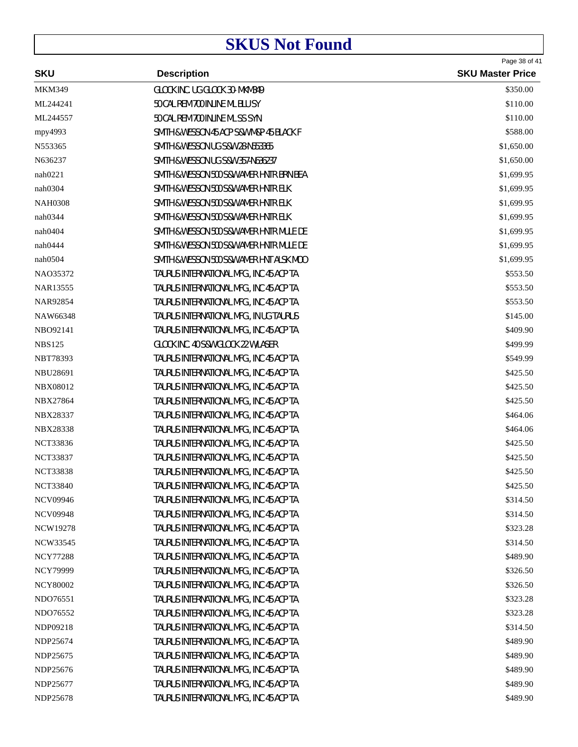# SKUS Not Found

| SKU | Description | SKU Master Price |
|---|---|---|
| MKM349 | GLOCK INC. UG GLOCK 30- MKM349 | $350.00 |
| ML244241 | 50 CAL REM 700 INLINE ML BLU SY | $110.00 |
| ML244557 | 50 CAL REM 700 INLINE ML SS SYN | $110.00 |
| mpy4993 | SMITH & WESSON 45 ACP S&W M&P 45 BLACK F | $588.00 |
| N553365 | SMITH & WESSON UG S&W 28-N553365 | $1,650.00 |
| N636237 | SMITH & WESSON UG S&W 357-N636237 | $1,650.00 |
| nah0221 | SMITH & WESSON 500 S&W AMER HNTR BRN BEA | $1,699.95 |
| nah0304 | SMITH & WESSON 500 S&W AMER HNTR ELK | $1,699.95 |
| NAH0308 | SMITH & WESSON 500 S&W AMER HNTR ELK | $1,699.95 |
| nah0344 | SMITH & WESSON 500 S&W AMER HNTR ELK | $1,699.95 |
| nah0404 | SMITH & WESSON 500 S&W AMER HNTR MULE DE | $1,699.95 |
| nah0444 | SMITH & WESSON 500 S&W AMER HNTR MULE DE | $1,699.95 |
| nah0504 | SMITH & WESSON 500 S&W AMER HNT ALSK MOO | $1,699.95 |
| NAO35372 | TAURUS INTERNATIONAL MFG, INC 45 ACP TA | $553.50 |
| NAR13555 | TAURUS INTERNATIONAL MFG, INC 45 ACP TA | $553.50 |
| NAR92854 | TAURUS INTERNATIONAL MFG, INC 45 ACP TA | $553.50 |
| NAW66348 | TAURUS INTERNATIONAL MFG, IN UG TAURUS | $145.00 |
| NBO92141 | TAURUS INTERNATIONAL MFG, INC 45 ACP TA | $409.90 |
| NBS125 | GLOCK INC. 40 S&W GLOCK 22 W/LASER | $499.99 |
| NBT78393 | TAURUS INTERNATIONAL MFG, INC 45 ACP TA | $549.99 |
| NBU28691 | TAURUS INTERNATIONAL MFG, INC 45 ACP TA | $425.50 |
| NBX08012 | TAURUS INTERNATIONAL MFG, INC 45 ACP TA | $425.50 |
| NBX27864 | TAURUS INTERNATIONAL MFG, INC 45 ACP TA | $425.50 |
| NBX28337 | TAURUS INTERNATIONAL MFG, INC 45 ACP TA | $464.06 |
| NBX28338 | TAURUS INTERNATIONAL MFG, INC 45 ACP TA | $464.06 |
| NCT33836 | TAURUS INTERNATIONAL MFG, INC 45 ACP TA | $425.50 |
| NCT33837 | TAURUS INTERNATIONAL MFG, INC 45 ACP TA | $425.50 |
| NCT33838 | TAURUS INTERNATIONAL MFG, INC 45 ACP TA | $425.50 |
| NCT33840 | TAURUS INTERNATIONAL MFG, INC 45 ACP TA | $425.50 |
| NCV09946 | TAURUS INTERNATIONAL MFG, INC 45 ACP TA | $314.50 |
| NCV09948 | TAURUS INTERNATIONAL MFG, INC 45 ACP TA | $314.50 |
| NCW19278 | TAURUS INTERNATIONAL MFG, INC 45 ACP TA | $323.28 |
| NCW33545 | TAURUS INTERNATIONAL MFG, INC 45 ACP TA | $314.50 |
| NCY77288 | TAURUS INTERNATIONAL MFG, INC 45 ACP TA | $489.90 |
| NCY79999 | TAURUS INTERNATIONAL MFG, INC 45 ACP TA | $326.50 |
| NCY80002 | TAURUS INTERNATIONAL MFG, INC 45 ACP TA | $326.50 |
| NDO76551 | TAURUS INTERNATIONAL MFG, INC 45 ACP TA | $323.28 |
| NDO76552 | TAURUS INTERNATIONAL MFG, INC 45 ACP TA | $323.28 |
| NDP09218 | TAURUS INTERNATIONAL MFG, INC 45 ACP TA | $314.50 |
| NDP25674 | TAURUS INTERNATIONAL MFG, INC 45 ACP TA | $489.90 |
| NDP25675 | TAURUS INTERNATIONAL MFG, INC 45 ACP TA | $489.90 |
| NDP25676 | TAURUS INTERNATIONAL MFG, INC 45 ACP TA | $489.90 |
| NDP25677 | TAURUS INTERNATIONAL MFG, INC 45 ACP TA | $489.90 |
| NDP25678 | TAURUS INTERNATIONAL MFG, INC 45 ACP TA | $489.90 |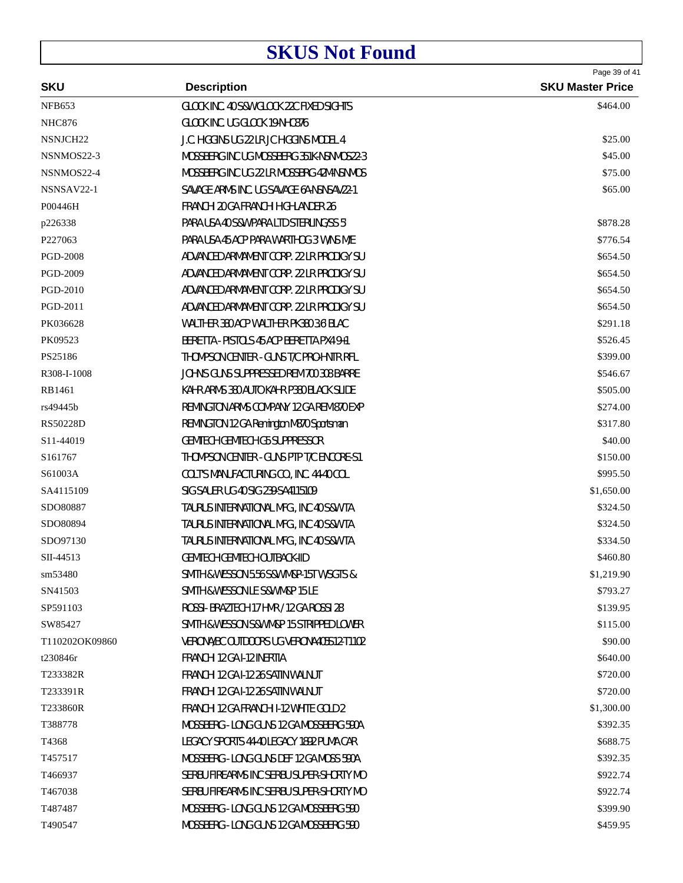# SKUS Not Found

| SKU | Description | SKU Master Price |
|---|---|---|
| NFB653 | GLOCK INC. 40 S&W GLOCK 22C FIXED SIGHTS | $464.00 |
| NHC876 | GLOCK INC. UG GLOCK 19-NHC876 | |
| NSNJCH22 | J.C. HIGGINS UG 22 LR JC HIGGINS MODEL 4 | $25.00 |
| NSNMOS22-3 | MOSSBERG INC UG MOSSBERG 351K-NSNMOS22-3 | $45.00 |
| NSNMOS22-4 | MOSSBERG INC UG 22 LR MOSSBERG 42M-NSNMOS | $75.00 |
| NSNSAV22-1 | SAVAGE ARMS INC. UG SAVAGE 6A-NSNSAV22-1 | $65.00 |
| P00446H | FRANCH 20 GA FRANCH HIGHLANDER 26 | |
| p226338 | PARA USA 40 S&W PARA LTD STERLING/SS 5 | $878.28 |
| P227063 | PARA USA 45 ACP PARA WARTHOG 3 W/NS M/E | $776.54 |
| PGD-2008 | ADVANCED ARMAMENT CORP. 22 LR PRODIGY SU | $654.50 |
| PGD-2009 | ADVANCED ARMAMENT CORP. 22 LR PRODIGY SU | $654.50 |
| PGD-2010 | ADVANCED ARMAMENT CORP. 22 LR PRODIGY SU | $654.50 |
| PGD-2011 | ADVANCED ARMAMENT CORP. 22 LR PRODIGY SU | $654.50 |
| PK036628 | WALTHER 380 ACP WALTHER PK380 3.6 BLAC | $291.18 |
| PK09523 | BERETTA - PISTOLS 45 ACP BERETTA PX4 9-41 | $526.45 |
| PS25186 | THOMPSON CENTER - GUNS T/C PRO-HNTR RFL | $399.00 |
| R308-I-1008 | JOHNS GUNS SUPPRESSED REM 700 308 BARRE | $546.67 |
| RB1461 | KAHR ARMS 380 AUTO KAHR P380 BLACK SLIDE | $505.00 |
| rs49445b | REMINGTON ARMS COMPANY 12 GA REM 870 EXP | $274.00 |
| RS50228D | REMINGTON 12 GA Remington M870 Sportsman | $317.80 |
| S11-44019 | GEMTECH GEMTECH G5 SUPPRESSOR | $40.00 |
| S161767 | THOMPSON CENTER - GUNS PTP T/C ENCORE-S1 | $150.00 |
| S61003A | COLT'S MANUFACTURING CO, INC. 44-40 COL | $995.50 |
| SA4115109 | SIG SAUER UG 40 SIG 239-SA4115109 | $1,650.00 |
| SDO80887 | TAURUS INTERNATIONAL MFG., INC 40 S&W TA | $324.50 |
| SDO80894 | TAURUS INTERNATIONAL MFG., INC 40 S&W TA | $324.50 |
| SDO97130 | TAURUS INTERNATIONAL MFG., INC 40 S&W TA | $334.50 |
| SII-44513 | GEMTECH GEMTECH OUTBACK-IID | $460.80 |
| sm53480 | SMITH & WESSON 5.56 S&W M&P-15T W/SGTS & | $1,219.90 |
| SN41503 | SMITH & WESSON LE S&W M&P 15 LE | $793.27 |
| SP591103 | ROSSI - BRAZTECH 17 HMR / 12 GA ROSSI 28 | $139.95 |
| SW85427 | SMITH & WESSON S&W M&P 15 STRIPPED LOWER | $115.00 |
| T110202OK09860 | VERONA,BC OUTDOORS UG VERONA-405S12-T1102 | $90.00 |
| t230846r | FRANCH 12 GA I-12 INERTIA | $640.00 |
| T233382R | FRANCH 12 GA I-12 26 SATIN WALNUT | $720.00 |
| T233391R | FRANCH 12 GA I-12 26 SATIN WALNUT | $720.00 |
| T233860R | FRANCH 12 GA FRANCH I-12 WHITE GOLD 2 | $1,300.00 |
| T388778 | MOSSBERG - LONG GUNS 12 GA MOSSBERG 590A | $392.35 |
| T4368 | LEGACY SPORTS 44-40 LEGACY 1892 PUMA CAR | $688.75 |
| T457517 | MOSSBERG - LONG GUNS DEF 12 GA MOSS 590A | $392.35 |
| T466937 | SERBU FIREARMS INC SERBU SUPER-SHORTY MO | $922.74 |
| T467038 | SERBU FIREARMS INC SERBU SUPER-SHORTY MO | $922.74 |
| T487487 | MOSSBERG - LONG GUNS 12 GA MOSSBERG 590 | $399.90 |
| T490547 | MOSSBERG - LONG GUNS 12 GA MOSSBERG 590 | $459.95 |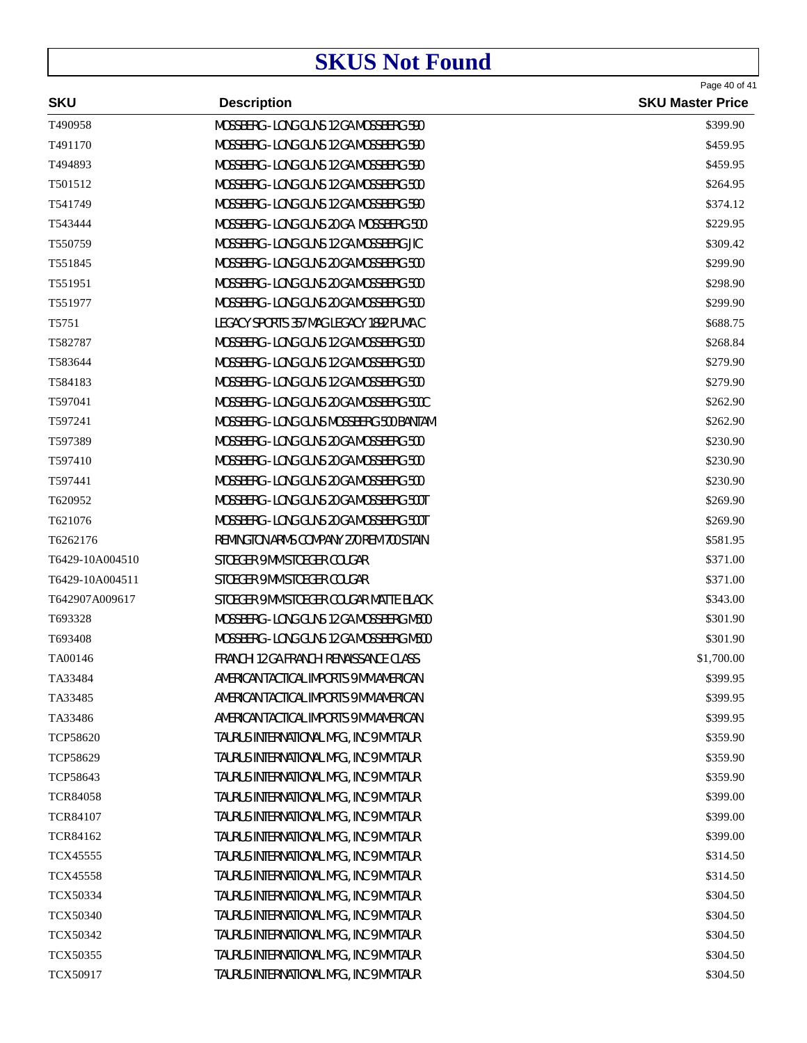# SKUS Not Found

| SKU | Description | SKU Master Price |
|---|---|---|
| T490958 | MOSSBERG - LONG GUNS 12 GA MOSSBERG 590 | $399.90 |
| T491170 | MOSSBERG - LONG GUNS 12 GA MOSSBERG 590 | $459.95 |
| T494893 | MOSSBERG - LONG GUNS 12 GA MOSSBERG 590 | $459.95 |
| T501512 | MOSSBERG - LONG GUNS 12 GA MOSSBERG 500 | $264.95 |
| T541749 | MOSSBERG - LONG GUNS 12 GA MOSSBERG 590 | $374.12 |
| T543444 | MOSSBERG - LONG GUNS 20 GA MOSSBERG 500 | $229.95 |
| T550759 | MOSSBERG - LONG GUNS 12 GA MOSSBERG JIC | $309.42 |
| T551845 | MOSSBERG - LONG GUNS 20 GA MOSSBERG 500 | $299.90 |
| T551951 | MOSSBERG - LONG GUNS 20 GA MOSSBERG 500 | $298.90 |
| T551977 | MOSSBERG - LONG GUNS 20 GA MOSSBERG 500 | $299.90 |
| T5751 | LEGACY SPORTS 357 MAG LEGACY 1892 PUMA C | $688.75 |
| T582787 | MOSSBERG - LONG GUNS 12 GA MOSSBERG 500 | $268.84 |
| T583644 | MOSSBERG - LONG GUNS 12 GA MOSSBERG 500 | $279.90 |
| T584183 | MOSSBERG - LONG GUNS 12 GA MOSSBERG 500 | $279.90 |
| T597041 | MOSSBERG - LONG GUNS 20 GA MOSSBERG 500C | $262.90 |
| T597241 | MOSSBERG - LONG GUNS MOSSBERG 500 BANTAM | $262.90 |
| T597389 | MOSSBERG - LONG GUNS 20 GA MOSSBERG 500 | $230.90 |
| T597410 | MOSSBERG - LONG GUNS 20 GA MOSSBERG 500 | $230.90 |
| T597441 | MOSSBERG - LONG GUNS 20 GA MOSSBERG 500 | $230.90 |
| T620952 | MOSSBERG - LONG GUNS 20 GA MOSSBERG 500T | $269.90 |
| T621076 | MOSSBERG - LONG GUNS 20 GA MOSSBERG 500T | $269.90 |
| T6262176 | REMINGTON ARMS COMPANY 270 REM 700 STAIN | $581.95 |
| T6429-10A004510 | STOEGER 9MM STOEGER COUGAR | $371.00 |
| T6429-10A004511 | STOEGER 9MM STOEGER COUGAR | $371.00 |
| T642907A009617 | STOEGER 9MM STOEGER COUGAR MATTE BLACK | $343.00 |
| T693328 | MOSSBERG - LONG GUNS 12 GA MOSSBERG M500 | $301.90 |
| T693408 | MOSSBERG - LONG GUNS 12 GA MOSSBERG M500 | $301.90 |
| TA00146 | FRANCHI 12 GA FRANCHI RENAISSANCE CLASS | $1,700.00 |
| TA33484 | AMERICAN TACTICAL IMPORTS 9MM AMERICAN | $399.95 |
| TA33485 | AMERICAN TACTICAL IMPORTS 9MM AMERICAN | $399.95 |
| TA33486 | AMERICAN TACTICAL IMPORTS 9MM AMERICAN | $399.95 |
| TCP58620 | TAURUS INTERNATIONAL MFG, INC 9MM TAUR | $359.90 |
| TCP58629 | TAURUS INTERNATIONAL MFG, INC 9MM TAUR | $359.90 |
| TCP58643 | TAURUS INTERNATIONAL MFG, INC 9MM TAUR | $359.90 |
| TCR84058 | TAURUS INTERNATIONAL MFG, INC 9MM TAUR | $399.00 |
| TCR84107 | TAURUS INTERNATIONAL MFG, INC 9MM TAUR | $399.00 |
| TCR84162 | TAURUS INTERNATIONAL MFG, INC 9MM TAUR | $399.00 |
| TCX45555 | TAURUS INTERNATIONAL MFG, INC 9MM TAUR | $314.50 |
| TCX45558 | TAURUS INTERNATIONAL MFG, INC 9MM TAUR | $314.50 |
| TCX50334 | TAURUS INTERNATIONAL MFG, INC 9MM TAUR | $304.50 |
| TCX50340 | TAURUS INTERNATIONAL MFG, INC 9MM TAUR | $304.50 |
| TCX50342 | TAURUS INTERNATIONAL MFG, INC 9MM TAUR | $304.50 |
| TCX50355 | TAURUS INTERNATIONAL MFG, INC 9MM TAUR | $304.50 |
| TCX50917 | TAURUS INTERNATIONAL MFG, INC 9MM TAUR | $304.50 |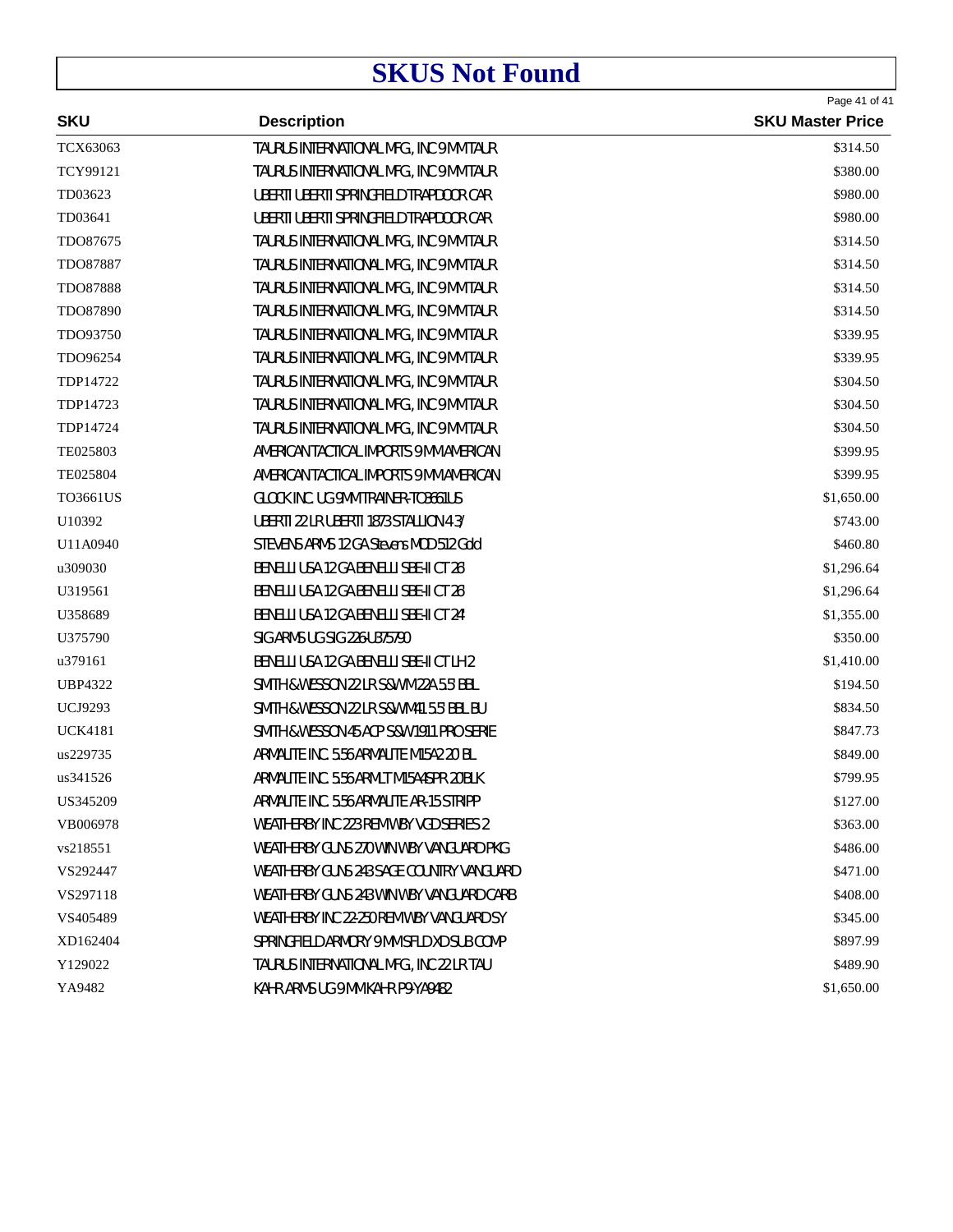# SKUS Not Found

| SKU | Description | SKU Master Price |
|---|---|---|
| TCX63063 | TAURUS INTERNATIONAL MFG, INC 9MM TAUR | $314.50 |
| TCY99121 | TAURUS INTERNATIONAL MFG, INC 9MM TAUR | $380.00 |
| TD03623 | UBERTI UBERTI SPRINGFIELD TRAPDOOR CAR | $980.00 |
| TD03641 | UBERTI UBERTI SPRINGFIELD TRAPDOOR CAR | $980.00 |
| TDO87675 | TAURUS INTERNATIONAL MFG, INC 9MM TAUR | $314.50 |
| TDO87887 | TAURUS INTERNATIONAL MFG, INC 9MM TAUR | $314.50 |
| TDO87888 | TAURUS INTERNATIONAL MFG, INC 9MM TAUR | $314.50 |
| TDO87890 | TAURUS INTERNATIONAL MFG, INC 9MM TAUR | $314.50 |
| TDO93750 | TAURUS INTERNATIONAL MFG, INC 9MM TAUR | $339.95 |
| TDO96254 | TAURUS INTERNATIONAL MFG, INC 9MM TAUR | $339.95 |
| TDP14722 | TAURUS INTERNATIONAL MFG, INC 9MM TAUR | $304.50 |
| TDP14723 | TAURUS INTERNATIONAL MFG, INC 9MM TAUR | $304.50 |
| TDP14724 | TAURUS INTERNATIONAL MFG, INC 9MM TAUR | $304.50 |
| TE025803 | AMERICAN TACTICAL IMPORTS 9MM AMERICAN | $399.95 |
| TE025804 | AMERICAN TACTICAL IMPORTS 9MM AMERICAN | $399.95 |
| TO3661US | GLOCK INC. UG 9MM TRAINER-TO3661US | $1,650.00 |
| U10392 | UBERTI 22 LR UBERTI 1873 STALLION 4 3/ | $743.00 |
| U11A0940 | STEVENS ARMS 12 GA Stevens MOD 512 Gold | $460.80 |
| u309030 | BENELLI USA 12 GA BENELLI SBE-II CT 26 | $1,296.64 |
| U319561 | BENELLI USA 12 GA BENELLI SBE-II CT 26 | $1,296.64 |
| U358689 | BENELLI USA 12 GA BENELLI SBE-II CT 24' | $1,355.00 |
| U375790 | SIG ARMS UG SIG 226-U375790 | $350.00 |
| u379161 | BENELLI USA 12 GA BENELLI SBE-II CT LH 2 | $1,410.00 |
| UBP4322 | SMITH & WESSON 22 LR S&W M22A 5.5' BBL | $194.50 |
| UCJ9293 | SMITH & WESSON 22 LR S&W M41 5.5' BBL BLU | $834.50 |
| UCK4181 | SMITH & WESSON 45 ACP S&W 1911 PRO SERIE | $847.73 |
| us229735 | ARMALITE INC. 5.56 ARMALITE M15A2 20 BL | $849.00 |
| us341526 | ARMALITE INC. 5.56 ARMLT M15A4SPR 20 BLK | $799.95 |
| US345209 | ARMALITE INC. 5.56 ARMALITE AR-15 STRIPP | $127.00 |
| VB006978 | WEATHERBY INC 223 REM WBY VGD SERIES 2 | $363.00 |
| vs218551 | WEATHERBY GUNS 270 WIN WBY VANGUARD PKG | $486.00 |
| VS292447 | WEATHERBY GUNS 243 SAGE COUNTRY VANGUARD | $471.00 |
| VS297118 | WEATHERBY GUNS 243 WIN WBY VANGUARD CARB | $408.00 |
| VS405489 | WEATHERBY INC 22-250 REM WBY VANGUARD SY | $345.00 |
| XD162404 | SPRINGFIELD ARMORY 9MM SFLD XD SUB COMP | $897.99 |
| Y129022 | TAURUS INTERNATIONAL MFG, INC 22 LR TAU | $489.90 |
| YA9482 | KAHR ARMS UG 9MM KAHR P9-YA9482 | $1,650.00 |